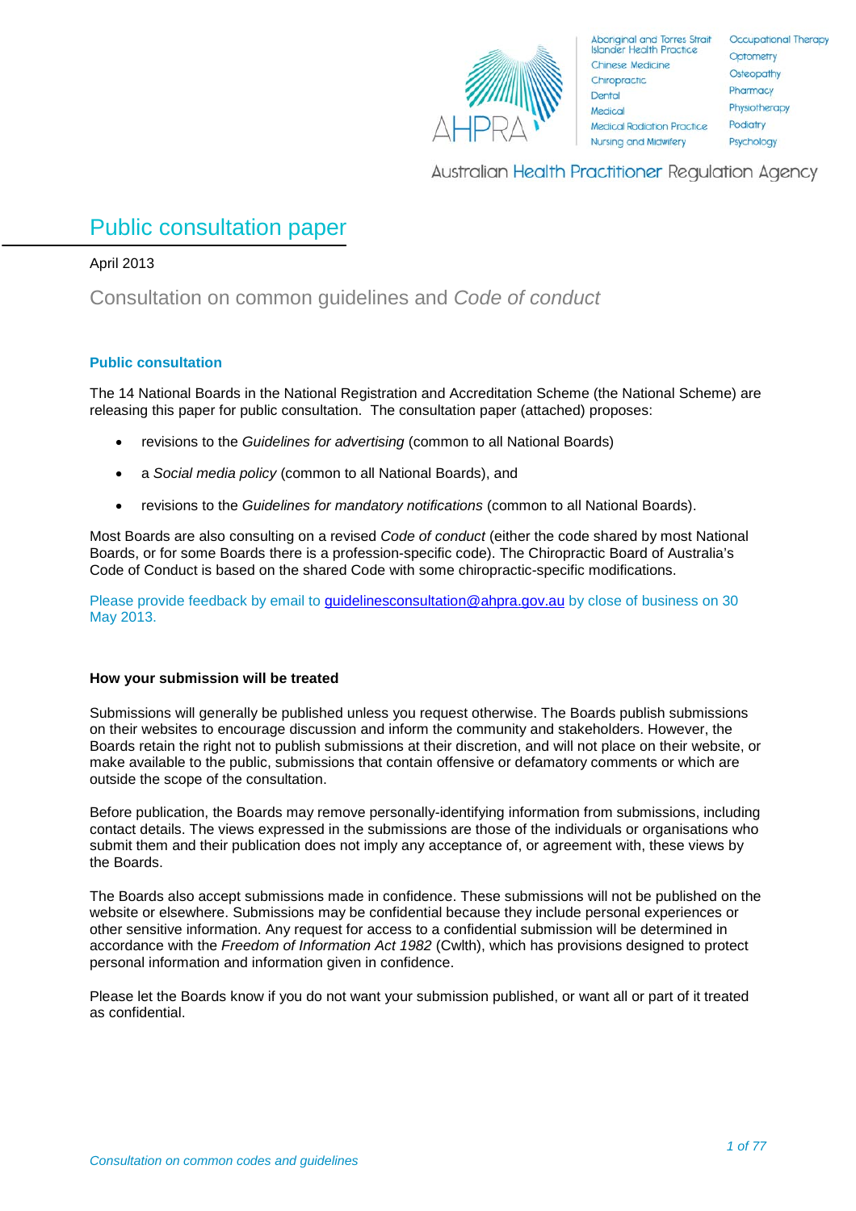Aboriginal and Torres Strait Islander Health Practice
Chinese Medicine
Chiropractic
Dental
Medical
Medical Radiation Practice
Nursing and Midwifery
Occupational Therapy
Optometry
Osteopathy
Pharmacy
Physiotherapy
Podiatry
Psychology

AHPRA

Australian Health Practitioner Regulation Agency

# Public consultation paper

April 2013

## Consultation on common guidelines and *Code of conduct*

### Public consultation

The 14 National Boards in the National Registration and Accreditation Scheme (the National Scheme) are releasing this paper for public consultation. The consultation paper (attached) proposes:

- revisions to the *Guidelines for advertising* (common to all National Boards)
- a *Social media policy* (common to all National Boards), and
- revisions to the *Guidelines for mandatory notifications* (common to all National Boards).

Most Boards are also consulting on a revised *Code of conduct* (either the code shared by most National Boards, or for some Boards there is a profession-specific code). The Chiropractic Board of Australia's Code of Conduct is based on the shared Code with some chiropractic-specific modifications.

Please provide feedback by email to guidelinesconsultation@ahpra.gov.au by close of business on 30 May 2013.

### How your submission will be treated

Submissions will generally be published unless you request otherwise. The Boards publish submissions on their websites to encourage discussion and inform the community and stakeholders. However, the Boards retain the right not to publish submissions at their discretion, and will not place on their website, or make available to the public, submissions that contain offensive or defamatory comments or which are outside the scope of the consultation.

Before publication, the Boards may remove personally-identifying information from submissions, including contact details. The views expressed in the submissions are those of the individuals or organisations who submit them and their publication does not imply any acceptance of, or agreement with, these views by the Boards.

The Boards also accept submissions made in confidence. These submissions will not be published on the website or elsewhere. Submissions may be confidential because they include personal experiences or other sensitive information. Any request for access to a confidential submission will be determined in accordance with the *Freedom of Information Act 1982* (Cwlth), which has provisions designed to protect personal information and information given in confidence.

Please let the Boards know if you do not want your submission published, or want all or part of it treated as confidential.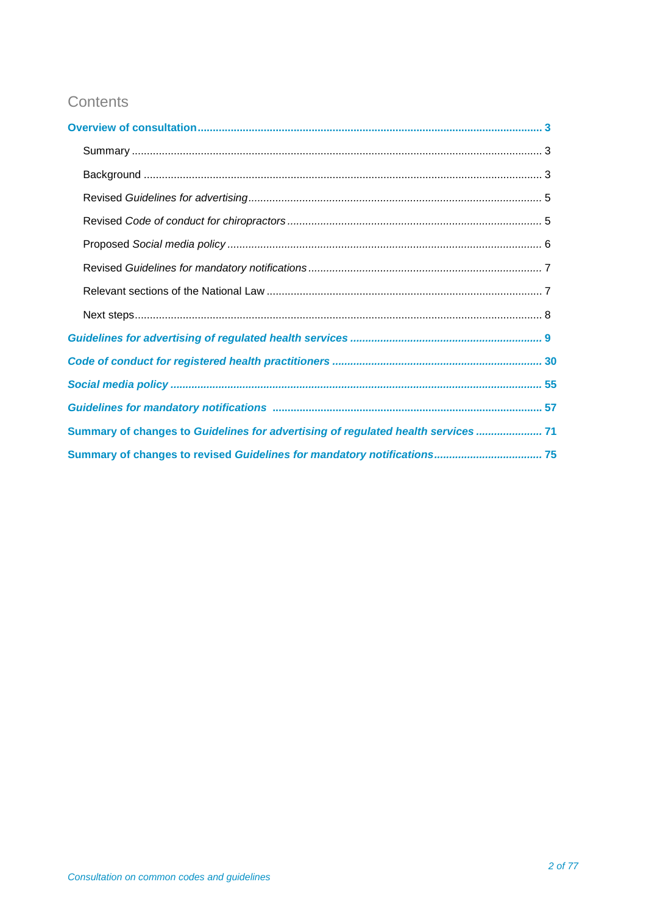# Contents

**Overview of consultation** ..... **3**

- Summary ..... 3
- Background ..... 3
- Revised *Guidelines for advertising* ..... 5
- Revised *Code of conduct for chiropractors* ..... 5
- Proposed *Social media policy* ..... 6
- Revised *Guidelines for mandatory notifications* ..... 7
- Relevant sections of the National Law ..... 7
- Next steps ..... 8

***Guidelines for advertising of regulated health services*** ..... **9**

***Code of conduct for registered health practitioners*** ..... **30**

***Social media policy*** ..... **55**

***Guidelines for mandatory notifications*** ..... **57**

**Summary of changes to *Guidelines for advertising of regulated health services*** ..... **71**

**Summary of changes to revised *Guidelines for mandatory notifications*** ..... **75**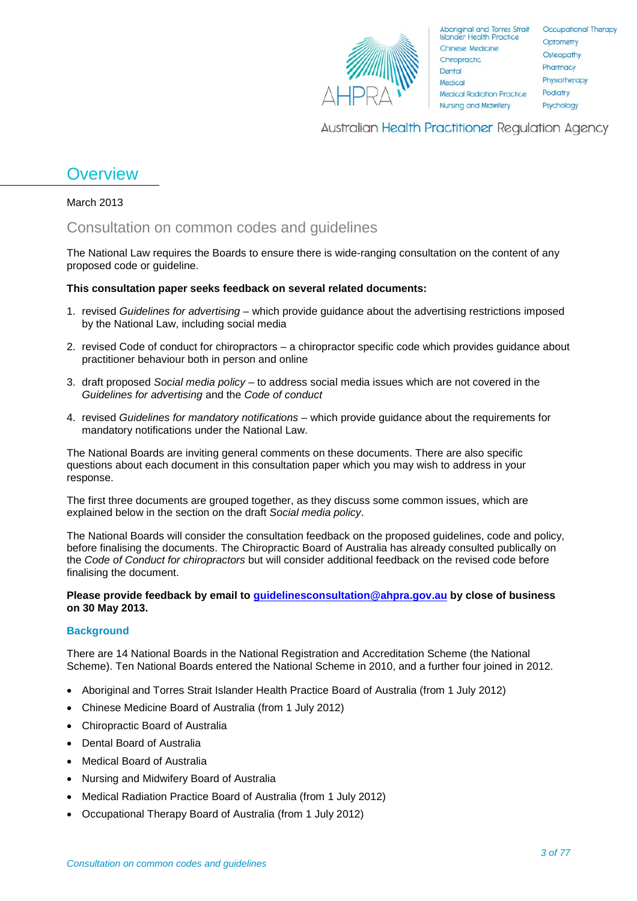## Overview

March 2013

### Consultation on common codes and guidelines

The National Law requires the Boards to ensure there is wide-ranging consultation on the content of any proposed code or guideline.

**This consultation paper seeks feedback on several related documents:**

1. revised *Guidelines for advertising* – which provide guidance about the advertising restrictions imposed by the National Law, including social media
2. revised Code of conduct for chiropractors – a chiropractor specific code which provides guidance about practitioner behaviour both in person and online
3. draft proposed *Social media policy* – to address social media issues which are not covered in the *Guidelines for advertising* and the *Code of conduct*
4. revised *Guidelines for mandatory notifications* – which provide guidance about the requirements for mandatory notifications under the National Law.

The National Boards are inviting general comments on these documents. There are also specific questions about each document in this consultation paper which you may wish to address in your response.

The first three documents are grouped together, as they discuss some common issues, which are explained below in the section on the draft *Social media policy*.

The National Boards will consider the consultation feedback on the proposed guidelines, code and policy, before finalising the documents. The Chiropractic Board of Australia has already consulted publically on the *Code of Conduct for chiropractors* but will consider additional feedback on the revised code before finalising the document.

**Please provide feedback by email to guidelinesconsultation@ahpra.gov.au by close of business on 30 May 2013.**

#### Background

There are 14 National Boards in the National Registration and Accreditation Scheme (the National Scheme). Ten National Boards entered the National Scheme in 2010, and a further four joined in 2012.

- Aboriginal and Torres Strait Islander Health Practice Board of Australia (from 1 July 2012)
- Chinese Medicine Board of Australia (from 1 July 2012)
- Chiropractic Board of Australia
- Dental Board of Australia
- Medical Board of Australia
- Nursing and Midwifery Board of Australia
- Medical Radiation Practice Board of Australia (from 1 July 2012)
- Occupational Therapy Board of Australia (from 1 July 2012)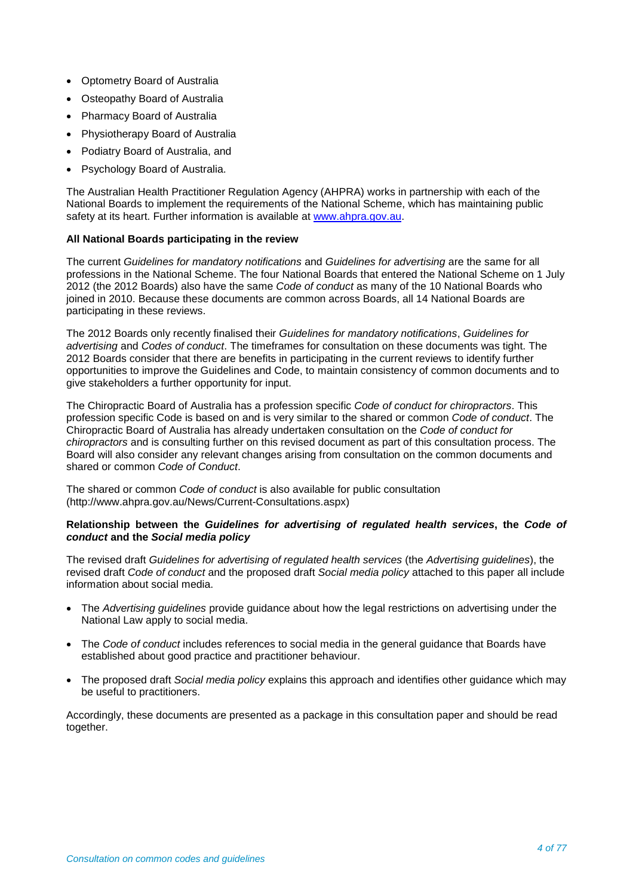- Optometry Board of Australia
- Osteopathy Board of Australia
- Pharmacy Board of Australia
- Physiotherapy Board of Australia
- Podiatry Board of Australia, and
- Psychology Board of Australia.

The Australian Health Practitioner Regulation Agency (AHPRA) works in partnership with each of the National Boards to implement the requirements of the National Scheme, which has maintaining public safety at its heart. Further information is available at [www.ahpra.gov.au](http://www.ahpra.gov.au).

**All National Boards participating in the review**

The current *Guidelines for mandatory notifications* and *Guidelines for advertising* are the same for all professions in the National Scheme. The four National Boards that entered the National Scheme on 1 July 2012 (the 2012 Boards) also have the same *Code of conduct* as many of the 10 National Boards who joined in 2010. Because these documents are common across Boards, all 14 National Boards are participating in these reviews.

The 2012 Boards only recently finalised their *Guidelines for mandatory notifications*, *Guidelines for advertising* and *Codes of conduct*. The timeframes for consultation on these documents was tight. The 2012 Boards consider that there are benefits in participating in the current reviews to identify further opportunities to improve the Guidelines and Code, to maintain consistency of common documents and to give stakeholders a further opportunity for input.

The Chiropractic Board of Australia has a profession specific *Code of conduct for chiropractors*. This profession specific Code is based on and is very similar to the shared or common *Code of conduct*. The Chiropractic Board of Australia has already undertaken consultation on the *Code of conduct for chiropractors* and is consulting further on this revised document as part of this consultation process. The Board will also consider any relevant changes arising from consultation on the common documents and shared or common *Code of Conduct*.

The shared or common *Code of conduct* is also available for public consultation (http://www.ahpra.gov.au/News/Current-Consultations.aspx)

**Relationship between the *Guidelines for advertising of regulated health services*, the *Code of conduct* and the *Social media policy***

The revised draft *Guidelines for advertising of regulated health services* (the *Advertising guidelines*), the revised draft *Code of conduct* and the proposed draft *Social media policy* attached to this paper all include information about social media.

- The *Advertising guidelines* provide guidance about how the legal restrictions on advertising under the National Law apply to social media.
- The *Code of conduct* includes references to social media in the general guidance that Boards have established about good practice and practitioner behaviour.
- The proposed draft *Social media policy* explains this approach and identifies other guidance which may be useful to practitioners.

Accordingly, these documents are presented as a package in this consultation paper and should be read together.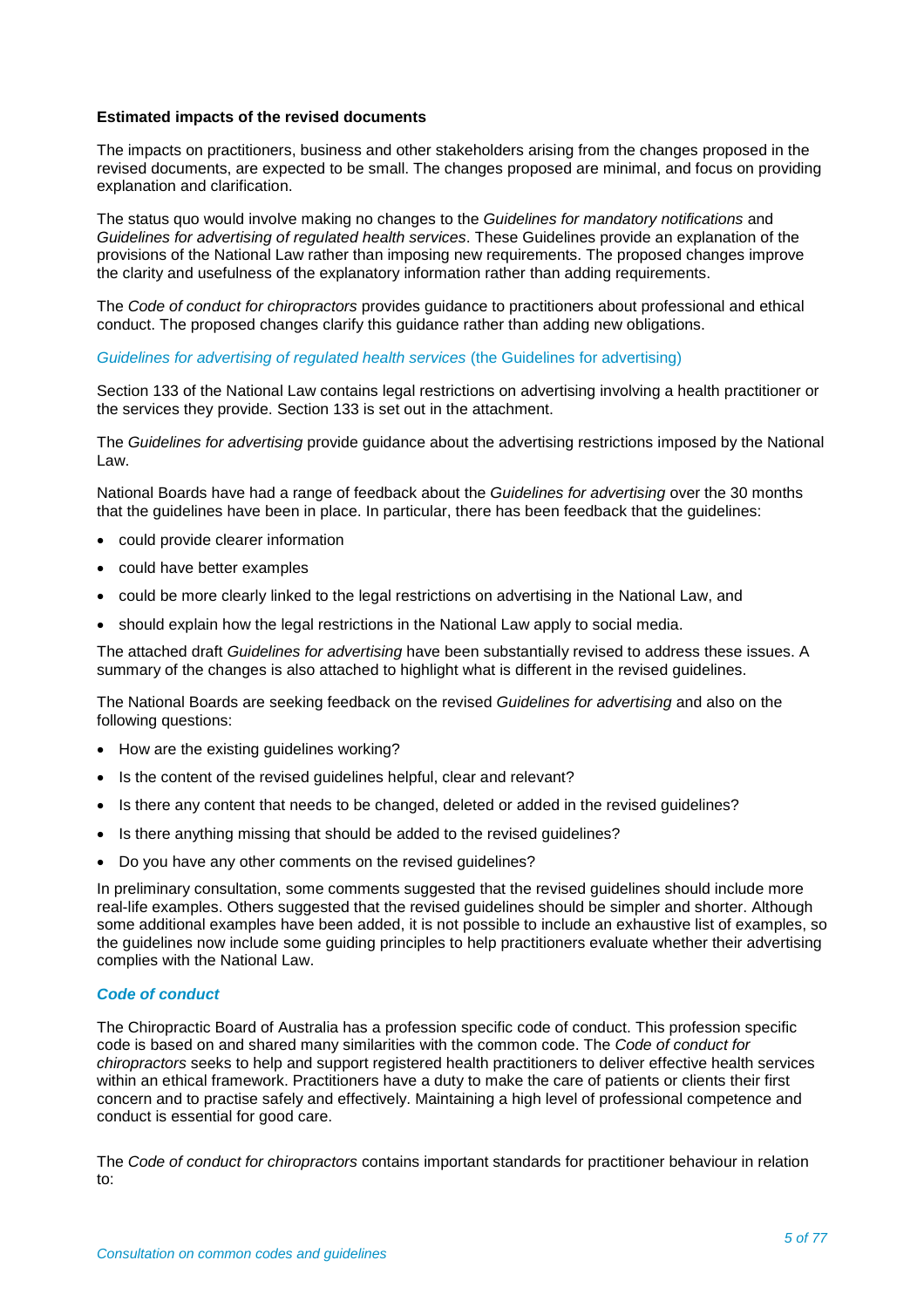**Estimated impacts of the revised documents**

The impacts on practitioners, business and other stakeholders arising from the changes proposed in the revised documents, are expected to be small. The changes proposed are minimal, and focus on providing explanation and clarification.

The status quo would involve making no changes to the *Guidelines for mandatory notifications* and *Guidelines for advertising of regulated health services*. These Guidelines provide an explanation of the provisions of the National Law rather than imposing new requirements. The proposed changes improve the clarity and usefulness of the explanatory information rather than adding requirements.

The *Code of conduct for chiropractors* provides guidance to practitioners about professional and ethical conduct. The proposed changes clarify this guidance rather than adding new obligations.

### *Guidelines for advertising of regulated health services* (the Guidelines for advertising)

Section 133 of the National Law contains legal restrictions on advertising involving a health practitioner or the services they provide. Section 133 is set out in the attachment.

The *Guidelines for advertising* provide guidance about the advertising restrictions imposed by the National Law.

National Boards have had a range of feedback about the *Guidelines for advertising* over the 30 months that the guidelines have been in place. In particular, there has been feedback that the guidelines:

- could provide clearer information
- could have better examples
- could be more clearly linked to the legal restrictions on advertising in the National Law, and
- should explain how the legal restrictions in the National Law apply to social media.

The attached draft *Guidelines for advertising* have been substantially revised to address these issues. A summary of the changes is also attached to highlight what is different in the revised guidelines.

The National Boards are seeking feedback on the revised *Guidelines for advertising* and also on the following questions:

- How are the existing guidelines working?
- Is the content of the revised guidelines helpful, clear and relevant?
- Is there any content that needs to be changed, deleted or added in the revised guidelines?
- Is there anything missing that should be added to the revised guidelines?
- Do you have any other comments on the revised guidelines?

In preliminary consultation, some comments suggested that the revised guidelines should include more real-life examples. Others suggested that the revised guidelines should be simpler and shorter. Although some additional examples have been added, it is not possible to include an exhaustive list of examples, so the guidelines now include some guiding principles to help practitioners evaluate whether their advertising complies with the National Law.

### ***Code of conduct***

The Chiropractic Board of Australia has a profession specific code of conduct. This profession specific code is based on and shared many similarities with the common code. The *Code of conduct for chiropractors* seeks to help and support registered health practitioners to deliver effective health services within an ethical framework. Practitioners have a duty to make the care of patients or clients their first concern and to practise safely and effectively. Maintaining a high level of professional competence and conduct is essential for good care.

The *Code of conduct for chiropractors* contains important standards for practitioner behaviour in relation to: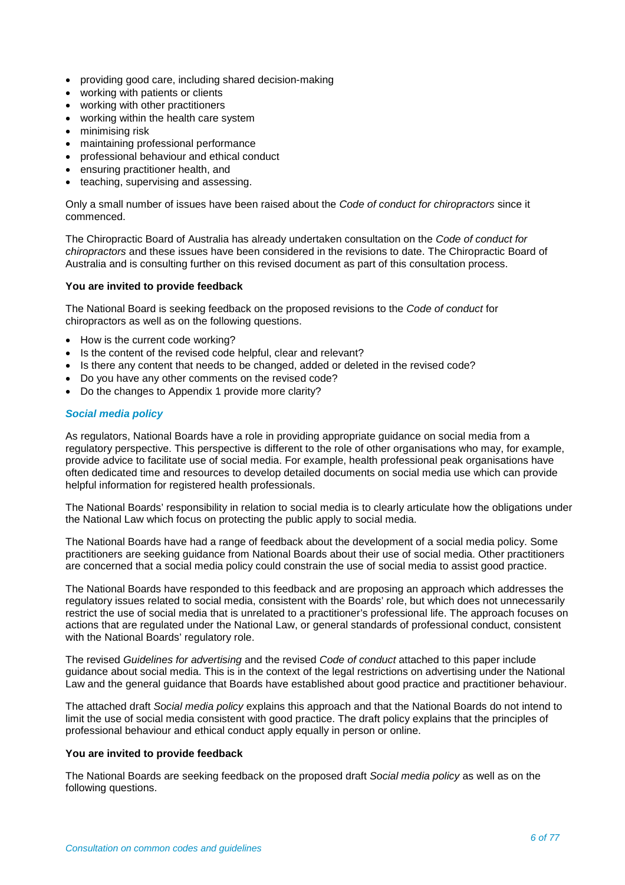- providing good care, including shared decision-making
- working with patients or clients
- working with other practitioners
- working within the health care system
- minimising risk
- maintaining professional performance
- professional behaviour and ethical conduct
- ensuring practitioner health, and
- teaching, supervising and assessing.

Only a small number of issues have been raised about the *Code of conduct for chiropractors* since it commenced.

The Chiropractic Board of Australia has already undertaken consultation on the *Code of conduct for chiropractors* and these issues have been considered in the revisions to date. The Chiropractic Board of Australia and is consulting further on this revised document as part of this consultation process.

**You are invited to provide feedback**

The National Board is seeking feedback on the proposed revisions to the *Code of conduct* for chiropractors as well as on the following questions.

- How is the current code working?
- Is the content of the revised code helpful, clear and relevant?
- Is there any content that needs to be changed, added or deleted in the revised code?
- Do you have any other comments on the revised code?
- Do the changes to Appendix 1 provide more clarity?

### *Social media policy*

As regulators, National Boards have a role in providing appropriate guidance on social media from a regulatory perspective. This perspective is different to the role of other organisations who may, for example, provide advice to facilitate use of social media. For example, health professional peak organisations have often dedicated time and resources to develop detailed documents on social media use which can provide helpful information for registered health professionals.

The National Boards' responsibility in relation to social media is to clearly articulate how the obligations under the National Law which focus on protecting the public apply to social media.

The National Boards have had a range of feedback about the development of a social media policy. Some practitioners are seeking guidance from National Boards about their use of social media. Other practitioners are concerned that a social media policy could constrain the use of social media to assist good practice.

The National Boards have responded to this feedback and are proposing an approach which addresses the regulatory issues related to social media, consistent with the Boards' role, but which does not unnecessarily restrict the use of social media that is unrelated to a practitioner's professional life. The approach focuses on actions that are regulated under the National Law, or general standards of professional conduct, consistent with the National Boards' regulatory role.

The revised *Guidelines for advertising* and the revised *Code of conduct* attached to this paper include guidance about social media. This is in the context of the legal restrictions on advertising under the National Law and the general guidance that Boards have established about good practice and practitioner behaviour.

The attached draft *Social media policy* explains this approach and that the National Boards do not intend to limit the use of social media consistent with good practice. The draft policy explains that the principles of professional behaviour and ethical conduct apply equally in person or online.

**You are invited to provide feedback**

The National Boards are seeking feedback on the proposed draft *Social media policy* as well as on the following questions.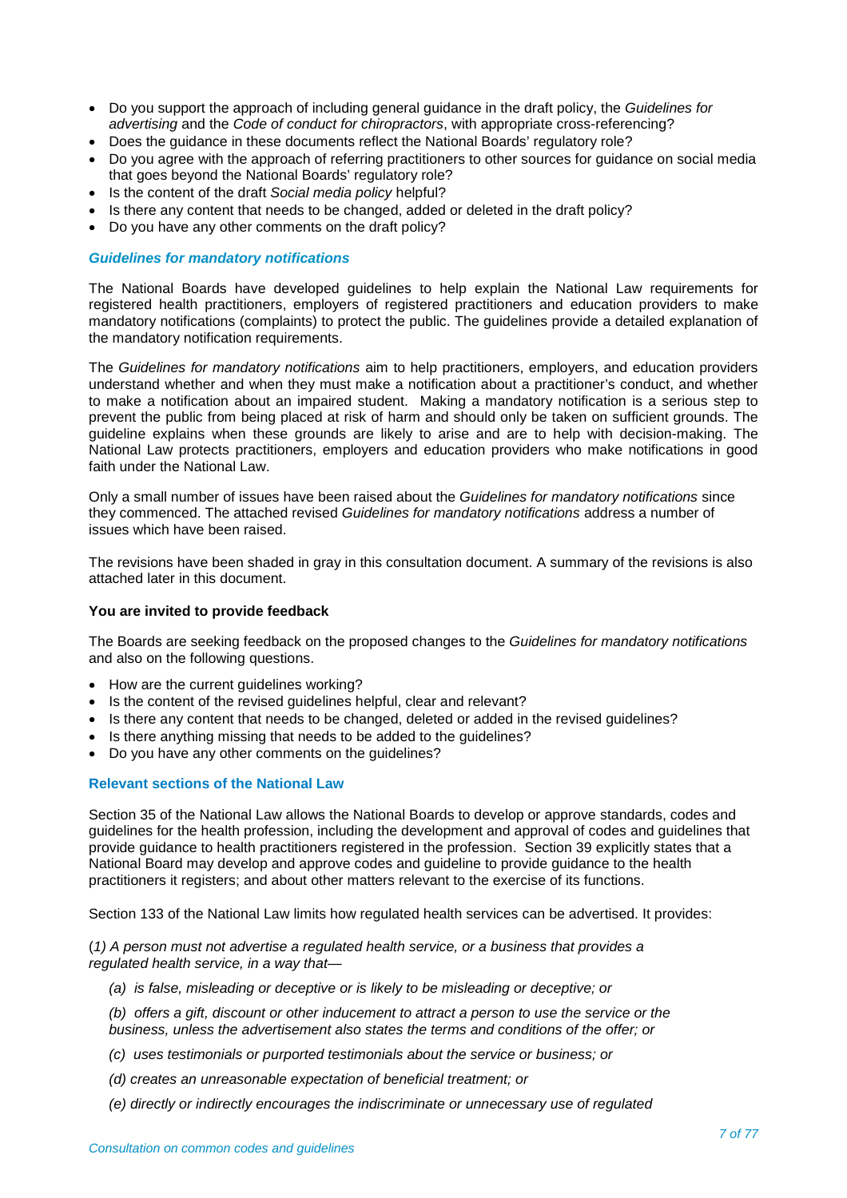- Do you support the approach of including general guidance in the draft policy, the *Guidelines for advertising* and the *Code of conduct for chiropractors*, with appropriate cross-referencing?
- Does the guidance in these documents reflect the National Boards' regulatory role?
- Do you agree with the approach of referring practitioners to other sources for guidance on social media that goes beyond the National Boards' regulatory role?
- Is the content of the draft *Social media policy* helpful?
- Is there any content that needs to be changed, added or deleted in the draft policy?
- Do you have any other comments on the draft policy?

### *Guidelines for mandatory notifications*

The National Boards have developed guidelines to help explain the National Law requirements for registered health practitioners, employers of registered practitioners and education providers to make mandatory notifications (complaints) to protect the public. The guidelines provide a detailed explanation of the mandatory notification requirements.

The *Guidelines for mandatory notifications* aim to help practitioners, employers, and education providers understand whether and when they must make a notification about a practitioner's conduct, and whether to make a notification about an impaired student. Making a mandatory notification is a serious step to prevent the public from being placed at risk of harm and should only be taken on sufficient grounds. The guideline explains when these grounds are likely to arise and are to help with decision-making. The National Law protects practitioners, employers and education providers who make notifications in good faith under the National Law.

Only a small number of issues have been raised about the *Guidelines for mandatory notifications* since they commenced. The attached revised *Guidelines for mandatory notifications* address a number of issues which have been raised.

The revisions have been shaded in gray in this consultation document. A summary of the revisions is also attached later in this document.

**You are invited to provide feedback**

The Boards are seeking feedback on the proposed changes to the *Guidelines for mandatory notifications* and also on the following questions.

- How are the current guidelines working?
- Is the content of the revised guidelines helpful, clear and relevant?
- Is there any content that needs to be changed, deleted or added in the revised guidelines?
- Is there anything missing that needs to be added to the guidelines?
- Do you have any other comments on the guidelines?

### Relevant sections of the National Law

Section 35 of the National Law allows the National Boards to develop or approve standards, codes and guidelines for the health profession, including the development and approval of codes and guidelines that provide guidance to health practitioners registered in the profession. Section 39 explicitly states that a National Board may develop and approve codes and guideline to provide guidance to the health practitioners it registers; and about other matters relevant to the exercise of its functions.

Section 133 of the National Law limits how regulated health services can be advertised. It provides:

(*1) A person must not advertise a regulated health service, or a business that provides a regulated health service, in a way that—*

> *(a) is false, misleading or deceptive or is likely to be misleading or deceptive; or*
>
> *(b) offers a gift, discount or other inducement to attract a person to use the service or the business, unless the advertisement also states the terms and conditions of the offer; or*
>
> *(c) uses testimonials or purported testimonials about the service or business; or*
>
> *(d) creates an unreasonable expectation of beneficial treatment; or*
>
> *(e) directly or indirectly encourages the indiscriminate or unnecessary use of regulated*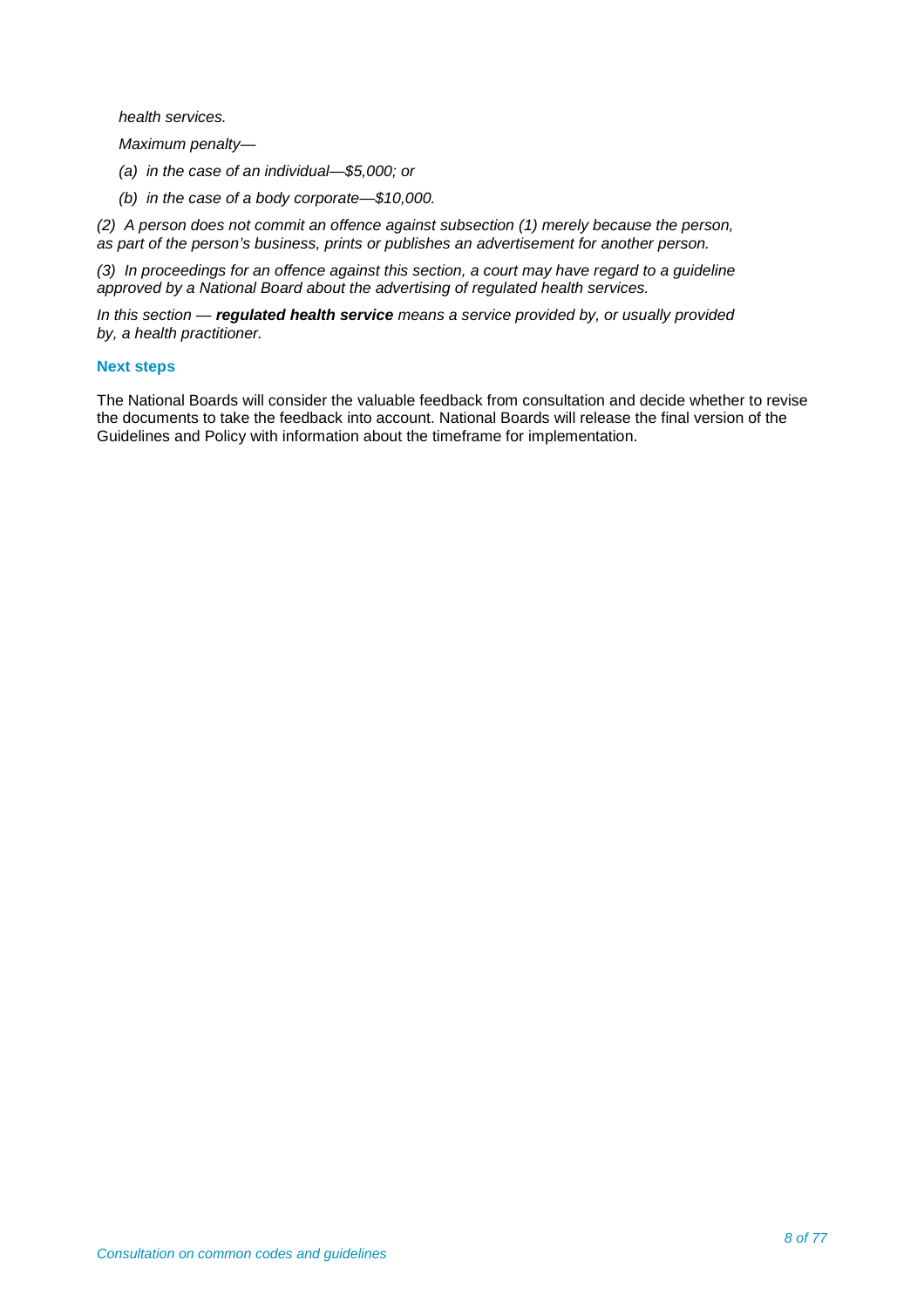*health services.*

*Maximum penalty—*

*(a) in the case of an individual—$5,000; or*

*(b) in the case of a body corporate—$10,000.*

*(2) A person does not commit an offence against subsection (1) merely because the person, as part of the person's business, prints or publishes an advertisement for another person.*

*(3) In proceedings for an offence against this section, a court may have regard to a guideline approved by a National Board about the advertising of regulated health services.*

*In this section — **regulated health service** means a service provided by, or usually provided by, a health practitioner.*

### Next steps

The National Boards will consider the valuable feedback from consultation and decide whether to revise the documents to take the feedback into account. National Boards will release the final version of the Guidelines and Policy with information about the timeframe for implementation.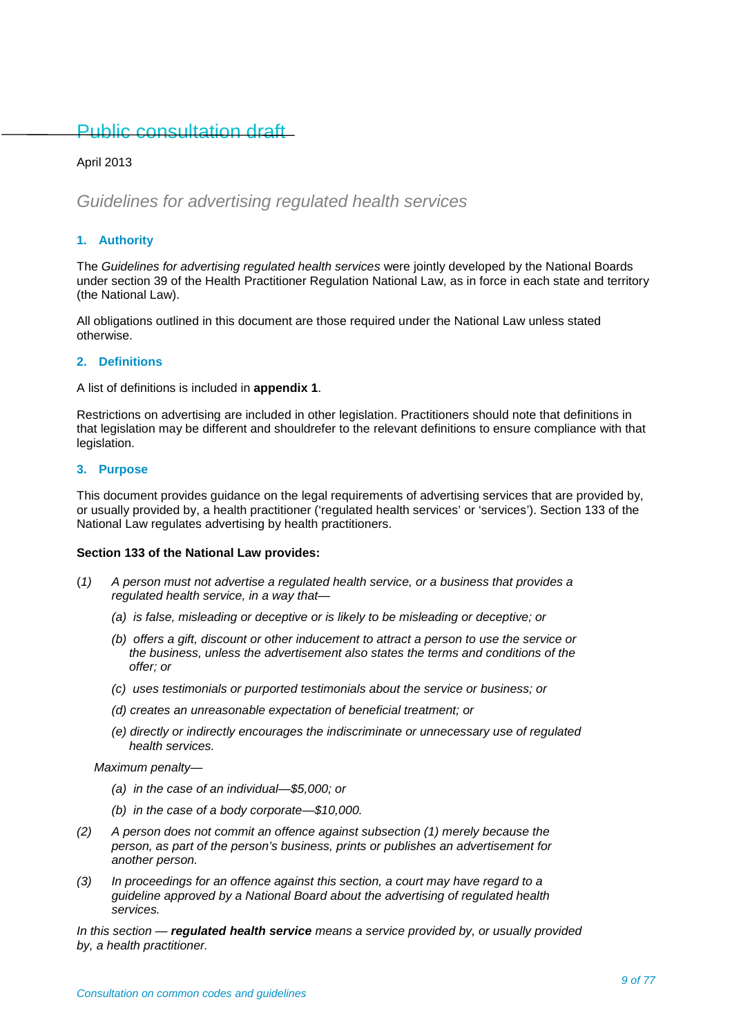Public consultation draft

April 2013

# Guidelines for advertising regulated health services

## 1. Authority

The *Guidelines for advertising regulated health services* were jointly developed by the National Boards under section 39 of the Health Practitioner Regulation National Law, as in force in each state and territory (the National Law).

All obligations outlined in this document are those required under the National Law unless stated otherwise.

## 2. Definitions

A list of definitions is included in **appendix 1**.

Restrictions on advertising are included in other legislation. Practitioners should note that definitions in that legislation may be different and shouldrefer to the relevant definitions to ensure compliance with that legislation.

## 3. Purpose

This document provides guidance on the legal requirements of advertising services that are provided by, or usually provided by, a health practitioner ('regulated health services' or 'services'). Section 133 of the National Law regulates advertising by health practitioners.

**Section 133 of the National Law provides:**

(*1*) *A person must not advertise a regulated health service, or a business that provides a regulated health service, in a way that—*

- *(a) is false, misleading or deceptive or is likely to be misleading or deceptive; or*
- *(b) offers a gift, discount or other inducement to attract a person to use the service or the business, unless the advertisement also states the terms and conditions of the offer; or*
- *(c) uses testimonials or purported testimonials about the service or business; or*
- *(d) creates an unreasonable expectation of beneficial treatment; or*
- *(e) directly or indirectly encourages the indiscriminate or unnecessary use of regulated health services.*

*Maximum penalty—*

- *(a) in the case of an individual—$5,000; or*
- *(b) in the case of a body corporate—$10,000.*

*(2) A person does not commit an offence against subsection (1) merely because the person, as part of the person's business, prints or publishes an advertisement for another person.*

*(3) In proceedings for an offence against this section, a court may have regard to a guideline approved by a National Board about the advertising of regulated health services.*

*In this section — **regulated health service** means a service provided by, or usually provided by, a health practitioner.*

*Consultation on common codes and guidelines*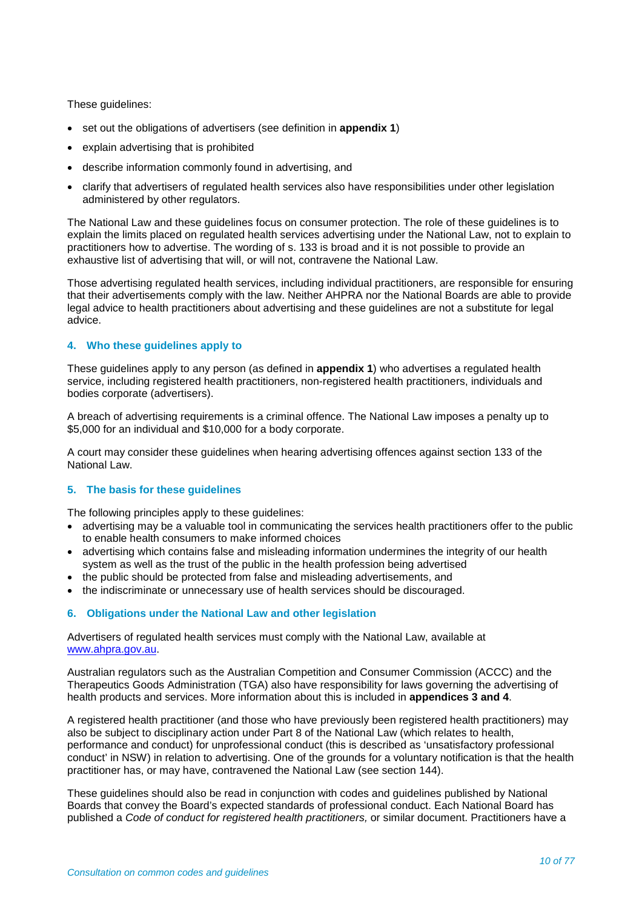These guidelines:

- set out the obligations of advertisers (see definition in **appendix 1**)
- explain advertising that is prohibited
- describe information commonly found in advertising, and
- clarify that advertisers of regulated health services also have responsibilities under other legislation administered by other regulators.

The National Law and these guidelines focus on consumer protection. The role of these guidelines is to explain the limits placed on regulated health services advertising under the National Law, not to explain to practitioners how to advertise. The wording of s. 133 is broad and it is not possible to provide an exhaustive list of advertising that will, or will not, contravene the National Law.

Those advertising regulated health services, including individual practitioners, are responsible for ensuring that their advertisements comply with the law. Neither AHPRA nor the National Boards are able to provide legal advice to health practitioners about advertising and these guidelines are not a substitute for legal advice.

### 4. Who these guidelines apply to

These guidelines apply to any person (as defined in **appendix 1**) who advertises a regulated health service, including registered health practitioners, non-registered health practitioners, individuals and bodies corporate (advertisers).

A breach of advertising requirements is a criminal offence. The National Law imposes a penalty up to $5,000 for an individual and $10,000 for a body corporate.

A court may consider these guidelines when hearing advertising offences against section 133 of the National Law.

### 5. The basis for these guidelines

The following principles apply to these guidelines:

- advertising may be a valuable tool in communicating the services health practitioners offer to the public to enable health consumers to make informed choices
- advertising which contains false and misleading information undermines the integrity of our health system as well as the trust of the public in the health profession being advertised
- the public should be protected from false and misleading advertisements, and
- the indiscriminate or unnecessary use of health services should be discouraged.

### 6. Obligations under the National Law and other legislation

Advertisers of regulated health services must comply with the National Law, available at [www.ahpra.gov.au](http://www.ahpra.gov.au).

Australian regulators such as the Australian Competition and Consumer Commission (ACCC) and the Therapeutics Goods Administration (TGA) also have responsibility for laws governing the advertising of health products and services. More information about this is included in **appendices 3 and 4**.

A registered health practitioner (and those who have previously been registered health practitioners) may also be subject to disciplinary action under Part 8 of the National Law (which relates to health, performance and conduct) for unprofessional conduct (this is described as 'unsatisfactory professional conduct' in NSW) in relation to advertising. One of the grounds for a voluntary notification is that the health practitioner has, or may have, contravened the National Law (see section 144).

These guidelines should also be read in conjunction with codes and guidelines published by National Boards that convey the Board's expected standards of professional conduct. Each National Board has published a *Code of conduct for registered health practitioners,* or similar document. Practitioners have a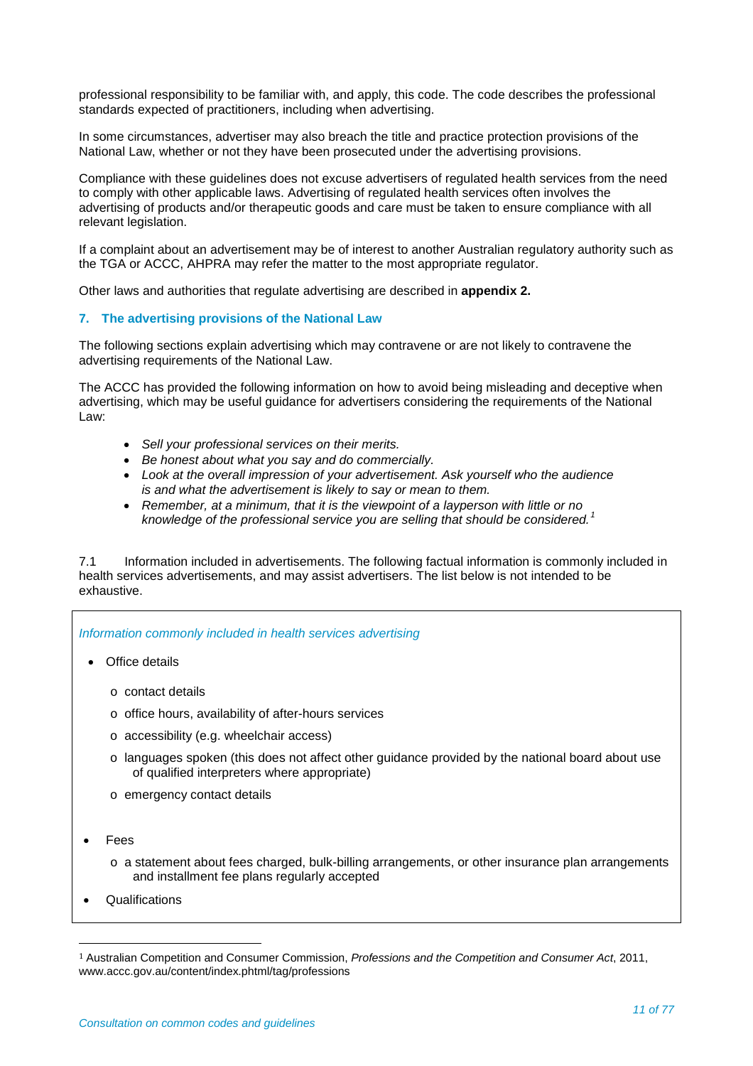professional responsibility to be familiar with, and apply, this code. The code describes the professional standards expected of practitioners, including when advertising.

In some circumstances, advertiser may also breach the title and practice protection provisions of the National Law, whether or not they have been prosecuted under the advertising provisions.

Compliance with these guidelines does not excuse advertisers of regulated health services from the need to comply with other applicable laws. Advertising of regulated health services often involves the advertising of products and/or therapeutic goods and care must be taken to ensure compliance with all relevant legislation.

If a complaint about an advertisement may be of interest to another Australian regulatory authority such as the TGA or ACCC, AHPRA may refer the matter to the most appropriate regulator.

Other laws and authorities that regulate advertising are described in **appendix 2.**

## 7. The advertising provisions of the National Law

The following sections explain advertising which may contravene or are not likely to contravene the advertising requirements of the National Law.

The ACCC has provided the following information on how to avoid being misleading and deceptive when advertising, which may be useful guidance for advertisers considering the requirements of the National Law:

- *Sell your professional services on their merits.*
- *Be honest about what you say and do commercially.*
- *Look at the overall impression of your advertisement. Ask yourself who the audience is and what the advertisement is likely to say or mean to them.*
- *Remember, at a minimum, that it is the viewpoint of a layperson with little or no knowledge of the professional service you are selling that should be considered.*[1]

7.1 Information included in advertisements. The following factual information is commonly included in health services advertisements, and may assist advertisers. The list below is not intended to be exhaustive.

*Information commonly included in health services advertising*

- Office details
  - contact details
  - office hours, availability of after-hours services
  - accessibility (e.g. wheelchair access)
  - languages spoken (this does not affect other guidance provided by the national board about use of qualified interpreters where appropriate)
  - emergency contact details
- Fees
  - a statement about fees charged, bulk-billing arrangements, or other insurance plan arrangements and installment fee plans regularly accepted
- Qualifications

[1] Australian Competition and Consumer Commission, *Professions and the Competition and Consumer Act*, 2011, www.accc.gov.au/content/index.phtml/tag/professions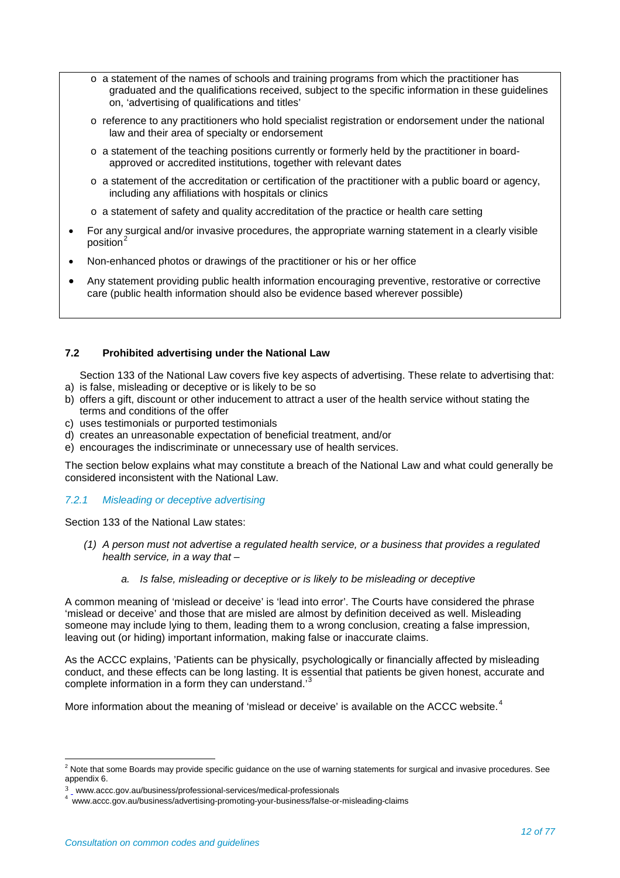- a statement of the names of schools and training programs from which the practitioner has graduated and the qualifications received, subject to the specific information in these guidelines on, 'advertising of qualifications and titles'
- reference to any practitioners who hold specialist registration or endorsement under the national law and their area of specialty or endorsement
- a statement of the teaching positions currently or formerly held by the practitioner in board-approved or accredited institutions, together with relevant dates
- a statement of the accreditation or certification of the practitioner with a public board or agency, including any affiliations with hospitals or clinics
- a statement of safety and quality accreditation of the practice or health care setting

- For any surgical and/or invasive procedures, the appropriate warning statement in a clearly visible position[2]
- Non-enhanced photos or drawings of the practitioner or his or her office
- Any statement providing public health information encouraging preventive, restorative or corrective care (public health information should also be evidence based wherever possible)

### 7.2 Prohibited advertising under the National Law

Section 133 of the National Law covers five key aspects of advertising. These relate to advertising that:

a) is false, misleading or deceptive or is likely to be so
b) offers a gift, discount or other inducement to attract a user of the health service without stating the terms and conditions of the offer
c) uses testimonials or purported testimonials
d) creates an unreasonable expectation of beneficial treatment, and/or
e) encourages the indiscriminate or unnecessary use of health services.

The section below explains what may constitute a breach of the National Law and what could generally be considered inconsistent with the National Law.

#### *7.2.1 Misleading or deceptive advertising*

Section 133 of the National Law states:

> *(1) A person must not advertise a regulated health service, or a business that provides a regulated health service, in a way that –*
>
> *a. Is false, misleading or deceptive or is likely to be misleading or deceptive*

A common meaning of 'mislead or deceive' is 'lead into error'. The Courts have considered the phrase 'mislead or deceive' and those that are misled are almost by definition deceived as well. Misleading someone may include lying to them, leading them to a wrong conclusion, creating a false impression, leaving out (or hiding) important information, making false or inaccurate claims.

As the ACCC explains, 'Patients can be physically, psychologically or financially affected by misleading conduct, and these effects can be long lasting. It is essential that patients be given honest, accurate and complete information in a form they can understand.'[3]

More information about the meaning of 'mislead or deceive' is available on the ACCC website.[4]

---

[2] Note that some Boards may provide specific guidance on the use of warning statements for surgical and invasive procedures. See appendix 6.

[3] www.accc.gov.au/business/professional-services/medical-professionals

[4] www.accc.gov.au/business/advertising-promoting-your-business/false-or-misleading-claims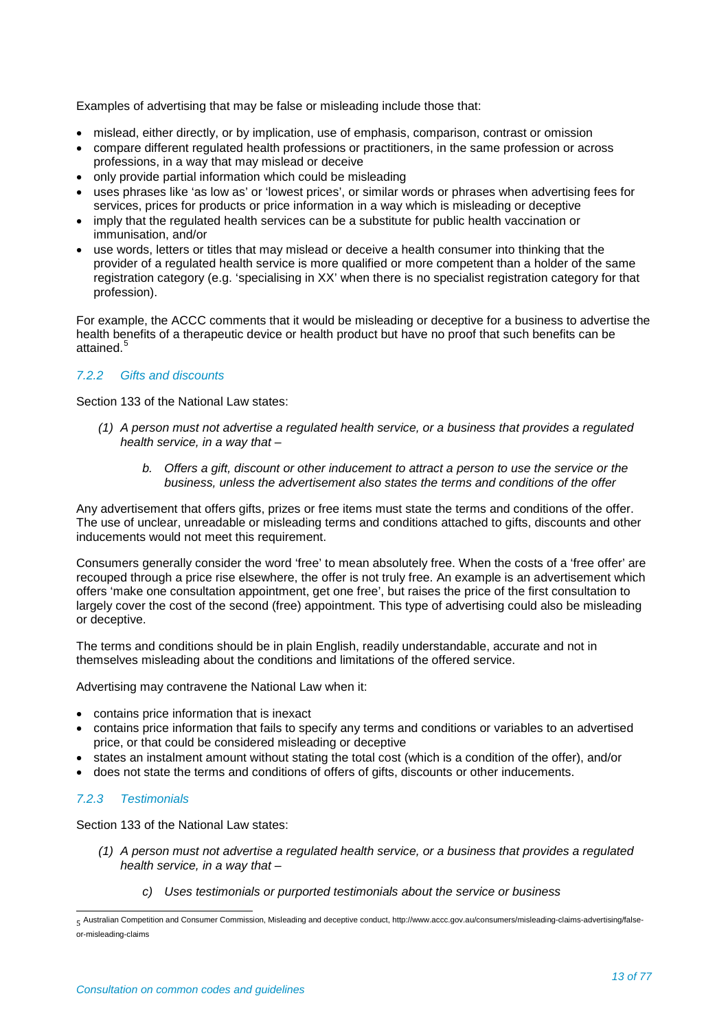Examples of advertising that may be false or misleading include those that:

- mislead, either directly, or by implication, use of emphasis, comparison, contrast or omission
- compare different regulated health professions or practitioners, in the same profession or across professions, in a way that may mislead or deceive
- only provide partial information which could be misleading
- uses phrases like 'as low as' or 'lowest prices', or similar words or phrases when advertising fees for services, prices for products or price information in a way which is misleading or deceptive
- imply that the regulated health services can be a substitute for public health vaccination or immunisation, and/or
- use words, letters or titles that may mislead or deceive a health consumer into thinking that the provider of a regulated health service is more qualified or more competent than a holder of the same registration category (e.g. 'specialising in XX' when there is no specialist registration category for that profession).

For example, the ACCC comments that it would be misleading or deceptive for a business to advertise the health benefits of a therapeutic device or health product but have no proof that such benefits can be attained.[5]

### *7.2.2 Gifts and discounts*

Section 133 of the National Law states:

> *(1) A person must not advertise a regulated health service, or a business that provides a regulated health service, in a way that –*
>
> > *b. Offers a gift, discount or other inducement to attract a person to use the service or the business, unless the advertisement also states the terms and conditions of the offer*

Any advertisement that offers gifts, prizes or free items must state the terms and conditions of the offer. The use of unclear, unreadable or misleading terms and conditions attached to gifts, discounts and other inducements would not meet this requirement.

Consumers generally consider the word 'free' to mean absolutely free. When the costs of a 'free offer' are recouped through a price rise elsewhere, the offer is not truly free. An example is an advertisement which offers 'make one consultation appointment, get one free', but raises the price of the first consultation to largely cover the cost of the second (free) appointment. This type of advertising could also be misleading or deceptive.

The terms and conditions should be in plain English, readily understandable, accurate and not in themselves misleading about the conditions and limitations of the offered service.

Advertising may contravene the National Law when it:

- contains price information that is inexact
- contains price information that fails to specify any terms and conditions or variables to an advertised price, or that could be considered misleading or deceptive
- states an instalment amount without stating the total cost (which is a condition of the offer), and/or
- does not state the terms and conditions of offers of gifts, discounts or other inducements.

### *7.2.3 Testimonials*

Section 133 of the National Law states:

> *(1) A person must not advertise a regulated health service, or a business that provides a regulated health service, in a way that –*
>
> > *c) Uses testimonials or purported testimonials about the service or business*

---

[5] Australian Competition and Consumer Commission, Misleading and deceptive conduct, http://www.accc.gov.au/consumers/misleading-claims-advertising/false-or-misleading-claims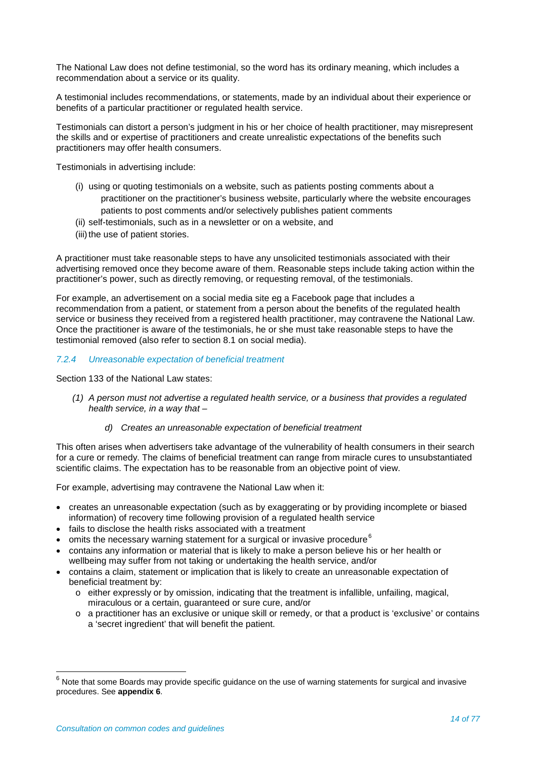The National Law does not define testimonial, so the word has its ordinary meaning, which includes a recommendation about a service or its quality.

A testimonial includes recommendations, or statements, made by an individual about their experience or benefits of a particular practitioner or regulated health service.

Testimonials can distort a person's judgment in his or her choice of health practitioner, may misrepresent the skills and or expertise of practitioners and create unrealistic expectations of the benefits such practitioners may offer health consumers.

Testimonials in advertising include:

(i) using or quoting testimonials on a website, such as patients posting comments about a practitioner on the practitioner's business website, particularly where the website encourages patients to post comments and/or selectively publishes patient comments
(ii) self-testimonials, such as in a newsletter or on a website, and
(iii) the use of patient stories.

A practitioner must take reasonable steps to have any unsolicited testimonials associated with their advertising removed once they become aware of them. Reasonable steps include taking action within the practitioner's power, such as directly removing, or requesting removal, of the testimonials.

For example, an advertisement on a social media site eg a Facebook page that includes a recommendation from a patient, or statement from a person about the benefits of the regulated health service or business they received from a registered health practitioner, may contravene the National Law. Once the practitioner is aware of the testimonials, he or she must take reasonable steps to have the testimonial removed (also refer to section 8.1 on social media).

#### *7.2.4 Unreasonable expectation of beneficial treatment*

Section 133 of the National Law states:

*(1) A person must not advertise a regulated health service, or a business that provides a regulated health service, in a way that –*

*d) Creates an unreasonable expectation of beneficial treatment*

This often arises when advertisers take advantage of the vulnerability of health consumers in their search for a cure or remedy. The claims of beneficial treatment can range from miracle cures to unsubstantiated scientific claims. The expectation has to be reasonable from an objective point of view.

For example, advertising may contravene the National Law when it:

- creates an unreasonable expectation (such as by exaggerating or by providing incomplete or biased information) of recovery time following provision of a regulated health service
- fails to disclose the health risks associated with a treatment
- omits the necessary warning statement for a surgical or invasive procedure[6]
- contains any information or material that is likely to make a person believe his or her health or wellbeing may suffer from not taking or undertaking the health service, and/or
- contains a claim, statement or implication that is likely to create an unreasonable expectation of beneficial treatment by:
  - either expressly or by omission, indicating that the treatment is infallible, unfailing, magical, miraculous or a certain, guaranteed or sure cure, and/or
  - a practitioner has an exclusive or unique skill or remedy, or that a product is 'exclusive' or contains a 'secret ingredient' that will benefit the patient.

[6] Note that some Boards may provide specific guidance on the use of warning statements for surgical and invasive procedures. See **appendix 6**.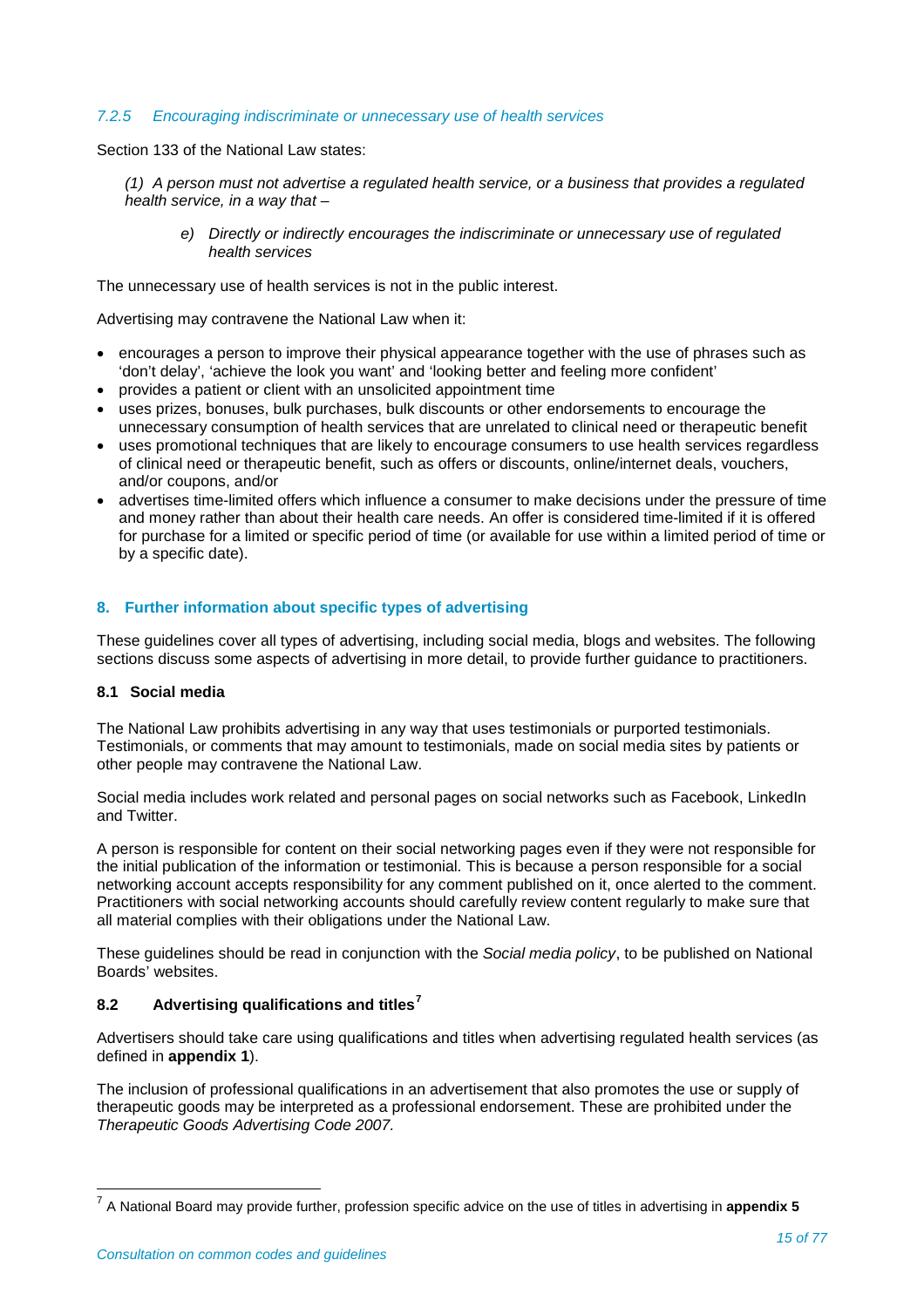#### *7.2.5 Encouraging indiscriminate or unnecessary use of health services*

Section 133 of the National Law states:

> *(1) A person must not advertise a regulated health service, or a business that provides a regulated health service, in a way that –*
>
> > *e) Directly or indirectly encourages the indiscriminate or unnecessary use of regulated health services*

The unnecessary use of health services is not in the public interest.

Advertising may contravene the National Law when it:

- encourages a person to improve their physical appearance together with the use of phrases such as 'don't delay', 'achieve the look you want' and 'looking better and feeling more confident'
- provides a patient or client with an unsolicited appointment time
- uses prizes, bonuses, bulk purchases, bulk discounts or other endorsements to encourage the unnecessary consumption of health services that are unrelated to clinical need or therapeutic benefit
- uses promotional techniques that are likely to encourage consumers to use health services regardless of clinical need or therapeutic benefit, such as offers or discounts, online/internet deals, vouchers, and/or coupons, and/or
- advertises time-limited offers which influence a consumer to make decisions under the pressure of time and money rather than about their health care needs. An offer is considered time-limited if it is offered for purchase for a limited or specific period of time (or available for use within a limited period of time or by a specific date).

## 8. Further information about specific types of advertising

These guidelines cover all types of advertising, including social media, blogs and websites. The following sections discuss some aspects of advertising in more detail, to provide further guidance to practitioners.

### 8.1 Social media

The National Law prohibits advertising in any way that uses testimonials or purported testimonials. Testimonials, or comments that may amount to testimonials, made on social media sites by patients or other people may contravene the National Law.

Social media includes work related and personal pages on social networks such as Facebook, LinkedIn and Twitter.

A person is responsible for content on their social networking pages even if they were not responsible for the initial publication of the information or testimonial. This is because a person responsible for a social networking account accepts responsibility for any comment published on it, once alerted to the comment. Practitioners with social networking accounts should carefully review content regularly to make sure that all material complies with their obligations under the National Law.

These guidelines should be read in conjunction with the *Social media policy*, to be published on National Boards' websites.

### 8.2 Advertising qualifications and titles[7]

Advertisers should take care using qualifications and titles when advertising regulated health services (as defined in **appendix 1**).

The inclusion of professional qualifications in an advertisement that also promotes the use or supply of therapeutic goods may be interpreted as a professional endorsement. These are prohibited under the *Therapeutic Goods Advertising Code 2007.*

---

[7] A National Board may provide further, profession specific advice on the use of titles in advertising in **appendix 5**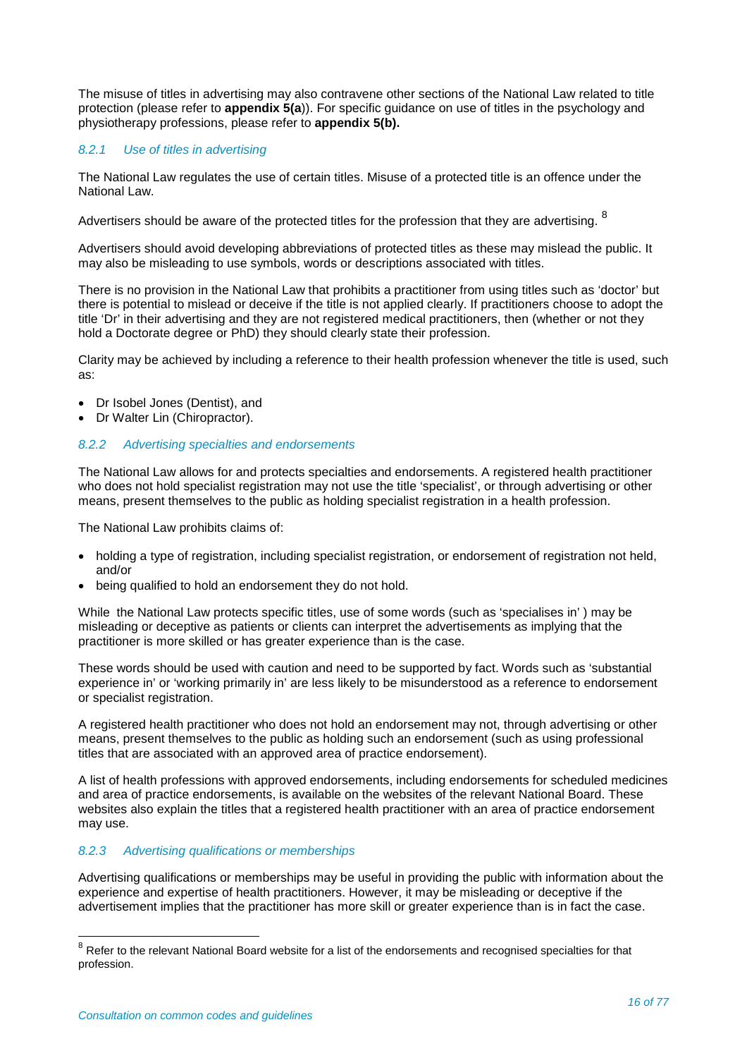The misuse of titles in advertising may also contravene other sections of the National Law related to title protection (please refer to **appendix 5(a**)). For specific guidance on use of titles in the psychology and physiotherapy professions, please refer to **appendix 5(b).**

### *8.2.1 Use of titles in advertising*

The National Law regulates the use of certain titles. Misuse of a protected title is an offence under the National Law.

Advertisers should be aware of the protected titles for the profession that they are advertising. [8]

Advertisers should avoid developing abbreviations of protected titles as these may mislead the public. It may also be misleading to use symbols, words or descriptions associated with titles.

There is no provision in the National Law that prohibits a practitioner from using titles such as 'doctor' but there is potential to mislead or deceive if the title is not applied clearly. If practitioners choose to adopt the title 'Dr' in their advertising and they are not registered medical practitioners, then (whether or not they hold a Doctorate degree or PhD) they should clearly state their profession.

Clarity may be achieved by including a reference to their health profession whenever the title is used, such as:

- Dr Isobel Jones (Dentist), and
- Dr Walter Lin (Chiropractor).

### *8.2.2 Advertising specialties and endorsements*

The National Law allows for and protects specialties and endorsements. A registered health practitioner who does not hold specialist registration may not use the title 'specialist', or through advertising or other means, present themselves to the public as holding specialist registration in a health profession.

The National Law prohibits claims of:

- holding a type of registration, including specialist registration, or endorsement of registration not held, and/or
- being qualified to hold an endorsement they do not hold.

While the National Law protects specific titles, use of some words (such as 'specialises in' ) may be misleading or deceptive as patients or clients can interpret the advertisements as implying that the practitioner is more skilled or has greater experience than is the case.

These words should be used with caution and need to be supported by fact. Words such as 'substantial experience in' or 'working primarily in' are less likely to be misunderstood as a reference to endorsement or specialist registration.

A registered health practitioner who does not hold an endorsement may not, through advertising or other means, present themselves to the public as holding such an endorsement (such as using professional titles that are associated with an approved area of practice endorsement).

A list of health professions with approved endorsements, including endorsements for scheduled medicines and area of practice endorsements, is available on the websites of the relevant National Board. These websites also explain the titles that a registered health practitioner with an area of practice endorsement may use.

### *8.2.3 Advertising qualifications or memberships*

Advertising qualifications or memberships may be useful in providing the public with information about the experience and expertise of health practitioners. However, it may be misleading or deceptive if the advertisement implies that the practitioner has more skill or greater experience than is in fact the case.

---

[8] Refer to the relevant National Board website for a list of the endorsements and recognised specialties for that profession.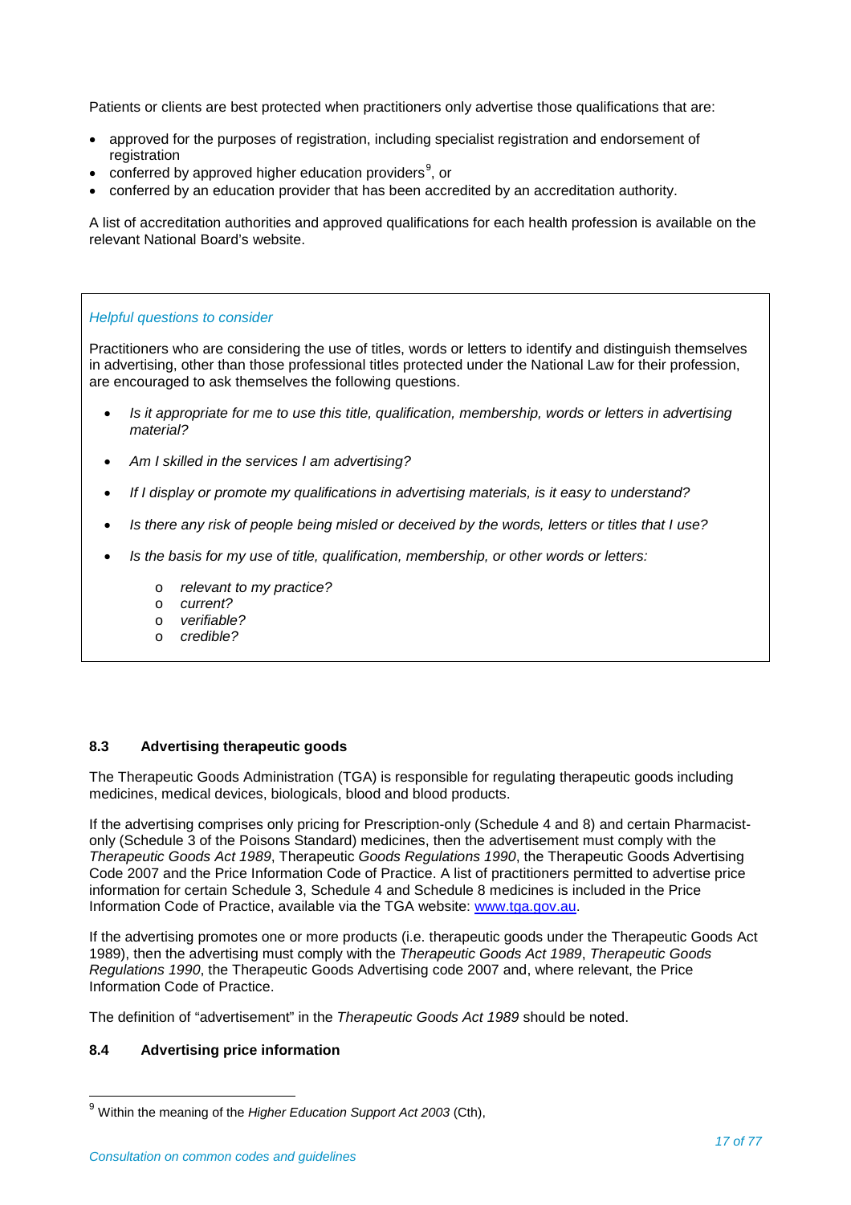Patients or clients are best protected when practitioners only advertise those qualifications that are:

- approved for the purposes of registration, including specialist registration and endorsement of registration
- conferred by approved higher education providers[9], or
- conferred by an education provider that has been accredited by an accreditation authority.

A list of accreditation authorities and approved qualifications for each health profession is available on the relevant National Board's website.

> *Helpful questions to consider*
>
> Practitioners who are considering the use of titles, words or letters to identify and distinguish themselves in advertising, other than those professional titles protected under the National Law for their profession, are encouraged to ask themselves the following questions.
>
> - *Is it appropriate for me to use this title, qualification, membership, words or letters in advertising material?*
> - *Am I skilled in the services I am advertising?*
> - *If I display or promote my qualifications in advertising materials, is it easy to understand?*
> - *Is there any risk of people being misled or deceived by the words, letters or titles that I use?*
> - *Is the basis for my use of title, qualification, membership, or other words or letters:*
>   - *relevant to my practice?*
>   - *current?*
>   - *verifiable?*
>   - *credible?*

### 8.3 Advertising therapeutic goods

The Therapeutic Goods Administration (TGA) is responsible for regulating therapeutic goods including medicines, medical devices, biologicals, blood and blood products.

If the advertising comprises only pricing for Prescription-only (Schedule 4 and 8) and certain Pharmacist-only (Schedule 3 of the Poisons Standard) medicines, then the advertisement must comply with the *Therapeutic Goods Act 1989*, Therapeutic *Goods Regulations 1990*, the Therapeutic Goods Advertising Code 2007 and the Price Information Code of Practice. A list of practitioners permitted to advertise price information for certain Schedule 3, Schedule 4 and Schedule 8 medicines is included in the Price Information Code of Practice, available via the TGA website: www.tga.gov.au.

If the advertising promotes one or more products (i.e. therapeutic goods under the Therapeutic Goods Act 1989), then the advertising must comply with the *Therapeutic Goods Act 1989*, *Therapeutic Goods Regulations 1990*, the Therapeutic Goods Advertising code 2007 and, where relevant, the Price Information Code of Practice.

The definition of "advertisement" in the *Therapeutic Goods Act 1989* should be noted.

### 8.4 Advertising price information

[9] Within the meaning of the *Higher Education Support Act 2003* (Cth),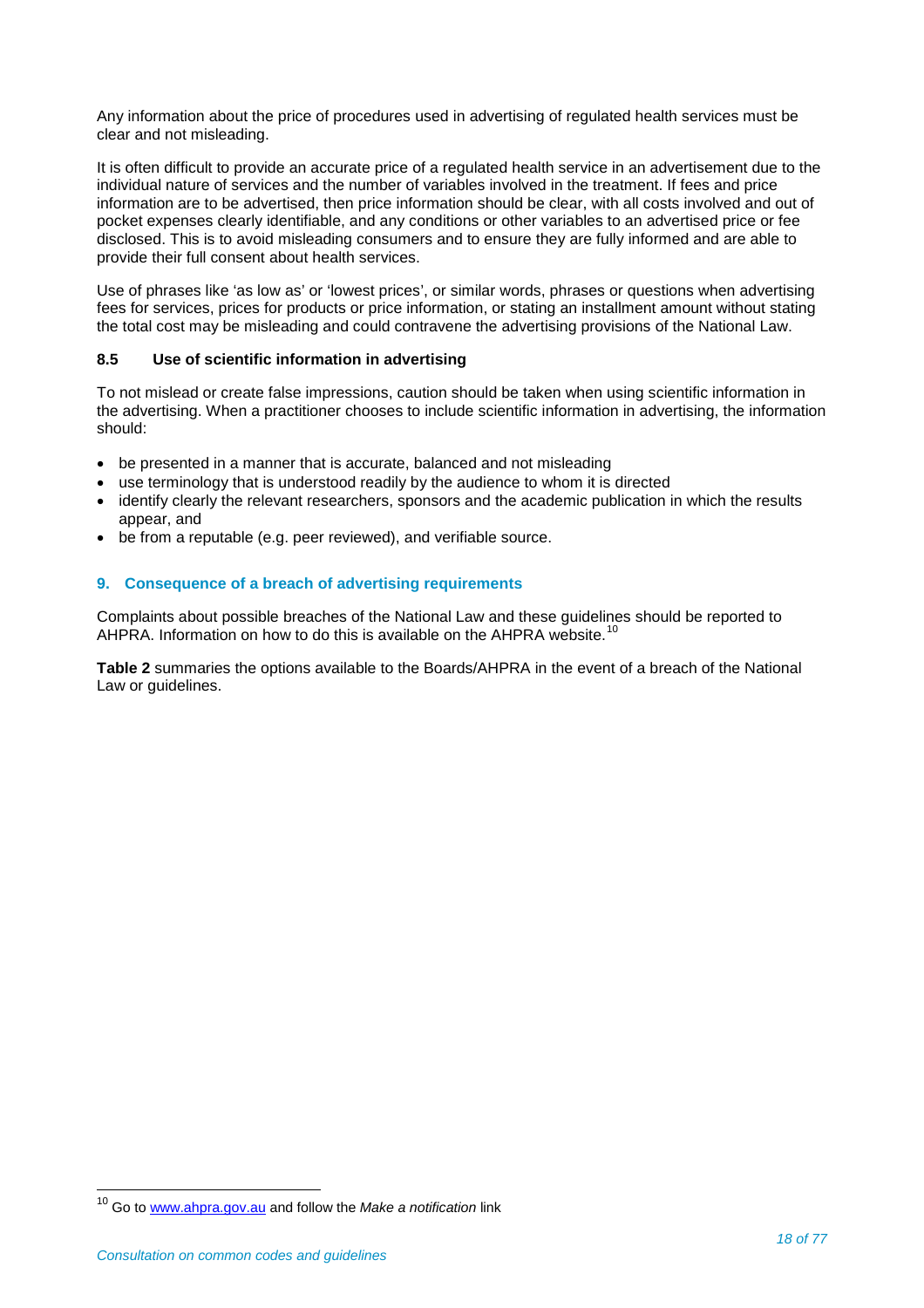Any information about the price of procedures used in advertising of regulated health services must be clear and not misleading.

It is often difficult to provide an accurate price of a regulated health service in an advertisement due to the individual nature of services and the number of variables involved in the treatment. If fees and price information are to be advertised, then price information should be clear, with all costs involved and out of pocket expenses clearly identifiable, and any conditions or other variables to an advertised price or fee disclosed. This is to avoid misleading consumers and to ensure they are fully informed and are able to provide their full consent about health services.

Use of phrases like 'as low as' or 'lowest prices', or similar words, phrases or questions when advertising fees for services, prices for products or price information, or stating an installment amount without stating the total cost may be misleading and could contravene the advertising provisions of the National Law.

### 8.5 Use of scientific information in advertising

To not mislead or create false impressions, caution should be taken when using scientific information in the advertising. When a practitioner chooses to include scientific information in advertising, the information should:

- be presented in a manner that is accurate, balanced and not misleading
- use terminology that is understood readily by the audience to whom it is directed
- identify clearly the relevant researchers, sponsors and the academic publication in which the results appear, and
- be from a reputable (e.g. peer reviewed), and verifiable source.

## 9. Consequence of a breach of advertising requirements

Complaints about possible breaches of the National Law and these guidelines should be reported to AHPRA. Information on how to do this is available on the AHPRA website.[10]

**Table 2** summaries the options available to the Boards/AHPRA in the event of a breach of the National Law or guidelines.

[10] Go to www.ahpra.gov.au and follow the *Make a notification* link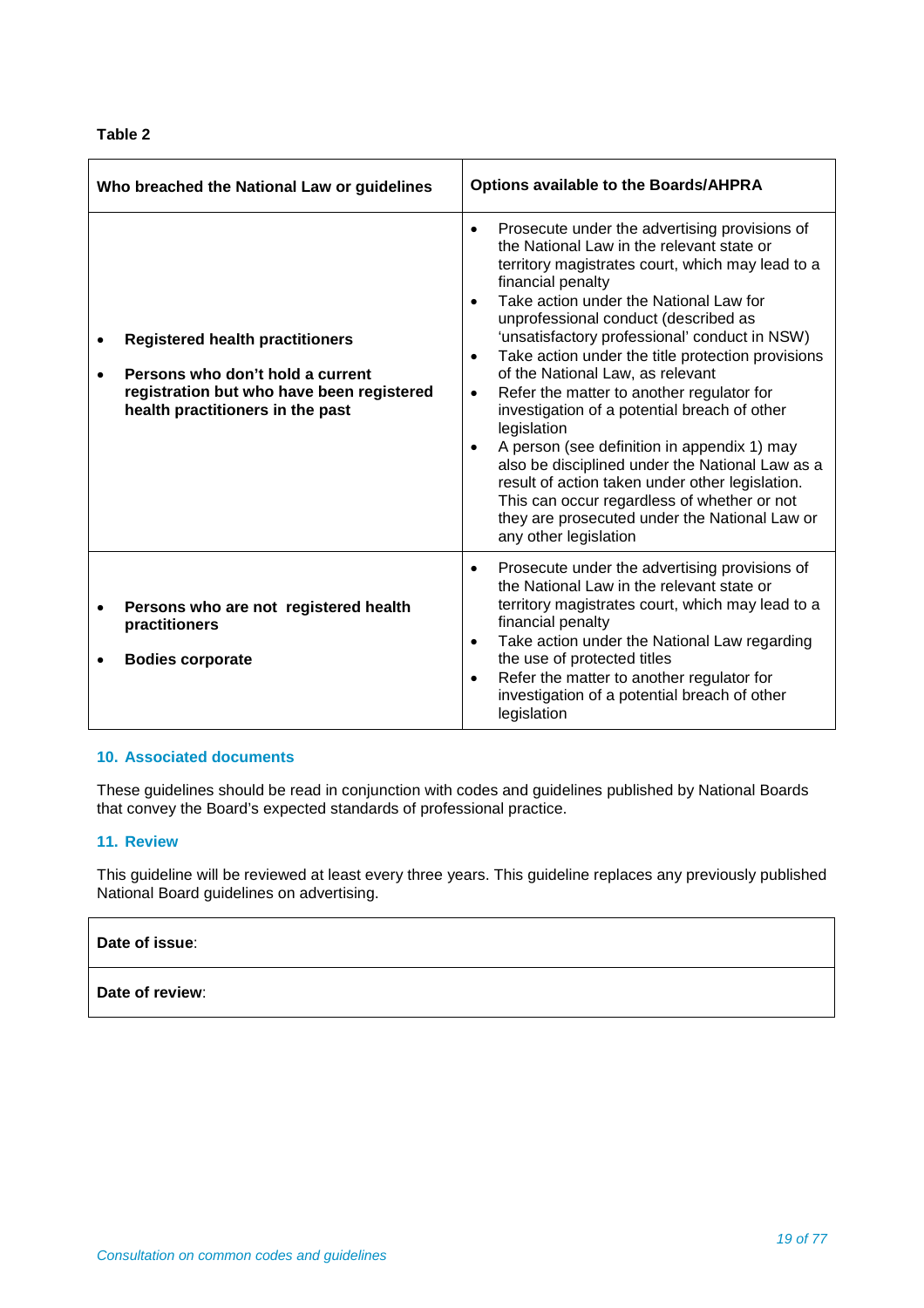**Table 2**

| Who breached the National Law or guidelines | Options available to the Boards/AHPRA |
|---|---|
| • **Registered health practitioners**<br>• **Persons who don't hold a current registration but who have been registered health practitioners in the past** | • Prosecute under the advertising provisions of the National Law in the relevant state or territory magistrates court, which may lead to a financial penalty<br>• Take action under the National Law for unprofessional conduct (described as 'unsatisfactory professional' conduct in NSW)<br>• Take action under the title protection provisions of the National Law, as relevant<br>• Refer the matter to another regulator for investigation of a potential breach of other legislation<br>• A person (see definition in appendix 1) may also be disciplined under the National Law as a result of action taken under other legislation. This can occur regardless of whether or not they are prosecuted under the National Law or any other legislation |
| • **Persons who are not registered health practitioners**<br>• **Bodies corporate** | • Prosecute under the advertising provisions of the National Law in the relevant state or territory magistrates court, which may lead to a financial penalty<br>• Take action under the National Law regarding the use of protected titles<br>• Refer the matter to another regulator for investigation of a potential breach of other legislation |

## 10. Associated documents

These guidelines should be read in conjunction with codes and guidelines published by National Boards that convey the Board's expected standards of professional practice.

## 11. Review

This guideline will be reviewed at least every three years. This guideline replaces any previously published National Board guidelines on advertising.

| **Date of issue**: |
|---|
| **Date of review**: |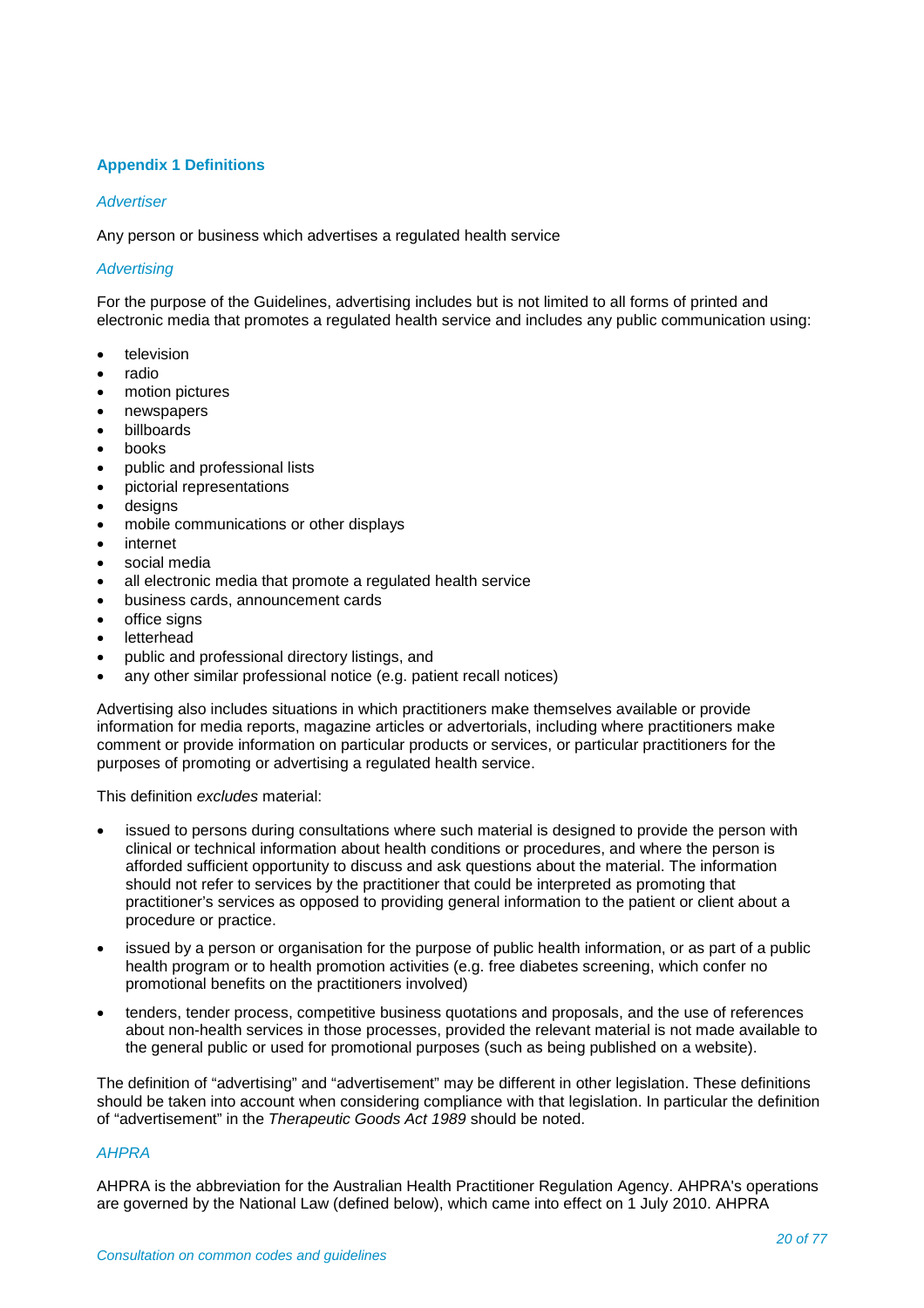## Appendix 1 Definitions

### *Advertiser*

Any person or business which advertises a regulated health service

### *Advertising*

For the purpose of the Guidelines, advertising includes but is not limited to all forms of printed and electronic media that promotes a regulated health service and includes any public communication using:

- television
- radio
- motion pictures
- newspapers
- billboards
- books
- public and professional lists
- pictorial representations
- designs
- mobile communications or other displays
- internet
- social media
- all electronic media that promote a regulated health service
- business cards, announcement cards
- office signs
- letterhead
- public and professional directory listings, and
- any other similar professional notice (e.g. patient recall notices)

Advertising also includes situations in which practitioners make themselves available or provide information for media reports, magazine articles or advertorials, including where practitioners make comment or provide information on particular products or services, or particular practitioners for the purposes of promoting or advertising a regulated health service.

This definition *excludes* material:

- issued to persons during consultations where such material is designed to provide the person with clinical or technical information about health conditions or procedures, and where the person is afforded sufficient opportunity to discuss and ask questions about the material. The information should not refer to services by the practitioner that could be interpreted as promoting that practitioner's services as opposed to providing general information to the patient or client about a procedure or practice.
- issued by a person or organisation for the purpose of public health information, or as part of a public health program or to health promotion activities (e.g. free diabetes screening, which confer no promotional benefits on the practitioners involved)
- tenders, tender process, competitive business quotations and proposals, and the use of references about non-health services in those processes, provided the relevant material is not made available to the general public or used for promotional purposes (such as being published on a website).

The definition of "advertising" and "advertisement" may be different in other legislation. These definitions should be taken into account when considering compliance with that legislation. In particular the definition of "advertisement" in the *Therapeutic Goods Act 1989* should be noted.

### *AHPRA*

AHPRA is the abbreviation for the Australian Health Practitioner Regulation Agency. AHPRA's operations are governed by the National Law (defined below), which came into effect on 1 July 2010. AHPRA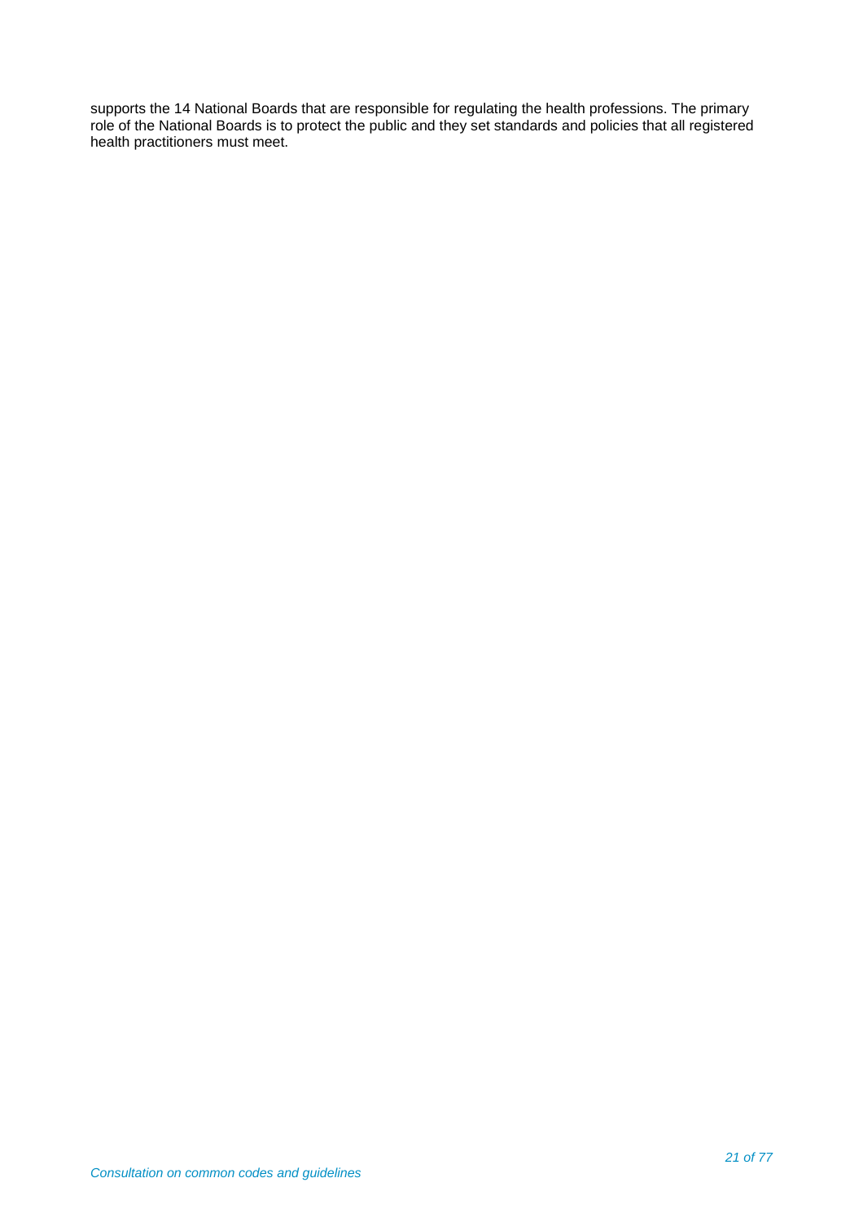supports the 14 National Boards that are responsible for regulating the health professions. The primary role of the National Boards is to protect the public and they set standards and policies that all registered health practitioners must meet.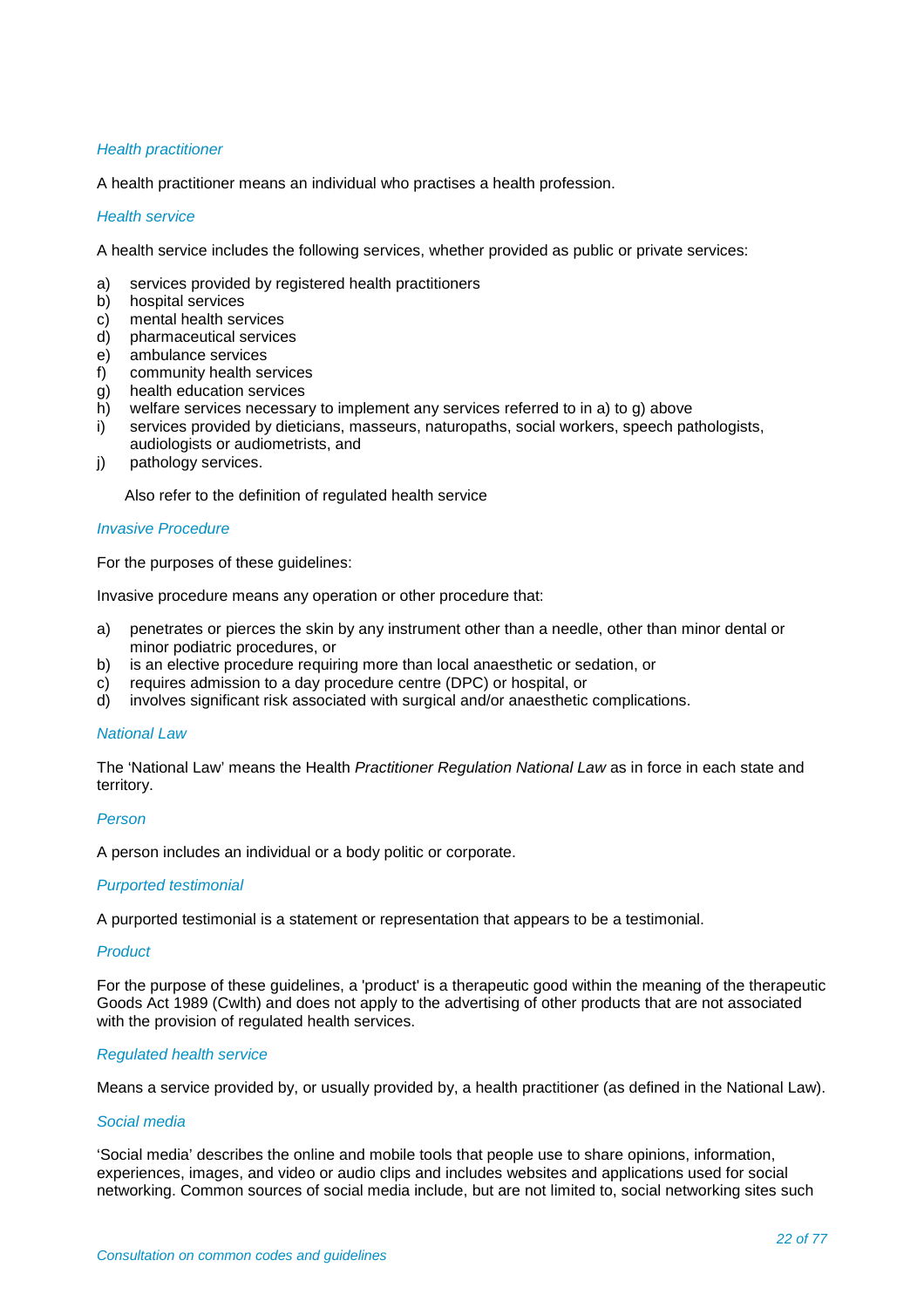### *Health practitioner*

A health practitioner means an individual who practises a health profession.

### *Health service*

A health service includes the following services, whether provided as public or private services:

a) services provided by registered health practitioners
b) hospital services
c) mental health services
d) pharmaceutical services
e) ambulance services
f) community health services
g) health education services
h) welfare services necessary to implement any services referred to in a) to g) above
i) services provided by dieticians, masseurs, naturopaths, social workers, speech pathologists, audiologists or audiometrists, and
j) pathology services.

Also refer to the definition of regulated health service

### *Invasive Procedure*

For the purposes of these guidelines:

Invasive procedure means any operation or other procedure that:

a) penetrates or pierces the skin by any instrument other than a needle, other than minor dental or minor podiatric procedures, or
b) is an elective procedure requiring more than local anaesthetic or sedation, or
c) requires admission to a day procedure centre (DPC) or hospital, or
d) involves significant risk associated with surgical and/or anaesthetic complications.

### *National Law*

The 'National Law' means the Health *Practitioner Regulation National Law* as in force in each state and territory.

### *Person*

A person includes an individual or a body politic or corporate.

### *Purported testimonial*

A purported testimonial is a statement or representation that appears to be a testimonial.

### *Product*

For the purpose of these guidelines, a 'product' is a therapeutic good within the meaning of the therapeutic Goods Act 1989 (Cwlth) and does not apply to the advertising of other products that are not associated with the provision of regulated health services.

### *Regulated health service*

Means a service provided by, or usually provided by, a health practitioner (as defined in the National Law).

### *Social media*

'Social media' describes the online and mobile tools that people use to share opinions, information, experiences, images, and video or audio clips and includes websites and applications used for social networking. Common sources of social media include, but are not limited to, social networking sites such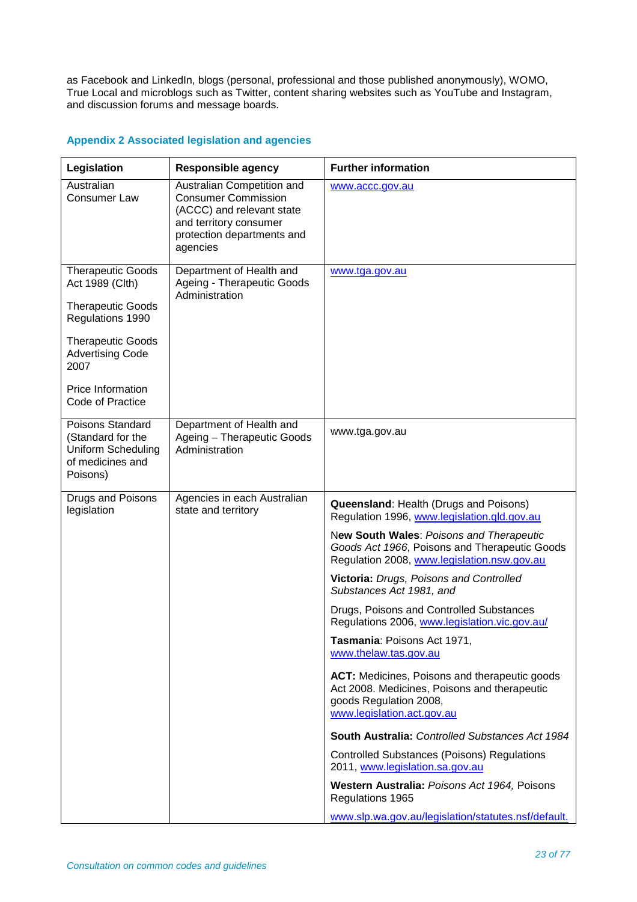as Facebook and LinkedIn, blogs (personal, professional and those published anonymously), WOMO, True Local and microblogs such as Twitter, content sharing websites such as YouTube and Instagram, and discussion forums and message boards.

## Appendix 2 Associated legislation and agencies

| Legislation | Responsible agency | Further information |
|---|---|---|
| Australian Consumer Law | Australian Competition and Consumer Commission (ACCC) and relevant state and territory consumer protection departments and agencies | www.accc.gov.au |
| Therapeutic Goods Act 1989 (Clth)<br><br>Therapeutic Goods Regulations 1990<br><br>Therapeutic Goods Advertising Code 2007<br><br>Price Information Code of Practice | Department of Health and Ageing - Therapeutic Goods Administration | www.tga.gov.au |
| Poisons Standard (Standard for the Uniform Scheduling of medicines and Poisons) | Department of Health and Ageing – Therapeutic Goods Administration | www.tga.gov.au |
| Drugs and Poisons legislation | Agencies in each Australian state and territory | **Queensland**: Health (Drugs and Poisons) Regulation 1996, www.legislation.qld.gov.au<br><br>**New South Wales**: *Poisons and Therapeutic Goods Act 1966*, Poisons and Therapeutic Goods Regulation 2008, www.legislation.nsw.gov.au<br><br>**Victoria:** *Drugs, Poisons and Controlled Substances Act 1981, and*<br><br>Drugs, Poisons and Controlled Substances Regulations 2006, www.legislation.vic.gov.au/<br><br>**Tasmania**: Poisons Act 1971, www.thelaw.tas.gov.au<br><br>**ACT:** Medicines, Poisons and therapeutic goods Act 2008. Medicines, Poisons and therapeutic goods Regulation 2008, www.legislation.act.gov.au<br><br>**South Australia:** *Controlled Substances Act 1984*<br><br>Controlled Substances (Poisons) Regulations 2011, www.legislation.sa.gov.au<br><br>**Western Australia:** *Poisons Act 1964,* Poisons Regulations 1965<br><br>www.slp.wa.gov.au/legislation/statutes.nsf/default. |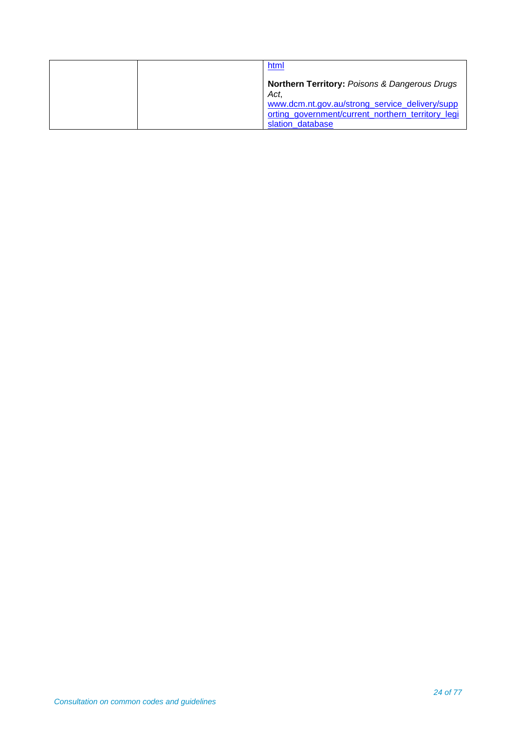|  |  |  |
|---|---|---|
|  |  | html<br><br>**Northern Territory:** *Poisons & Dangerous Drugs Act*, www.dcm.nt.gov.au/strong_service_delivery/supporting_government/current_northern_territory_legislation_database |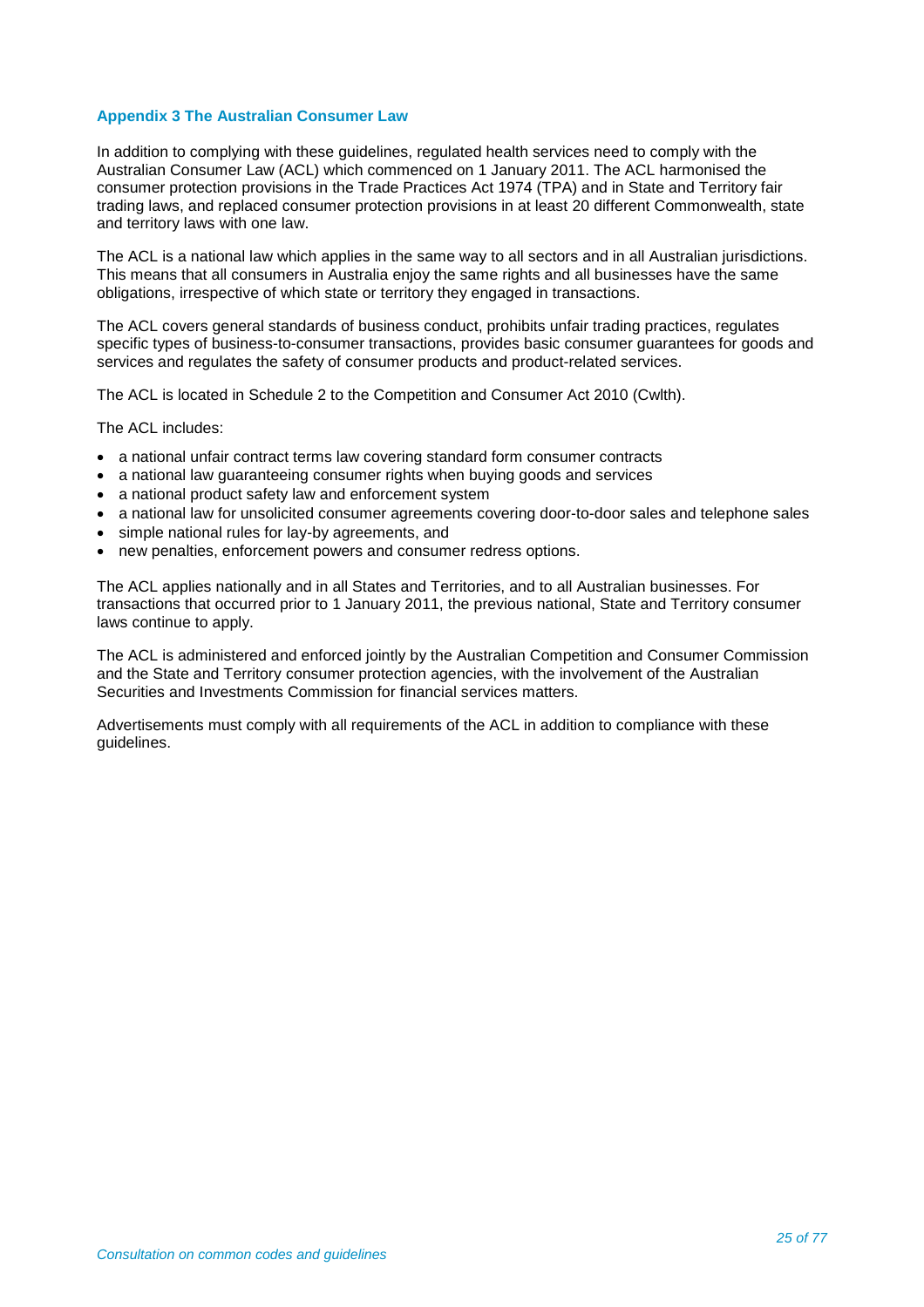## Appendix 3 The Australian Consumer Law

In addition to complying with these guidelines, regulated health services need to comply with the Australian Consumer Law (ACL) which commenced on 1 January 2011. The ACL harmonised the consumer protection provisions in the Trade Practices Act 1974 (TPA) and in State and Territory fair trading laws, and replaced consumer protection provisions in at least 20 different Commonwealth, state and territory laws with one law.

The ACL is a national law which applies in the same way to all sectors and in all Australian jurisdictions. This means that all consumers in Australia enjoy the same rights and all businesses have the same obligations, irrespective of which state or territory they engaged in transactions.

The ACL covers general standards of business conduct, prohibits unfair trading practices, regulates specific types of business-to-consumer transactions, provides basic consumer guarantees for goods and services and regulates the safety of consumer products and product-related services.

The ACL is located in Schedule 2 to the Competition and Consumer Act 2010 (Cwlth).

The ACL includes:

- a national unfair contract terms law covering standard form consumer contracts
- a national law guaranteeing consumer rights when buying goods and services
- a national product safety law and enforcement system
- a national law for unsolicited consumer agreements covering door-to-door sales and telephone sales
- simple national rules for lay-by agreements, and
- new penalties, enforcement powers and consumer redress options.

The ACL applies nationally and in all States and Territories, and to all Australian businesses. For transactions that occurred prior to 1 January 2011, the previous national, State and Territory consumer laws continue to apply.

The ACL is administered and enforced jointly by the Australian Competition and Consumer Commission and the State and Territory consumer protection agencies, with the involvement of the Australian Securities and Investments Commission for financial services matters.

Advertisements must comply with all requirements of the ACL in addition to compliance with these guidelines.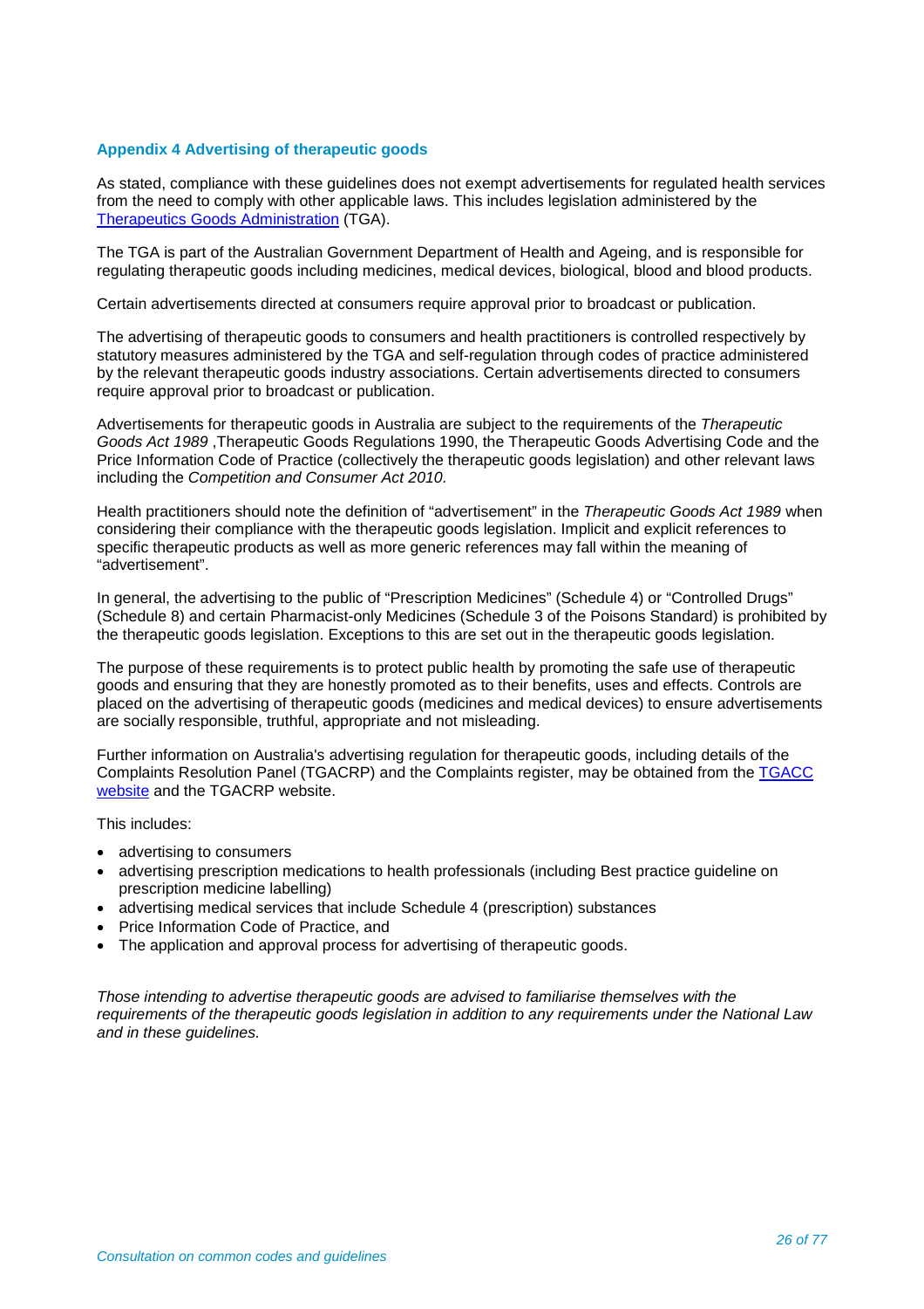### Appendix 4 Advertising of therapeutic goods

As stated, compliance with these guidelines does not exempt advertisements for regulated health services from the need to comply with other applicable laws. This includes legislation administered by the [Therapeutics Goods Administration](#) (TGA).

The TGA is part of the Australian Government Department of Health and Ageing, and is responsible for regulating therapeutic goods including medicines, medical devices, biological, blood and blood products.

Certain advertisements directed at consumers require approval prior to broadcast or publication.

The advertising of therapeutic goods to consumers and health practitioners is controlled respectively by statutory measures administered by the TGA and self-regulation through codes of practice administered by the relevant therapeutic goods industry associations. Certain advertisements directed to consumers require approval prior to broadcast or publication.

Advertisements for therapeutic goods in Australia are subject to the requirements of the *Therapeutic Goods Act 1989* ,Therapeutic Goods Regulations 1990, the Therapeutic Goods Advertising Code and the Price Information Code of Practice (collectively the therapeutic goods legislation) and other relevant laws including the *Competition and Consumer Act 2010.*

Health practitioners should note the definition of "advertisement" in the *Therapeutic Goods Act 1989* when considering their compliance with the therapeutic goods legislation. Implicit and explicit references to specific therapeutic products as well as more generic references may fall within the meaning of "advertisement".

In general, the advertising to the public of "Prescription Medicines" (Schedule 4) or "Controlled Drugs" (Schedule 8) and certain Pharmacist-only Medicines (Schedule 3 of the Poisons Standard) is prohibited by the therapeutic goods legislation. Exceptions to this are set out in the therapeutic goods legislation.

The purpose of these requirements is to protect public health by promoting the safe use of therapeutic goods and ensuring that they are honestly promoted as to their benefits, uses and effects. Controls are placed on the advertising of therapeutic goods (medicines and medical devices) to ensure advertisements are socially responsible, truthful, appropriate and not misleading.

Further information on Australia's advertising regulation for therapeutic goods, including details of the Complaints Resolution Panel (TGACRP) and the Complaints register, may be obtained from the [TGACC website](#) and the TGACRP website.

This includes:

- advertising to consumers
- advertising prescription medications to health professionals (including Best practice guideline on prescription medicine labelling)
- advertising medical services that include Schedule 4 (prescription) substances
- Price Information Code of Practice, and
- The application and approval process for advertising of therapeutic goods.

*Those intending to advertise therapeutic goods are advised to familiarise themselves with the requirements of the therapeutic goods legislation in addition to any requirements under the National Law and in these guidelines.*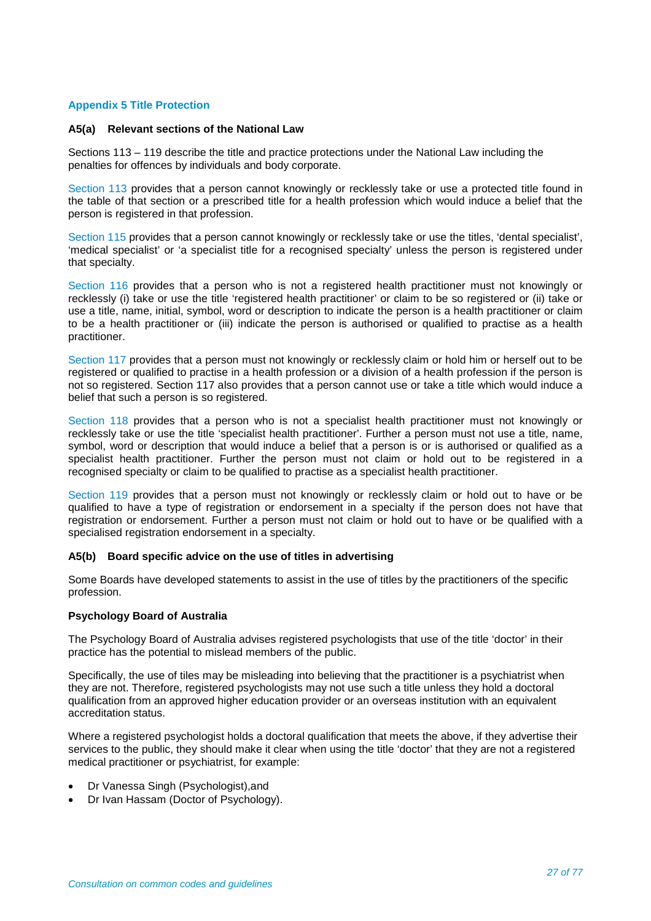## Appendix 5 Title Protection

### A5(a) Relevant sections of the National Law

Sections 113 – 119 describe the title and practice protections under the National Law including the penalties for offences by individuals and body corporate.

Section 113 provides that a person cannot knowingly or recklessly take or use a protected title found in the table of that section or a prescribed title for a health profession which would induce a belief that the person is registered in that profession.

Section 115 provides that a person cannot knowingly or recklessly take or use the titles, 'dental specialist', 'medical specialist' or 'a specialist title for a recognised specialty' unless the person is registered under that specialty.

Section 116 provides that a person who is not a registered health practitioner must not knowingly or recklessly (i) take or use the title 'registered health practitioner' or claim to be so registered or (ii) take or use a title, name, initial, symbol, word or description to indicate the person is a health practitioner or claim to be a health practitioner or (iii) indicate the person is authorised or qualified to practise as a health practitioner.

Section 117 provides that a person must not knowingly or recklessly claim or hold him or herself out to be registered or qualified to practise in a health profession or a division of a health profession if the person is not so registered. Section 117 also provides that a person cannot use or take a title which would induce a belief that such a person is so registered.

Section 118 provides that a person who is not a specialist health practitioner must not knowingly or recklessly take or use the title 'specialist health practitioner'. Further a person must not use a title, name, symbol, word or description that would induce a belief that a person is or is authorised or qualified as a specialist health practitioner. Further the person must not claim or hold out to be registered in a recognised specialty or claim to be qualified to practise as a specialist health practitioner.

Section 119 provides that a person must not knowingly or recklessly claim or hold out to have or be qualified to have a type of registration or endorsement in a specialty if the person does not have that registration or endorsement. Further a person must not claim or hold out to have or be qualified with a specialised registration endorsement in a specialty.

### A5(b) Board specific advice on the use of titles in advertising

Some Boards have developed statements to assist in the use of titles by the practitioners of the specific profession.

**Psychology Board of Australia**

The Psychology Board of Australia advises registered psychologists that use of the title 'doctor' in their practice has the potential to mislead members of the public.

Specifically, the use of tiles may be misleading into believing that the practitioner is a psychiatrist when they are not. Therefore, registered psychologists may not use such a title unless they hold a doctoral qualification from an approved higher education provider or an overseas institution with an equivalent accreditation status.

Where a registered psychologist holds a doctoral qualification that meets the above, if they advertise their services to the public, they should make it clear when using the title 'doctor' that they are not a registered medical practitioner or psychiatrist, for example:

- Dr Vanessa Singh (Psychologist),and
- Dr Ivan Hassam (Doctor of Psychology).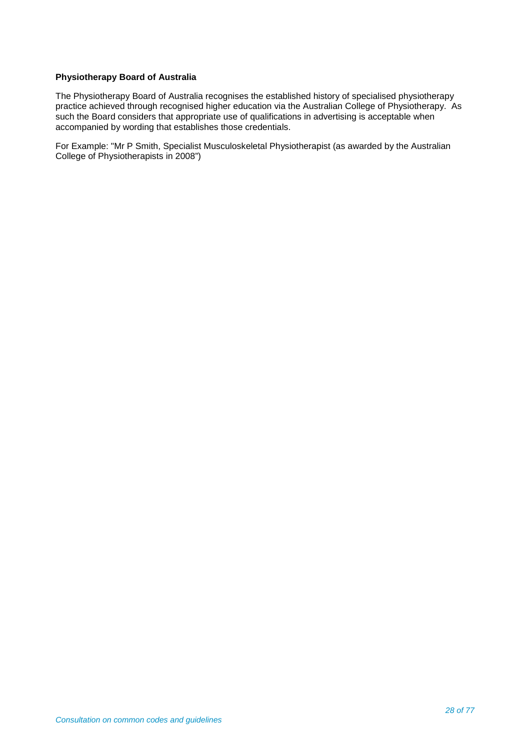**Physiotherapy Board of Australia**

The Physiotherapy Board of Australia recognises the established history of specialised physiotherapy practice achieved through recognised higher education via the Australian College of Physiotherapy. As such the Board considers that appropriate use of qualifications in advertising is acceptable when accompanied by wording that establishes those credentials.

For Example: "Mr P Smith, Specialist Musculoskeletal Physiotherapist (as awarded by the Australian College of Physiotherapists in 2008")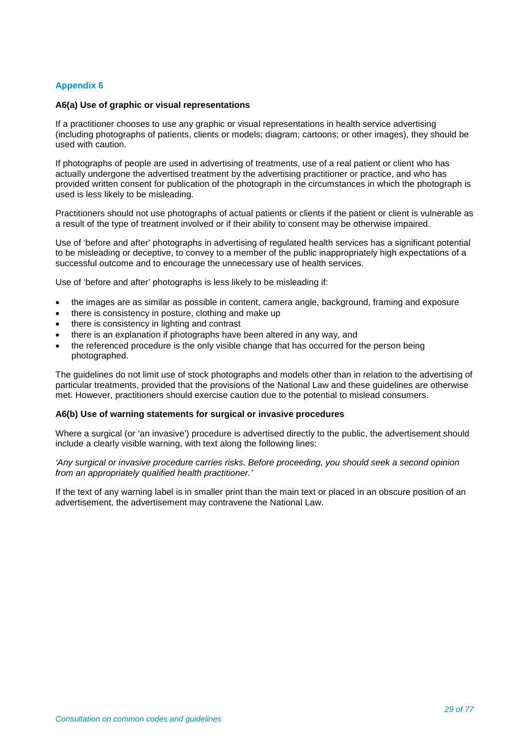## Appendix 6

### A6(a) Use of graphic or visual representations

If a practitioner chooses to use any graphic or visual representations in health service advertising (including photographs of patients, clients or models; diagram; cartoons; or other images), they should be used with caution.

If photographs of people are used in advertising of treatments, use of a real patient or client who has actually undergone the advertised treatment by the advertising practitioner or practice, and who has provided written consent for publication of the photograph in the circumstances in which the photograph is used is less likely to be misleading.

Practitioners should not use photographs of actual patients or clients if the patient or client is vulnerable as a result of the type of treatment involved or if their ability to consent may be otherwise impaired.

Use of 'before and after' photographs in advertising of regulated health services has a significant potential to be misleading or deceptive, to convey to a member of the public inappropriately high expectations of a successful outcome and to encourage the unnecessary use of health services.

Use of 'before and after' photographs is less likely to be misleading if:

- the images are as similar as possible in content, camera angle, background, framing and exposure
- there is consistency in posture, clothing and make up
- there is consistency in lighting and contrast
- there is an explanation if photographs have been altered in any way, and
- the referenced procedure is the only visible change that has occurred for the person being photographed.

The guidelines do not limit use of stock photographs and models other than in relation to the advertising of particular treatments, provided that the provisions of the National Law and these guidelines are otherwise met. However, practitioners should exercise caution due to the potential to mislead consumers.

### A6(b) Use of warning statements for surgical or invasive procedures

Where a surgical (or 'an invasive') procedure is advertised directly to the public, the advertisement should include a clearly visible warning, with text along the following lines:

*'Any surgical or invasive procedure carries risks. Before proceeding, you should seek a second opinion from an appropriately qualified health practitioner.'*

If the text of any warning label is in smaller print than the main text or placed in an obscure position of an advertisement, the advertisement may contravene the National Law.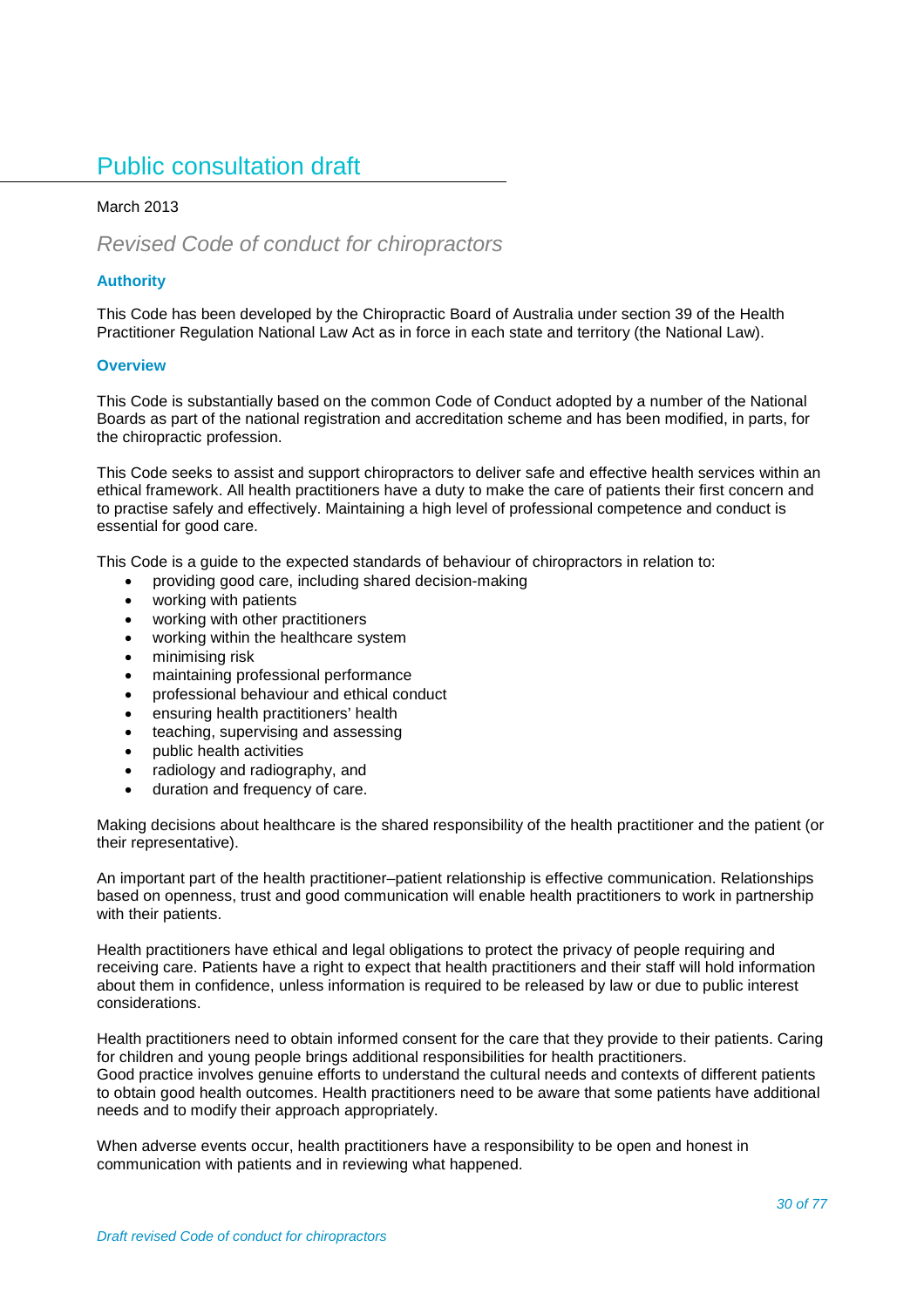# Public consultation draft

March 2013

## *Revised Code of conduct for chiropractors*

### Authority

This Code has been developed by the Chiropractic Board of Australia under section 39 of the Health Practitioner Regulation National Law Act as in force in each state and territory (the National Law).

### Overview

This Code is substantially based on the common Code of Conduct adopted by a number of the National Boards as part of the national registration and accreditation scheme and has been modified, in parts, for the chiropractic profession.

This Code seeks to assist and support chiropractors to deliver safe and effective health services within an ethical framework. All health practitioners have a duty to make the care of patients their first concern and to practise safely and effectively. Maintaining a high level of professional competence and conduct is essential for good care.

This Code is a guide to the expected standards of behaviour of chiropractors in relation to:

- providing good care, including shared decision-making
- working with patients
- working with other practitioners
- working within the healthcare system
- minimising risk
- maintaining professional performance
- professional behaviour and ethical conduct
- ensuring health practitioners' health
- teaching, supervising and assessing
- public health activities
- radiology and radiography, and
- duration and frequency of care.

Making decisions about healthcare is the shared responsibility of the health practitioner and the patient (or their representative).

An important part of the health practitioner–patient relationship is effective communication. Relationships based on openness, trust and good communication will enable health practitioners to work in partnership with their patients.

Health practitioners have ethical and legal obligations to protect the privacy of people requiring and receiving care. Patients have a right to expect that health practitioners and their staff will hold information about them in confidence, unless information is required to be released by law or due to public interest considerations.

Health practitioners need to obtain informed consent for the care that they provide to their patients. Caring for children and young people brings additional responsibilities for health practitioners.
Good practice involves genuine efforts to understand the cultural needs and contexts of different patients to obtain good health outcomes. Health practitioners need to be aware that some patients have additional needs and to modify their approach appropriately.

When adverse events occur, health practitioners have a responsibility to be open and honest in communication with patients and in reviewing what happened.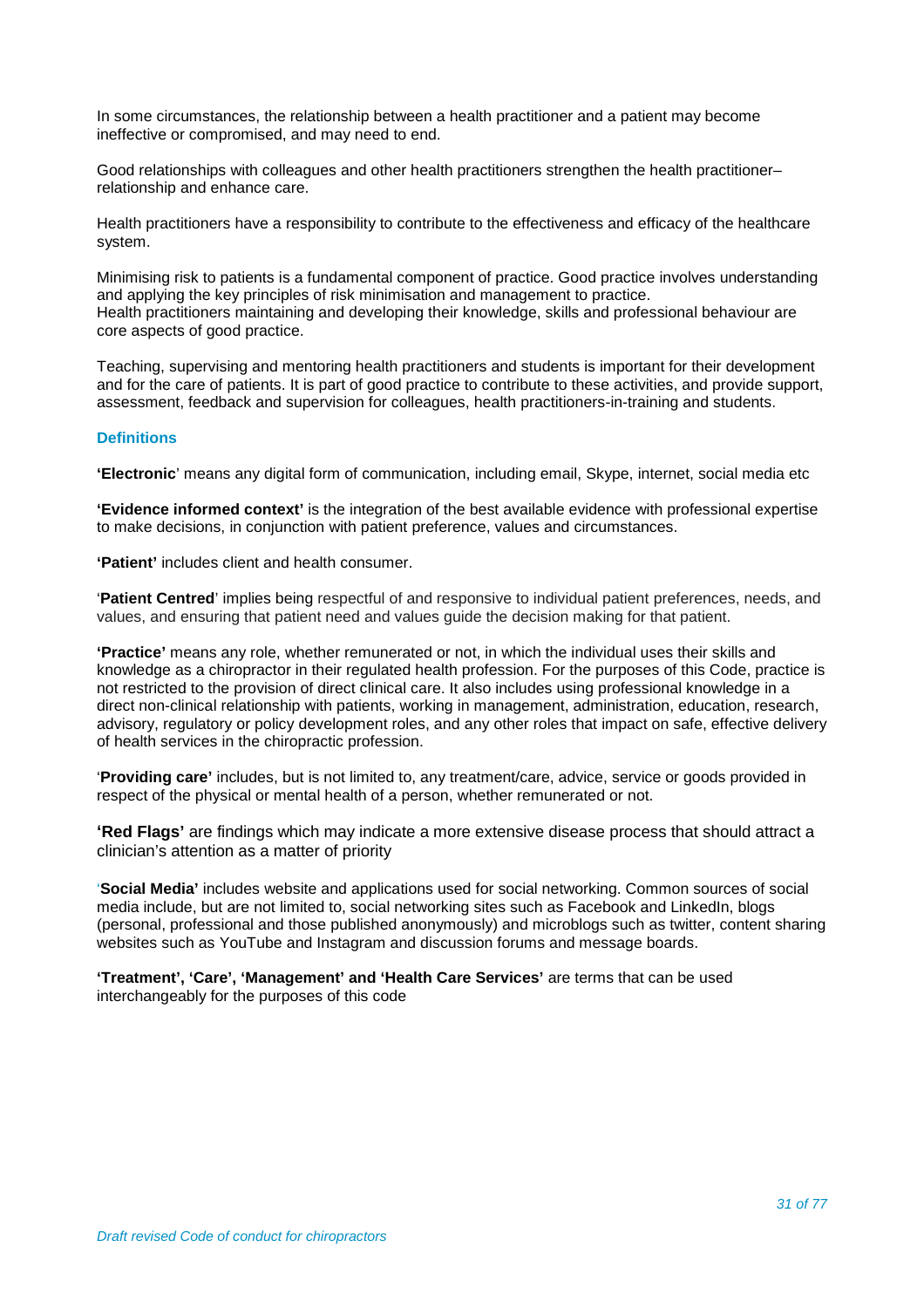In some circumstances, the relationship between a health practitioner and a patient may become ineffective or compromised, and may need to end.

Good relationships with colleagues and other health practitioners strengthen the health practitioner–relationship and enhance care.

Health practitioners have a responsibility to contribute to the effectiveness and efficacy of the healthcare system.

Minimising risk to patients is a fundamental component of practice. Good practice involves understanding and applying the key principles of risk minimisation and management to practice.
Health practitioners maintaining and developing their knowledge, skills and professional behaviour are core aspects of good practice.

Teaching, supervising and mentoring health practitioners and students is important for their development and for the care of patients. It is part of good practice to contribute to these activities, and provide support, assessment, feedback and supervision for colleagues, health practitioners-in-training and students.

### Definitions

**'Electronic**' means any digital form of communication, including email, Skype, internet, social media etc

**'Evidence informed context'** is the integration of the best available evidence with professional expertise to make decisions, in conjunction with patient preference, values and circumstances.

**'Patient'** includes client and health consumer.

'**Patient Centred**' implies being respectful of and responsive to individual patient preferences, needs, and values, and ensuring that patient need and values guide the decision making for that patient.

**'Practice'** means any role, whether remunerated or not, in which the individual uses their skills and knowledge as a chiropractor in their regulated health profession. For the purposes of this Code, practice is not restricted to the provision of direct clinical care. It also includes using professional knowledge in a direct non-clinical relationship with patients, working in management, administration, education, research, advisory, regulatory or policy development roles, and any other roles that impact on safe, effective delivery of health services in the chiropractic profession.

'**Providing care'** includes, but is not limited to, any treatment/care, advice, service or goods provided in respect of the physical or mental health of a person, whether remunerated or not.

**'Red Flags'** are findings which may indicate a more extensive disease process that should attract a clinician's attention as a matter of priority

'**Social Media'** includes website and applications used for social networking. Common sources of social media include, but are not limited to, social networking sites such as Facebook and LinkedIn, blogs (personal, professional and those published anonymously) and microblogs such as twitter, content sharing websites such as YouTube and Instagram and discussion forums and message boards.

**'Treatment', 'Care', 'Management' and 'Health Care Services'** are terms that can be used interchangeably for the purposes of this code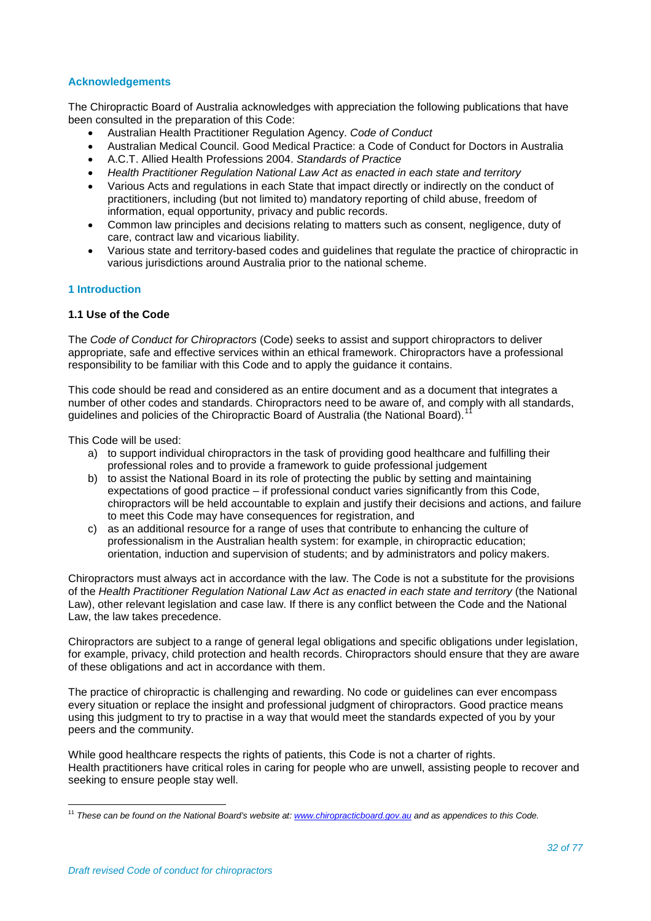### Acknowledgements

The Chiropractic Board of Australia acknowledges with appreciation the following publications that have been consulted in the preparation of this Code:

- Australian Health Practitioner Regulation Agency. *Code of Conduct*
- Australian Medical Council. Good Medical Practice: a Code of Conduct for Doctors in Australia
- A.C.T. Allied Health Professions 2004. *Standards of Practice*
- *Health Practitioner Regulation National Law Act as enacted in each state and territory*
- Various Acts and regulations in each State that impact directly or indirectly on the conduct of practitioners, including (but not limited to) mandatory reporting of child abuse, freedom of information, equal opportunity, privacy and public records.
- Common law principles and decisions relating to matters such as consent, negligence, duty of care, contract law and vicarious liability.
- Various state and territory-based codes and guidelines that regulate the practice of chiropractic in various jurisdictions around Australia prior to the national scheme.

## 1 Introduction

### 1.1 Use of the Code

The *Code of Conduct for Chiropractors* (Code) seeks to assist and support chiropractors to deliver appropriate, safe and effective services within an ethical framework. Chiropractors have a professional responsibility to be familiar with this Code and to apply the guidance it contains.

This code should be read and considered as an entire document and as a document that integrates a number of other codes and standards. Chiropractors need to be aware of, and comply with all standards, guidelines and policies of the Chiropractic Board of Australia (the National Board).[11]

This Code will be used:

a) to support individual chiropractors in the task of providing good healthcare and fulfilling their professional roles and to provide a framework to guide professional judgement
b) to assist the National Board in its role of protecting the public by setting and maintaining expectations of good practice – if professional conduct varies significantly from this Code, chiropractors will be held accountable to explain and justify their decisions and actions, and failure to meet this Code may have consequences for registration, and
c) as an additional resource for a range of uses that contribute to enhancing the culture of professionalism in the Australian health system: for example, in chiropractic education; orientation, induction and supervision of students; and by administrators and policy makers.

Chiropractors must always act in accordance with the law. The Code is not a substitute for the provisions of the *Health Practitioner Regulation National Law Act as enacted in each state and territory* (the National Law), other relevant legislation and case law. If there is any conflict between the Code and the National Law, the law takes precedence.

Chiropractors are subject to a range of general legal obligations and specific obligations under legislation, for example, privacy, child protection and health records. Chiropractors should ensure that they are aware of these obligations and act in accordance with them.

The practice of chiropractic is challenging and rewarding. No code or guidelines can ever encompass every situation or replace the insight and professional judgment of chiropractors. Good practice means using this judgment to try to practise in a way that would meet the standards expected of you by your peers and the community.

While good healthcare respects the rights of patients, this Code is not a charter of rights. Health practitioners have critical roles in caring for people who are unwell, assisting people to recover and seeking to ensure people stay well.

---

[11] *These can be found on the National Board's website at: www.chiropracticboard.gov.au and as appendices to this Code.*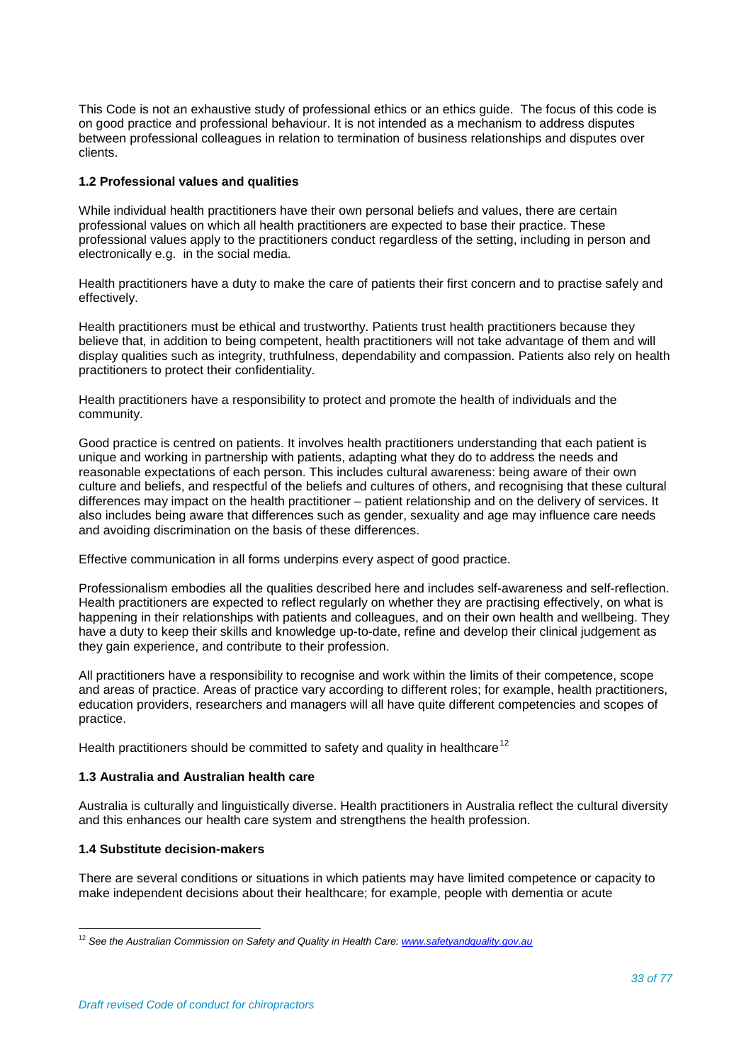This Code is not an exhaustive study of professional ethics or an ethics guide. The focus of this code is on good practice and professional behaviour. It is not intended as a mechanism to address disputes between professional colleagues in relation to termination of business relationships and disputes over clients.

### 1.2 Professional values and qualities

While individual health practitioners have their own personal beliefs and values, there are certain professional values on which all health practitioners are expected to base their practice. These professional values apply to the practitioners conduct regardless of the setting, including in person and electronically e.g. in the social media.

Health practitioners have a duty to make the care of patients their first concern and to practise safely and effectively.

Health practitioners must be ethical and trustworthy. Patients trust health practitioners because they believe that, in addition to being competent, health practitioners will not take advantage of them and will display qualities such as integrity, truthfulness, dependability and compassion. Patients also rely on health practitioners to protect their confidentiality.

Health practitioners have a responsibility to protect and promote the health of individuals and the community.

Good practice is centred on patients. It involves health practitioners understanding that each patient is unique and working in partnership with patients, adapting what they do to address the needs and reasonable expectations of each person. This includes cultural awareness: being aware of their own culture and beliefs, and respectful of the beliefs and cultures of others, and recognising that these cultural differences may impact on the health practitioner – patient relationship and on the delivery of services. It also includes being aware that differences such as gender, sexuality and age may influence care needs and avoiding discrimination on the basis of these differences.

Effective communication in all forms underpins every aspect of good practice.

Professionalism embodies all the qualities described here and includes self-awareness and self-reflection. Health practitioners are expected to reflect regularly on whether they are practising effectively, on what is happening in their relationships with patients and colleagues, and on their own health and wellbeing. They have a duty to keep their skills and knowledge up-to-date, refine and develop their clinical judgement as they gain experience, and contribute to their profession.

All practitioners have a responsibility to recognise and work within the limits of their competence, scope and areas of practice. Areas of practice vary according to different roles; for example, health practitioners, education providers, researchers and managers will all have quite different competencies and scopes of practice.

Health practitioners should be committed to safety and quality in healthcare[12]

### 1.3 Australia and Australian health care

Australia is culturally and linguistically diverse. Health practitioners in Australia reflect the cultural diversity and this enhances our health care system and strengthens the health profession.

### 1.4 Substitute decision-makers

There are several conditions or situations in which patients may have limited competence or capacity to make independent decisions about their healthcare; for example, people with dementia or acute

---

[12] *See the Australian Commission on Safety and Quality in Health Care: www.safetyandquality.gov.au*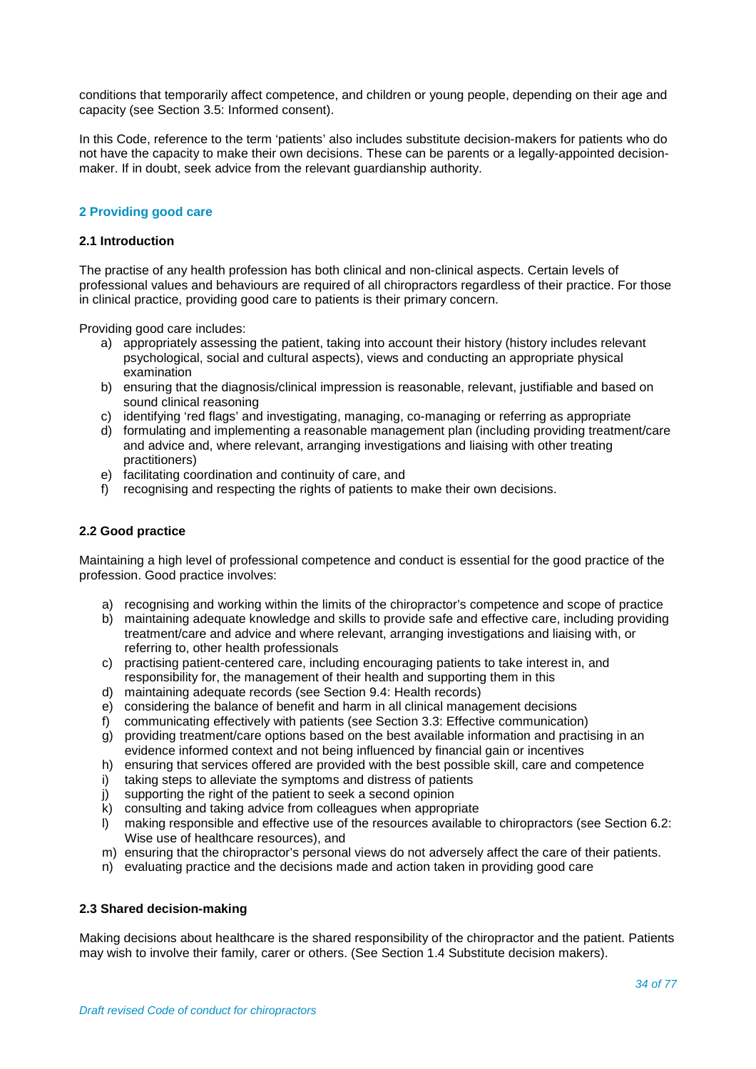conditions that temporarily affect competence, and children or young people, depending on their age and capacity (see Section 3.5: Informed consent).

In this Code, reference to the term 'patients' also includes substitute decision-makers for patients who do not have the capacity to make their own decisions. These can be parents or a legally-appointed decision-maker. If in doubt, seek advice from the relevant guardianship authority.

## 2 Providing good care

### 2.1 Introduction

The practise of any health profession has both clinical and non-clinical aspects. Certain levels of professional values and behaviours are required of all chiropractors regardless of their practice. For those in clinical practice, providing good care to patients is their primary concern.

Providing good care includes:

a) appropriately assessing the patient, taking into account their history (history includes relevant psychological, social and cultural aspects), views and conducting an appropriate physical examination
b) ensuring that the diagnosis/clinical impression is reasonable, relevant, justifiable and based on sound clinical reasoning
c) identifying 'red flags' and investigating, managing, co-managing or referring as appropriate
d) formulating and implementing a reasonable management plan (including providing treatment/care and advice and, where relevant, arranging investigations and liaising with other treating practitioners)
e) facilitating coordination and continuity of care, and
f) recognising and respecting the rights of patients to make their own decisions.

### 2.2 Good practice

Maintaining a high level of professional competence and conduct is essential for the good practice of the profession. Good practice involves:

a) recognising and working within the limits of the chiropractor's competence and scope of practice
b) maintaining adequate knowledge and skills to provide safe and effective care, including providing treatment/care and advice and where relevant, arranging investigations and liaising with, or referring to, other health professionals
c) practising patient-centered care, including encouraging patients to take interest in, and responsibility for, the management of their health and supporting them in this
d) maintaining adequate records (see Section 9.4: Health records)
e) considering the balance of benefit and harm in all clinical management decisions
f) communicating effectively with patients (see Section 3.3: Effective communication)
g) providing treatment/care options based on the best available information and practising in an evidence informed context and not being influenced by financial gain or incentives
h) ensuring that services offered are provided with the best possible skill, care and competence
i) taking steps to alleviate the symptoms and distress of patients
j) supporting the right of the patient to seek a second opinion
k) consulting and taking advice from colleagues when appropriate
l) making responsible and effective use of the resources available to chiropractors (see Section 6.2: Wise use of healthcare resources), and
m) ensuring that the chiropractor's personal views do not adversely affect the care of their patients.
n) evaluating practice and the decisions made and action taken in providing good care

### 2.3 Shared decision-making

Making decisions about healthcare is the shared responsibility of the chiropractor and the patient. Patients may wish to involve their family, carer or others. (See Section 1.4 Substitute decision makers).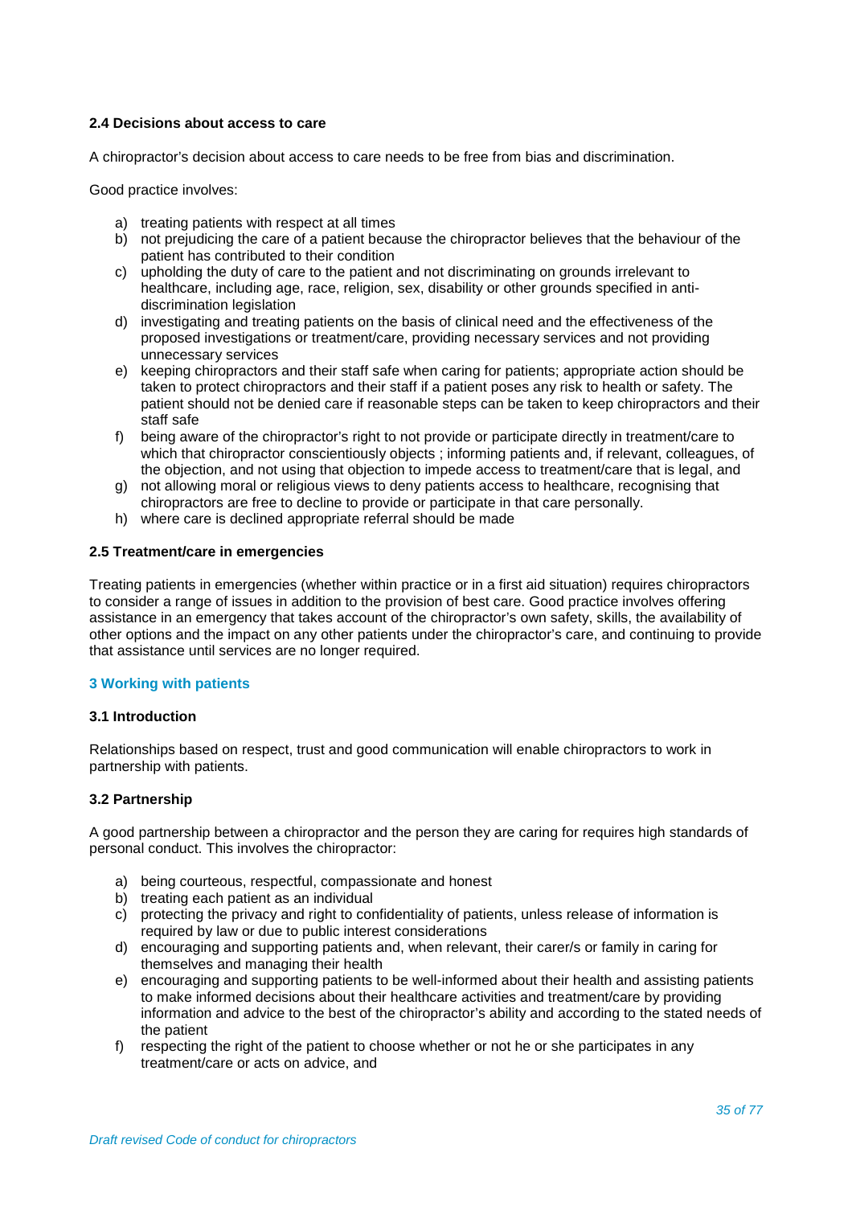### 2.4 Decisions about access to care

A chiropractor's decision about access to care needs to be free from bias and discrimination.

Good practice involves:

a) treating patients with respect at all times
b) not prejudicing the care of a patient because the chiropractor believes that the behaviour of the patient has contributed to their condition
c) upholding the duty of care to the patient and not discriminating on grounds irrelevant to healthcare, including age, race, religion, sex, disability or other grounds specified in anti-discrimination legislation
d) investigating and treating patients on the basis of clinical need and the effectiveness of the proposed investigations or treatment/care, providing necessary services and not providing unnecessary services
e) keeping chiropractors and their staff safe when caring for patients; appropriate action should be taken to protect chiropractors and their staff if a patient poses any risk to health or safety. The patient should not be denied care if reasonable steps can be taken to keep chiropractors and their staff safe
f) being aware of the chiropractor's right to not provide or participate directly in treatment/care to which that chiropractor conscientiously objects ; informing patients and, if relevant, colleagues, of the objection, and not using that objection to impede access to treatment/care that is legal, and
g) not allowing moral or religious views to deny patients access to healthcare, recognising that chiropractors are free to decline to provide or participate in that care personally.
h) where care is declined appropriate referral should be made

### 2.5 Treatment/care in emergencies

Treating patients in emergencies (whether within practice or in a first aid situation) requires chiropractors to consider a range of issues in addition to the provision of best care. Good practice involves offering assistance in an emergency that takes account of the chiropractor's own safety, skills, the availability of other options and the impact on any other patients under the chiropractor's care, and continuing to provide that assistance until services are no longer required.

## 3 Working with patients

### 3.1 Introduction

Relationships based on respect, trust and good communication will enable chiropractors to work in partnership with patients.

### 3.2 Partnership

A good partnership between a chiropractor and the person they are caring for requires high standards of personal conduct. This involves the chiropractor:

a) being courteous, respectful, compassionate and honest
b) treating each patient as an individual
c) protecting the privacy and right to confidentiality of patients, unless release of information is required by law or due to public interest considerations
d) encouraging and supporting patients and, when relevant, their carer/s or family in caring for themselves and managing their health
e) encouraging and supporting patients to be well-informed about their health and assisting patients to make informed decisions about their healthcare activities and treatment/care by providing information and advice to the best of the chiropractor's ability and according to the stated needs of the patient
f) respecting the right of the patient to choose whether or not he or she participates in any treatment/care or acts on advice, and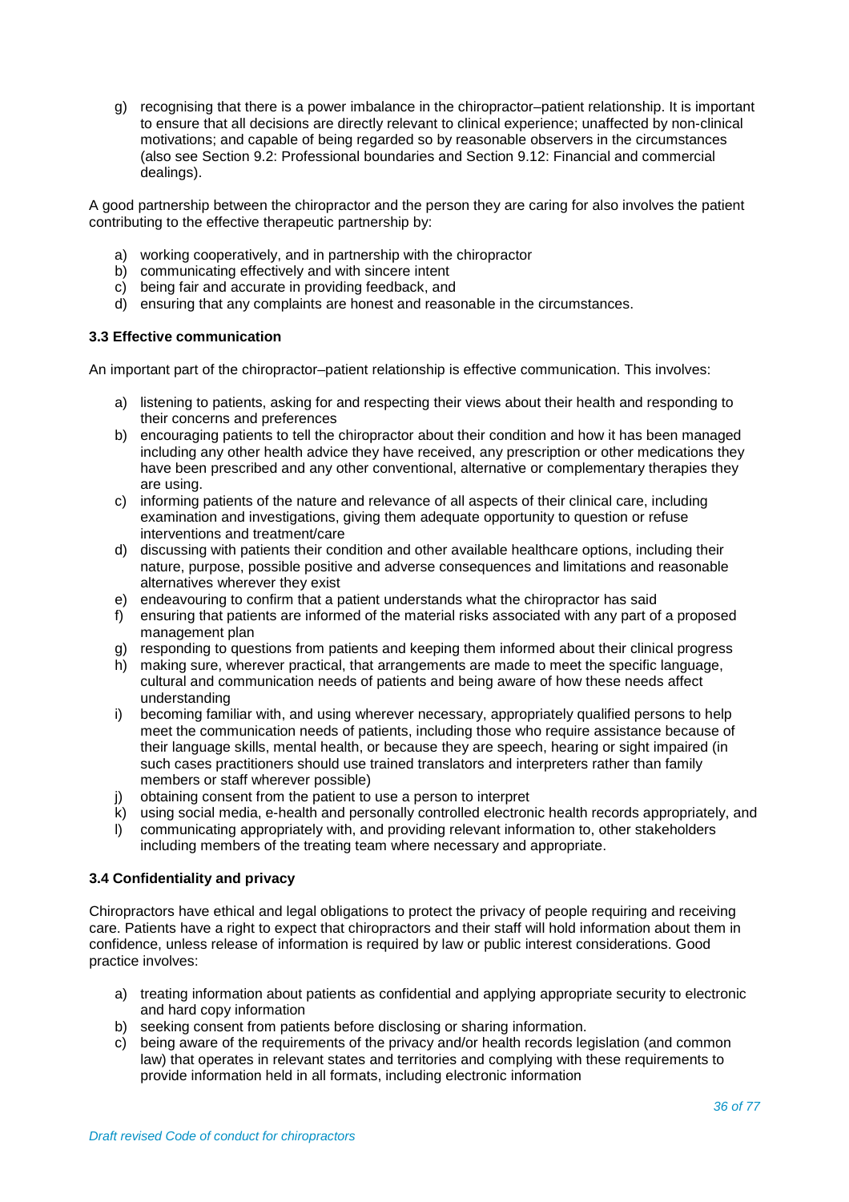g) recognising that there is a power imbalance in the chiropractor–patient relationship. It is important to ensure that all decisions are directly relevant to clinical experience; unaffected by non-clinical motivations; and capable of being regarded so by reasonable observers in the circumstances (also see Section 9.2: Professional boundaries and Section 9.12: Financial and commercial dealings).

A good partnership between the chiropractor and the person they are caring for also involves the patient contributing to the effective therapeutic partnership by:

a) working cooperatively, and in partnership with the chiropractor
b) communicating effectively and with sincere intent
c) being fair and accurate in providing feedback, and
d) ensuring that any complaints are honest and reasonable in the circumstances.

### 3.3 Effective communication

An important part of the chiropractor–patient relationship is effective communication. This involves:

a) listening to patients, asking for and respecting their views about their health and responding to their concerns and preferences
b) encouraging patients to tell the chiropractor about their condition and how it has been managed including any other health advice they have received, any prescription or other medications they have been prescribed and any other conventional, alternative or complementary therapies they are using.
c) informing patients of the nature and relevance of all aspects of their clinical care, including examination and investigations, giving them adequate opportunity to question or refuse interventions and treatment/care
d) discussing with patients their condition and other available healthcare options, including their nature, purpose, possible positive and adverse consequences and limitations and reasonable alternatives wherever they exist
e) endeavouring to confirm that a patient understands what the chiropractor has said
f) ensuring that patients are informed of the material risks associated with any part of a proposed management plan
g) responding to questions from patients and keeping them informed about their clinical progress
h) making sure, wherever practical, that arrangements are made to meet the specific language, cultural and communication needs of patients and being aware of how these needs affect understanding
i) becoming familiar with, and using wherever necessary, appropriately qualified persons to help meet the communication needs of patients, including those who require assistance because of their language skills, mental health, or because they are speech, hearing or sight impaired (in such cases practitioners should use trained translators and interpreters rather than family members or staff wherever possible)
j) obtaining consent from the patient to use a person to interpret
k) using social media, e-health and personally controlled electronic health records appropriately, and
l) communicating appropriately with, and providing relevant information to, other stakeholders including members of the treating team where necessary and appropriate.

### 3.4 Confidentiality and privacy

Chiropractors have ethical and legal obligations to protect the privacy of people requiring and receiving care. Patients have a right to expect that chiropractors and their staff will hold information about them in confidence, unless release of information is required by law or public interest considerations. Good practice involves:

a) treating information about patients as confidential and applying appropriate security to electronic and hard copy information
b) seeking consent from patients before disclosing or sharing information.
c) being aware of the requirements of the privacy and/or health records legislation (and common law) that operates in relevant states and territories and complying with these requirements to provide information held in all formats, including electronic information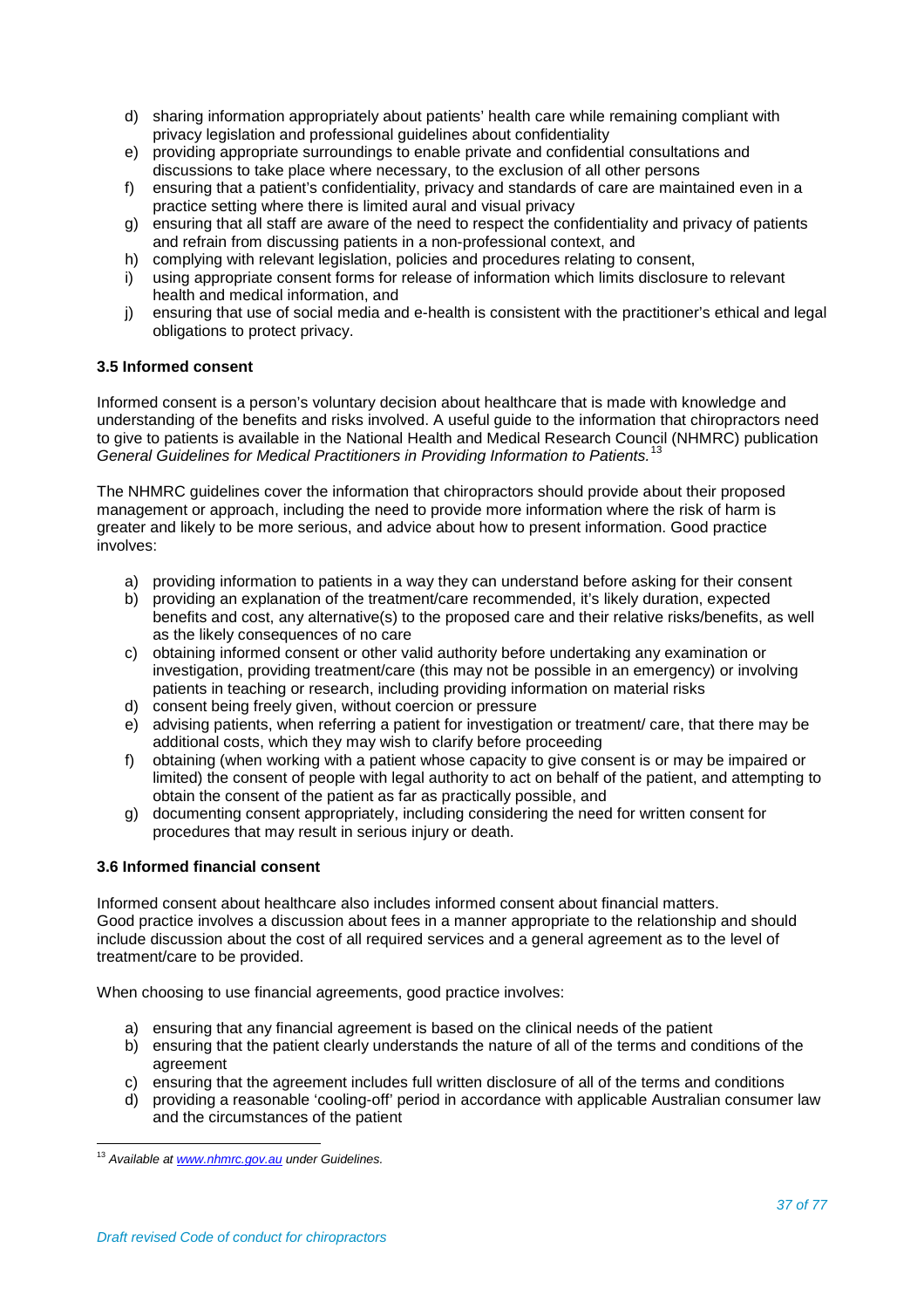d) sharing information appropriately about patients' health care while remaining compliant with privacy legislation and professional guidelines about confidentiality
e) providing appropriate surroundings to enable private and confidential consultations and discussions to take place where necessary, to the exclusion of all other persons
f) ensuring that a patient's confidentiality, privacy and standards of care are maintained even in a practice setting where there is limited aural and visual privacy
g) ensuring that all staff are aware of the need to respect the confidentiality and privacy of patients and refrain from discussing patients in a non-professional context, and
h) complying with relevant legislation, policies and procedures relating to consent,
i) using appropriate consent forms for release of information which limits disclosure to relevant health and medical information, and
j) ensuring that use of social media and e-health is consistent with the practitioner's ethical and legal obligations to protect privacy.

### 3.5 Informed consent

Informed consent is a person's voluntary decision about healthcare that is made with knowledge and understanding of the benefits and risks involved. A useful guide to the information that chiropractors need to give to patients is available in the National Health and Medical Research Council (NHMRC) publication *General Guidelines for Medical Practitioners in Providing Information to Patients.*[13]

The NHMRC guidelines cover the information that chiropractors should provide about their proposed management or approach, including the need to provide more information where the risk of harm is greater and likely to be more serious, and advice about how to present information. Good practice involves:

a) providing information to patients in a way they can understand before asking for their consent
b) providing an explanation of the treatment/care recommended, it's likely duration, expected benefits and cost, any alternative(s) to the proposed care and their relative risks/benefits, as well as the likely consequences of no care
c) obtaining informed consent or other valid authority before undertaking any examination or investigation, providing treatment/care (this may not be possible in an emergency) or involving patients in teaching or research, including providing information on material risks
d) consent being freely given, without coercion or pressure
e) advising patients, when referring a patient for investigation or treatment/ care, that there may be additional costs, which they may wish to clarify before proceeding
f) obtaining (when working with a patient whose capacity to give consent is or may be impaired or limited) the consent of people with legal authority to act on behalf of the patient, and attempting to obtain the consent of the patient as far as practically possible, and
g) documenting consent appropriately, including considering the need for written consent for procedures that may result in serious injury or death.

### 3.6 Informed financial consent

Informed consent about healthcare also includes informed consent about financial matters. Good practice involves a discussion about fees in a manner appropriate to the relationship and should include discussion about the cost of all required services and a general agreement as to the level of treatment/care to be provided.

When choosing to use financial agreements, good practice involves:

a) ensuring that any financial agreement is based on the clinical needs of the patient
b) ensuring that the patient clearly understands the nature of all of the terms and conditions of the agreement
c) ensuring that the agreement includes full written disclosure of all of the terms and conditions
d) providing a reasonable 'cooling-off' period in accordance with applicable Australian consumer law and the circumstances of the patient

---

[13] *Available at www.nhmrc.gov.au under Guidelines.*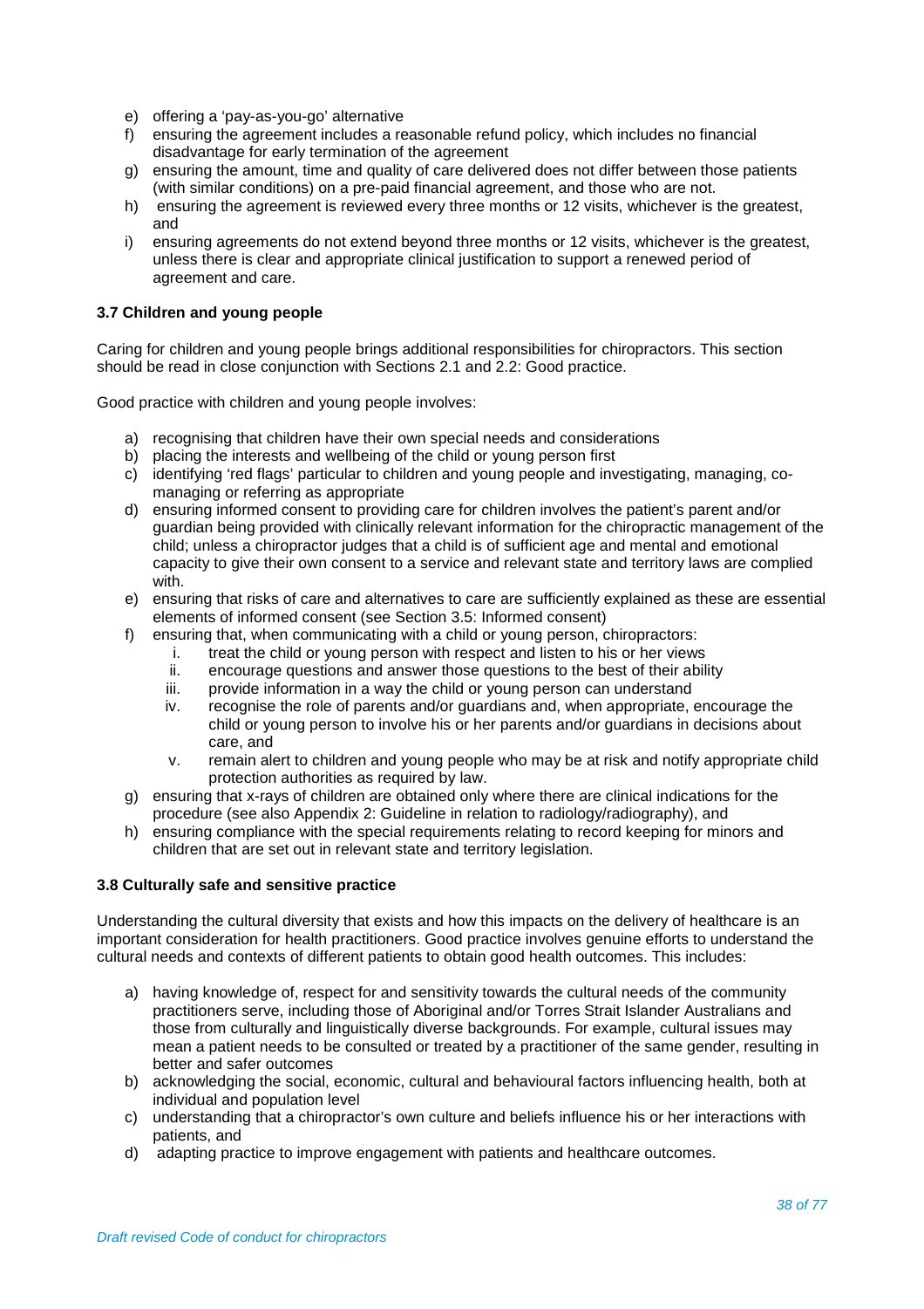e) offering a 'pay-as-you-go' alternative
f) ensuring the agreement includes a reasonable refund policy, which includes no financial disadvantage for early termination of the agreement
g) ensuring the amount, time and quality of care delivered does not differ between those patients (with similar conditions) on a pre-paid financial agreement, and those who are not.
h) ensuring the agreement is reviewed every three months or 12 visits, whichever is the greatest, and
i) ensuring agreements do not extend beyond three months or 12 visits, whichever is the greatest, unless there is clear and appropriate clinical justification to support a renewed period of agreement and care.

### 3.7 Children and young people

Caring for children and young people brings additional responsibilities for chiropractors. This section should be read in close conjunction with Sections 2.1 and 2.2: Good practice.

Good practice with children and young people involves:

a) recognising that children have their own special needs and considerations
b) placing the interests and wellbeing of the child or young person first
c) identifying 'red flags' particular to children and young people and investigating, managing, co-managing or referring as appropriate
d) ensuring informed consent to providing care for children involves the patient's parent and/or guardian being provided with clinically relevant information for the chiropractic management of the child; unless a chiropractor judges that a child is of sufficient age and mental and emotional capacity to give their own consent to a service and relevant state and territory laws are complied with.
e) ensuring that risks of care and alternatives to care are sufficiently explained as these are essential elements of informed consent (see Section 3.5: Informed consent)
f) ensuring that, when communicating with a child or young person, chiropractors:
   i. treat the child or young person with respect and listen to his or her views
   ii. encourage questions and answer those questions to the best of their ability
   iii. provide information in a way the child or young person can understand
   iv. recognise the role of parents and/or guardians and, when appropriate, encourage the child or young person to involve his or her parents and/or guardians in decisions about care, and
   v. remain alert to children and young people who may be at risk and notify appropriate child protection authorities as required by law.
g) ensuring that x-rays of children are obtained only where there are clinical indications for the procedure (see also Appendix 2: Guideline in relation to radiology/radiography), and
h) ensuring compliance with the special requirements relating to record keeping for minors and children that are set out in relevant state and territory legislation.

### 3.8 Culturally safe and sensitive practice

Understanding the cultural diversity that exists and how this impacts on the delivery of healthcare is an important consideration for health practitioners. Good practice involves genuine efforts to understand the cultural needs and contexts of different patients to obtain good health outcomes. This includes:

a) having knowledge of, respect for and sensitivity towards the cultural needs of the community practitioners serve, including those of Aboriginal and/or Torres Strait Islander Australians and those from culturally and linguistically diverse backgrounds. For example, cultural issues may mean a patient needs to be consulted or treated by a practitioner of the same gender, resulting in better and safer outcomes
b) acknowledging the social, economic, cultural and behavioural factors influencing health, both at individual and population level
c) understanding that a chiropractor's own culture and beliefs influence his or her interactions with patients, and
d) adapting practice to improve engagement with patients and healthcare outcomes.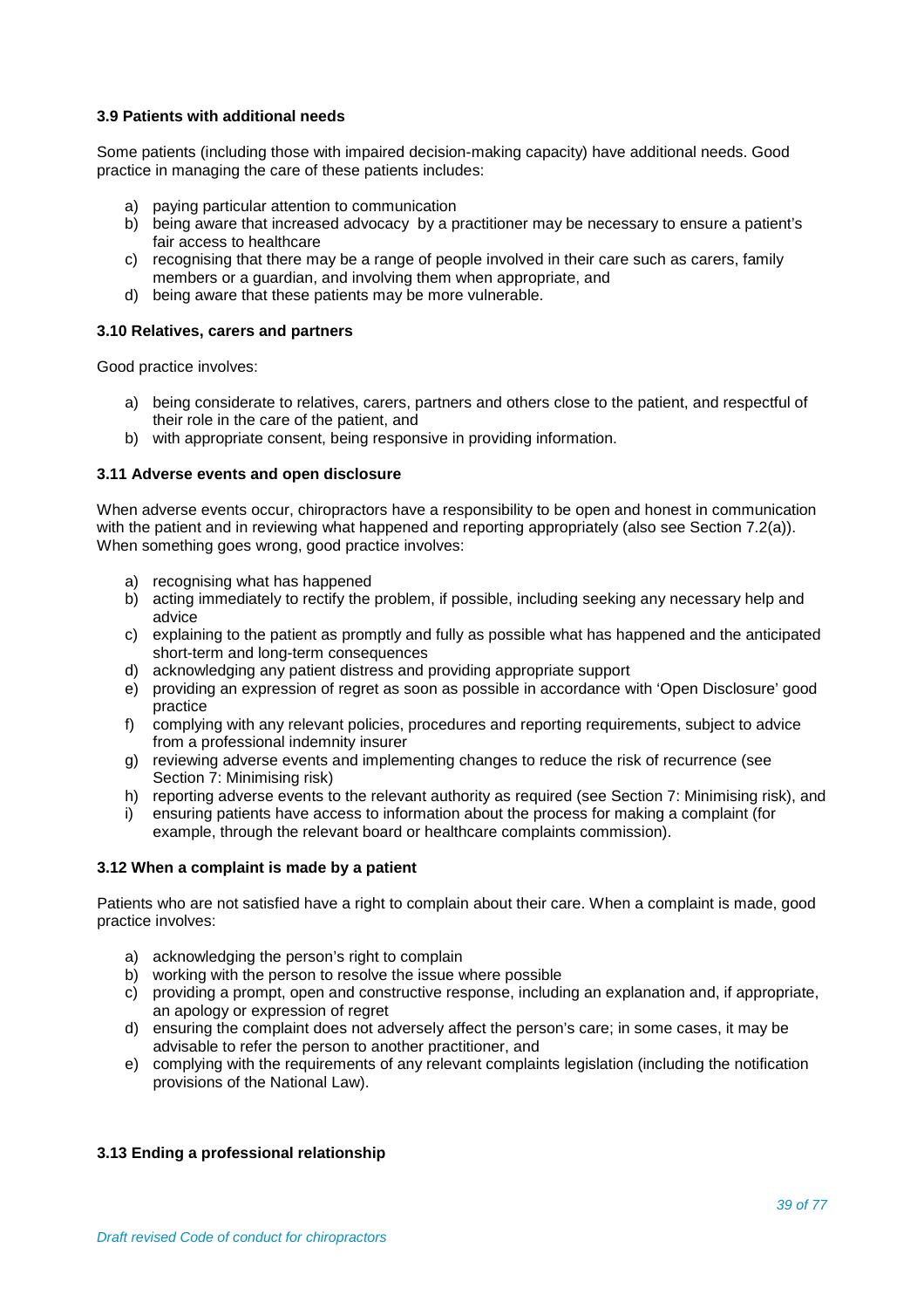### 3.9 Patients with additional needs

Some patients (including those with impaired decision-making capacity) have additional needs. Good practice in managing the care of these patients includes:

a) paying particular attention to communication
b) being aware that increased advocacy by a practitioner may be necessary to ensure a patient's fair access to healthcare
c) recognising that there may be a range of people involved in their care such as carers, family members or a guardian, and involving them when appropriate, and
d) being aware that these patients may be more vulnerable.

### 3.10 Relatives, carers and partners

Good practice involves:

a) being considerate to relatives, carers, partners and others close to the patient, and respectful of their role in the care of the patient, and
b) with appropriate consent, being responsive in providing information.

### 3.11 Adverse events and open disclosure

When adverse events occur, chiropractors have a responsibility to be open and honest in communication with the patient and in reviewing what happened and reporting appropriately (also see Section 7.2(a)). When something goes wrong, good practice involves:

a) recognising what has happened
b) acting immediately to rectify the problem, if possible, including seeking any necessary help and advice
c) explaining to the patient as promptly and fully as possible what has happened and the anticipated short-term and long-term consequences
d) acknowledging any patient distress and providing appropriate support
e) providing an expression of regret as soon as possible in accordance with 'Open Disclosure' good practice
f) complying with any relevant policies, procedures and reporting requirements, subject to advice from a professional indemnity insurer
g) reviewing adverse events and implementing changes to reduce the risk of recurrence (see Section 7: Minimising risk)
h) reporting adverse events to the relevant authority as required (see Section 7: Minimising risk), and
i) ensuring patients have access to information about the process for making a complaint (for example, through the relevant board or healthcare complaints commission).

### 3.12 When a complaint is made by a patient

Patients who are not satisfied have a right to complain about their care. When a complaint is made, good practice involves:

a) acknowledging the person's right to complain
b) working with the person to resolve the issue where possible
c) providing a prompt, open and constructive response, including an explanation and, if appropriate, an apology or expression of regret
d) ensuring the complaint does not adversely affect the person's care; in some cases, it may be advisable to refer the person to another practitioner, and
e) complying with the requirements of any relevant complaints legislation (including the notification provisions of the National Law).

### 3.13 Ending a professional relationship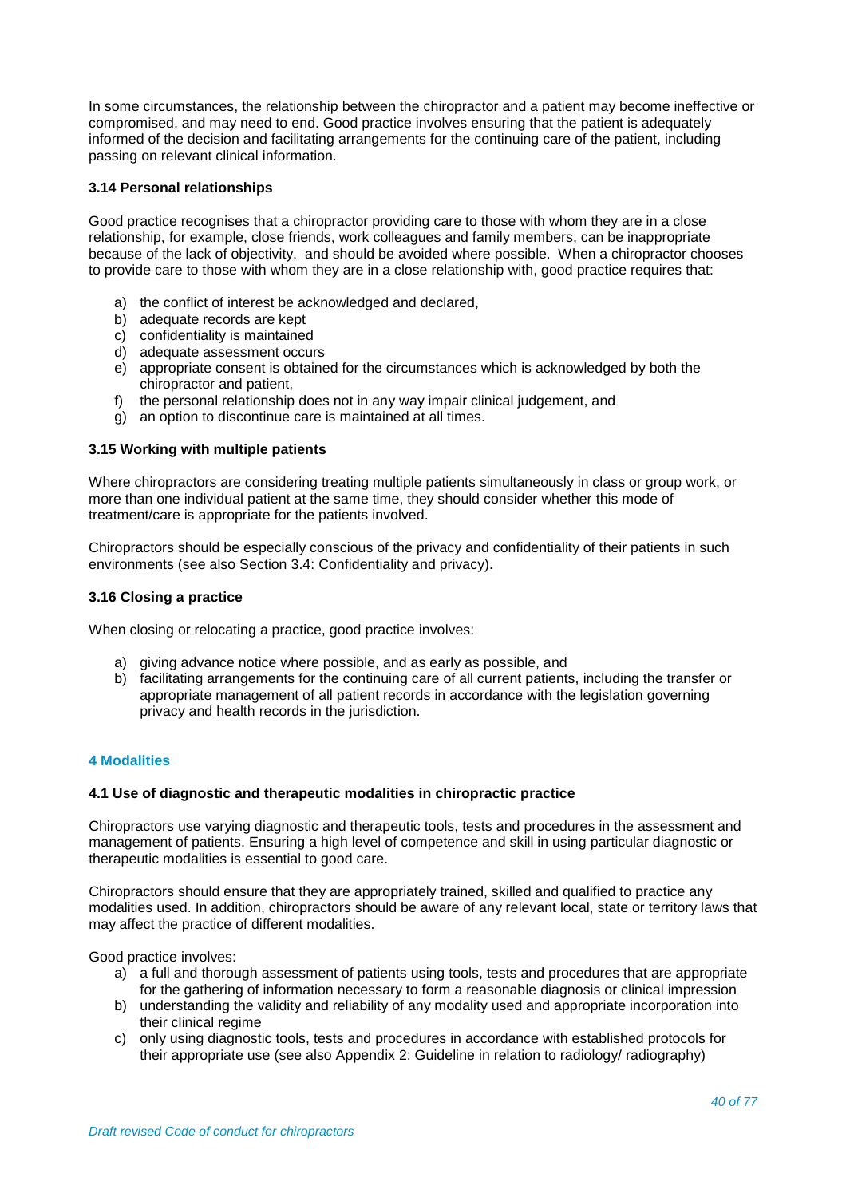In some circumstances, the relationship between the chiropractor and a patient may become ineffective or compromised, and may need to end. Good practice involves ensuring that the patient is adequately informed of the decision and facilitating arrangements for the continuing care of the patient, including passing on relevant clinical information.

### 3.14 Personal relationships

Good practice recognises that a chiropractor providing care to those with whom they are in a close relationship, for example, close friends, work colleagues and family members, can be inappropriate because of the lack of objectivity, and should be avoided where possible. When a chiropractor chooses to provide care to those with whom they are in a close relationship with, good practice requires that:

a) the conflict of interest be acknowledged and declared,
b) adequate records are kept
c) confidentiality is maintained
d) adequate assessment occurs
e) appropriate consent is obtained for the circumstances which is acknowledged by both the chiropractor and patient,
f) the personal relationship does not in any way impair clinical judgement, and
g) an option to discontinue care is maintained at all times.

### 3.15 Working with multiple patients

Where chiropractors are considering treating multiple patients simultaneously in class or group work, or more than one individual patient at the same time, they should consider whether this mode of treatment/care is appropriate for the patients involved.

Chiropractors should be especially conscious of the privacy and confidentiality of their patients in such environments (see also Section 3.4: Confidentiality and privacy).

### 3.16 Closing a practice

When closing or relocating a practice, good practice involves:

a) giving advance notice where possible, and as early as possible, and
b) facilitating arrangements for the continuing care of all current patients, including the transfer or appropriate management of all patient records in accordance with the legislation governing privacy and health records in the jurisdiction.

## 4 Modalities

### 4.1 Use of diagnostic and therapeutic modalities in chiropractic practice

Chiropractors use varying diagnostic and therapeutic tools, tests and procedures in the assessment and management of patients. Ensuring a high level of competence and skill in using particular diagnostic or therapeutic modalities is essential to good care.

Chiropractors should ensure that they are appropriately trained, skilled and qualified to practice any modalities used. In addition, chiropractors should be aware of any relevant local, state or territory laws that may affect the practice of different modalities.

Good practice involves:

a) a full and thorough assessment of patients using tools, tests and procedures that are appropriate for the gathering of information necessary to form a reasonable diagnosis or clinical impression
b) understanding the validity and reliability of any modality used and appropriate incorporation into their clinical regime
c) only using diagnostic tools, tests and procedures in accordance with established protocols for their appropriate use (see also Appendix 2: Guideline in relation to radiology/ radiography)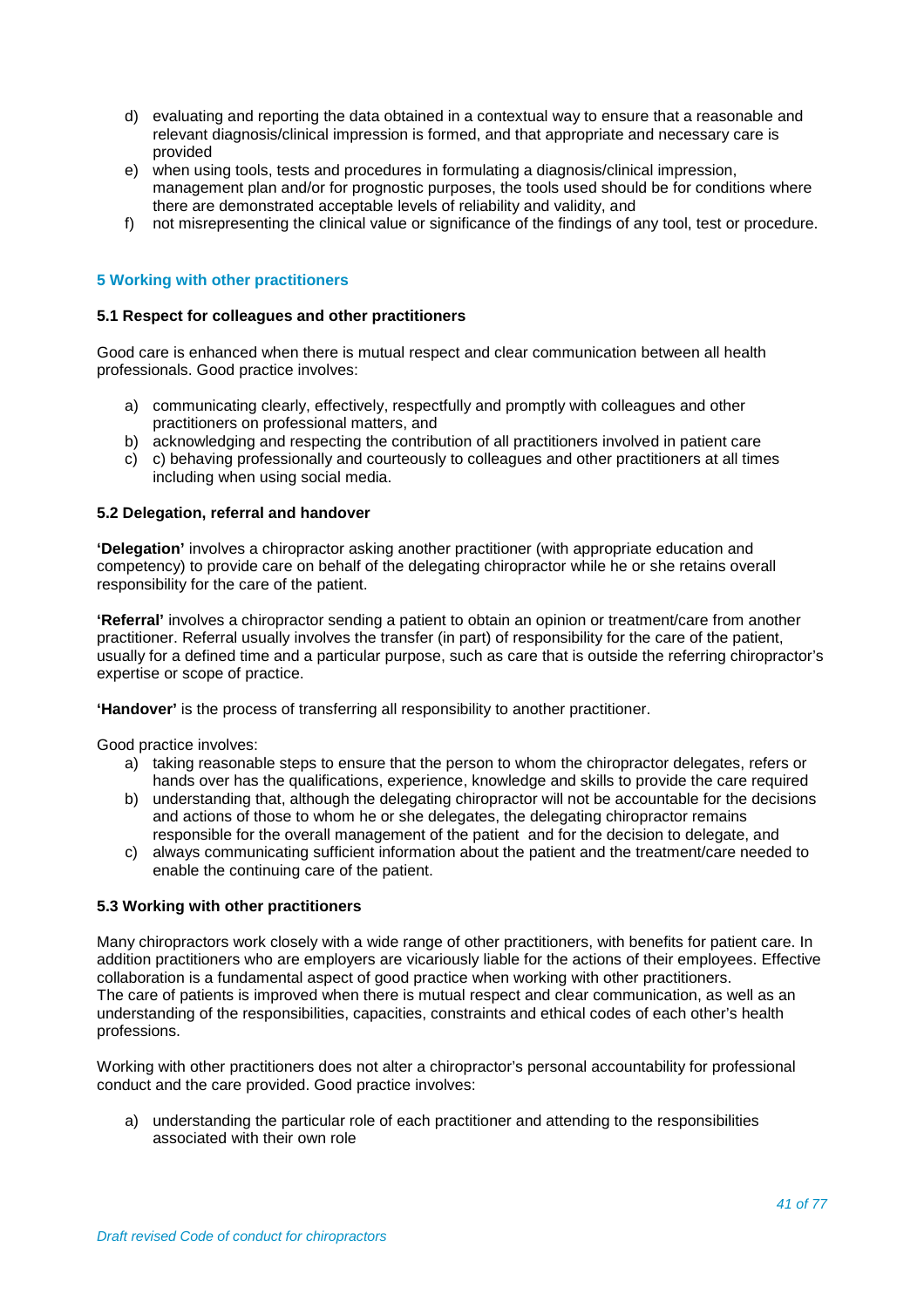d) evaluating and reporting the data obtained in a contextual way to ensure that a reasonable and relevant diagnosis/clinical impression is formed, and that appropriate and necessary care is provided
e) when using tools, tests and procedures in formulating a diagnosis/clinical impression, management plan and/or for prognostic purposes, the tools used should be for conditions where there are demonstrated acceptable levels of reliability and validity, and
f) not misrepresenting the clinical value or significance of the findings of any tool, test or procedure.

## 5 Working with other practitioners

### 5.1 Respect for colleagues and other practitioners

Good care is enhanced when there is mutual respect and clear communication between all health professionals. Good practice involves:

a) communicating clearly, effectively, respectfully and promptly with colleagues and other practitioners on professional matters, and
b) acknowledging and respecting the contribution of all practitioners involved in patient care
c) c) behaving professionally and courteously to colleagues and other practitioners at all times including when using social media.

### 5.2 Delegation, referral and handover

**'Delegation'** involves a chiropractor asking another practitioner (with appropriate education and competency) to provide care on behalf of the delegating chiropractor while he or she retains overall responsibility for the care of the patient.

**'Referral'** involves a chiropractor sending a patient to obtain an opinion or treatment/care from another practitioner. Referral usually involves the transfer (in part) of responsibility for the care of the patient, usually for a defined time and a particular purpose, such as care that is outside the referring chiropractor's expertise or scope of practice.

**'Handover'** is the process of transferring all responsibility to another practitioner.

Good practice involves:

a) taking reasonable steps to ensure that the person to whom the chiropractor delegates, refers or hands over has the qualifications, experience, knowledge and skills to provide the care required
b) understanding that, although the delegating chiropractor will not be accountable for the decisions and actions of those to whom he or she delegates, the delegating chiropractor remains responsible for the overall management of the patient and for the decision to delegate, and
c) always communicating sufficient information about the patient and the treatment/care needed to enable the continuing care of the patient.

### 5.3 Working with other practitioners

Many chiropractors work closely with a wide range of other practitioners, with benefits for patient care. In addition practitioners who are employers are vicariously liable for the actions of their employees. Effective collaboration is a fundamental aspect of good practice when working with other practitioners.
The care of patients is improved when there is mutual respect and clear communication, as well as an understanding of the responsibilities, capacities, constraints and ethical codes of each other's health professions.

Working with other practitioners does not alter a chiropractor's personal accountability for professional conduct and the care provided. Good practice involves:

a) understanding the particular role of each practitioner and attending to the responsibilities associated with their own role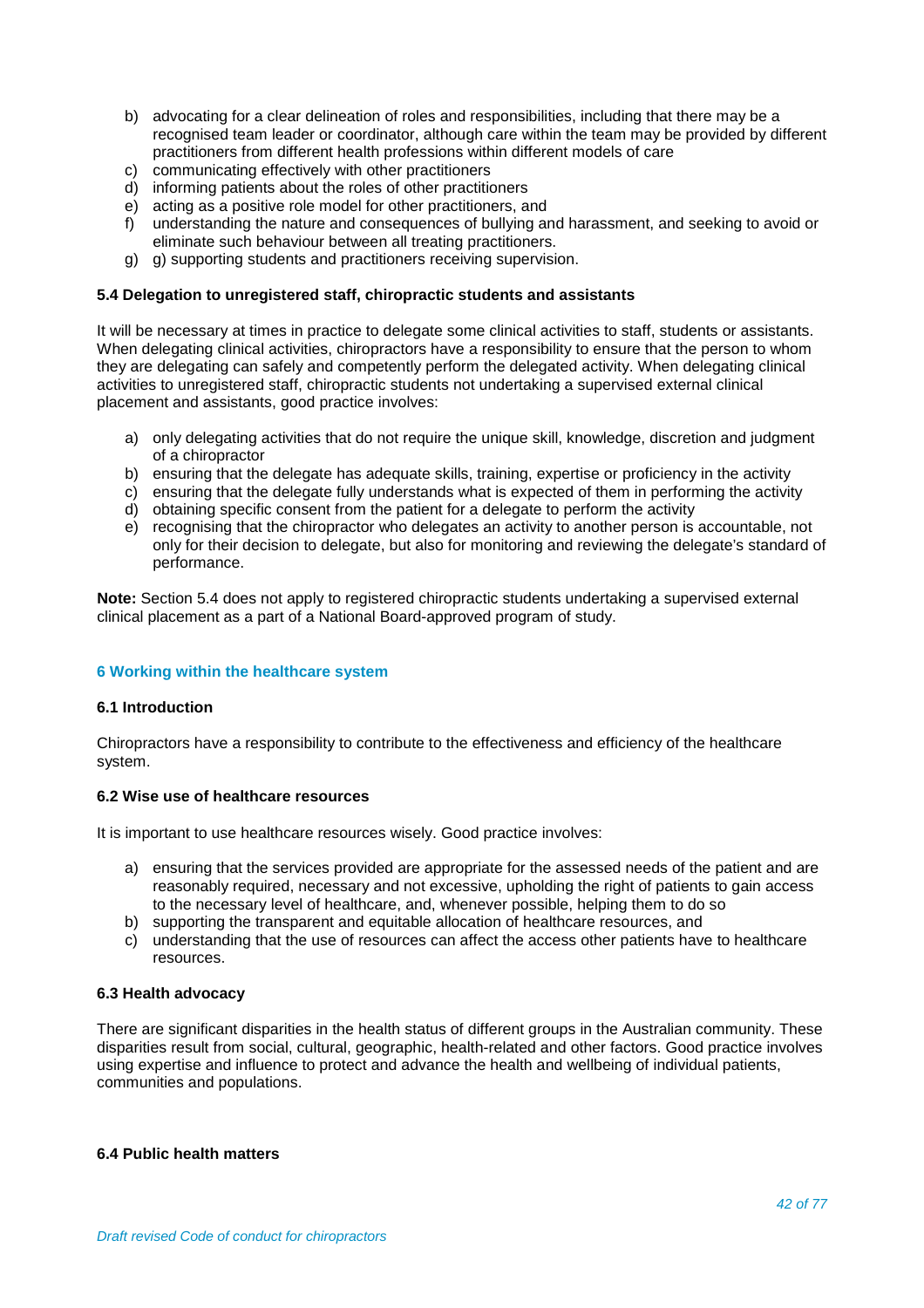b) advocating for a clear delineation of roles and responsibilities, including that there may be a recognised team leader or coordinator, although care within the team may be provided by different practitioners from different health professions within different models of care
c) communicating effectively with other practitioners
d) informing patients about the roles of other practitioners
e) acting as a positive role model for other practitioners, and
f) understanding the nature and consequences of bullying and harassment, and seeking to avoid or eliminate such behaviour between all treating practitioners.
g) g) supporting students and practitioners receiving supervision.

#### 5.4 Delegation to unregistered staff, chiropractic students and assistants

It will be necessary at times in practice to delegate some clinical activities to staff, students or assistants. When delegating clinical activities, chiropractors have a responsibility to ensure that the person to whom they are delegating can safely and competently perform the delegated activity. When delegating clinical activities to unregistered staff, chiropractic students not undertaking a supervised external clinical placement and assistants, good practice involves:

a) only delegating activities that do not require the unique skill, knowledge, discretion and judgment of a chiropractor
b) ensuring that the delegate has adequate skills, training, expertise or proficiency in the activity
c) ensuring that the delegate fully understands what is expected of them in performing the activity
d) obtaining specific consent from the patient for a delegate to perform the activity
e) recognising that the chiropractor who delegates an activity to another person is accountable, not only for their decision to delegate, but also for monitoring and reviewing the delegate's standard of performance.

**Note:** Section 5.4 does not apply to registered chiropractic students undertaking a supervised external clinical placement as a part of a National Board-approved program of study.

### 6 Working within the healthcare system

#### 6.1 Introduction

Chiropractors have a responsibility to contribute to the effectiveness and efficiency of the healthcare system.

#### 6.2 Wise use of healthcare resources

It is important to use healthcare resources wisely. Good practice involves:

a) ensuring that the services provided are appropriate for the assessed needs of the patient and are reasonably required, necessary and not excessive, upholding the right of patients to gain access to the necessary level of healthcare, and, whenever possible, helping them to do so
b) supporting the transparent and equitable allocation of healthcare resources, and
c) understanding that the use of resources can affect the access other patients have to healthcare resources.

#### 6.3 Health advocacy

There are significant disparities in the health status of different groups in the Australian community. These disparities result from social, cultural, geographic, health-related and other factors. Good practice involves using expertise and influence to protect and advance the health and wellbeing of individual patients, communities and populations.

#### 6.4 Public health matters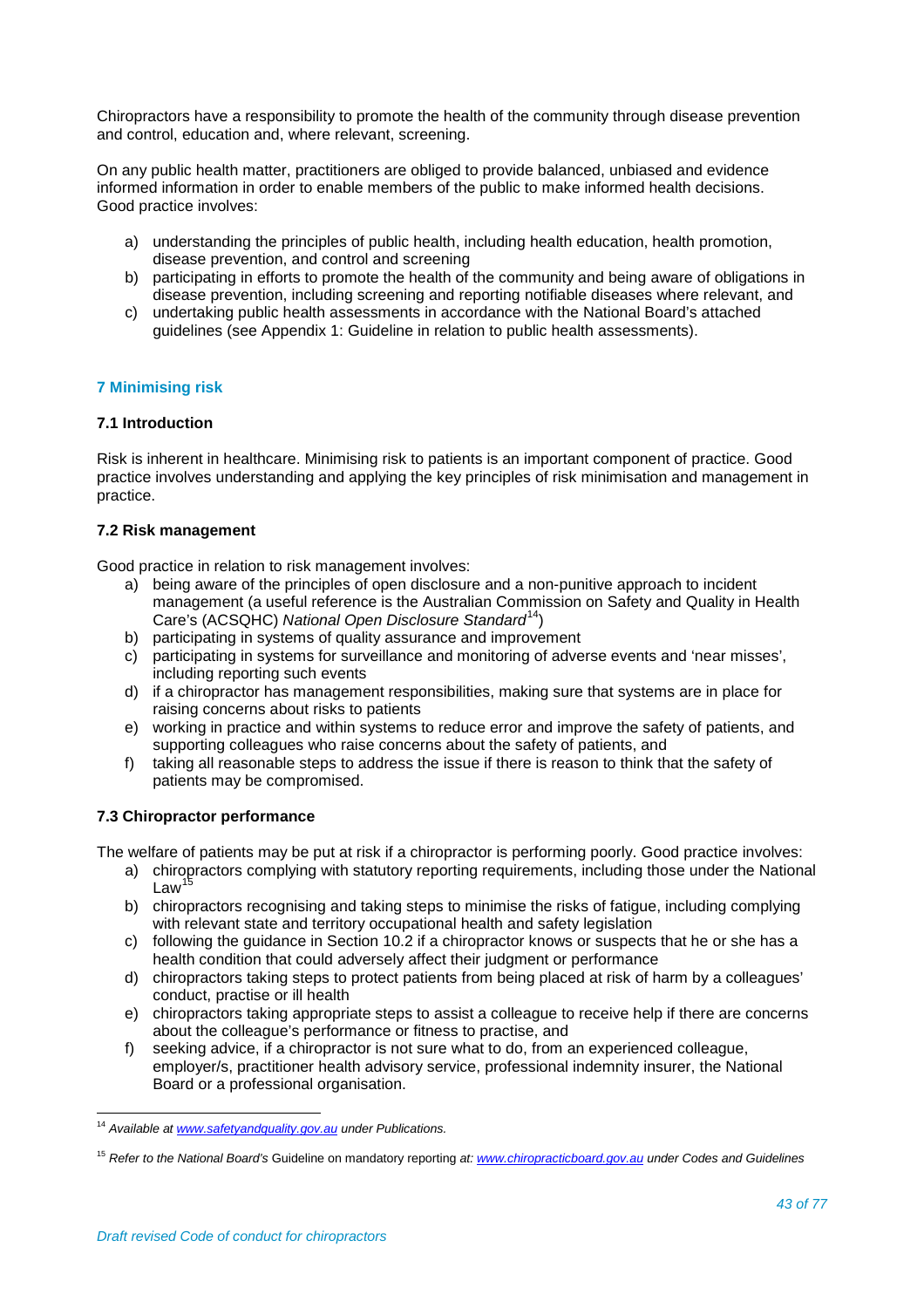Chiropractors have a responsibility to promote the health of the community through disease prevention and control, education and, where relevant, screening.

On any public health matter, practitioners are obliged to provide balanced, unbiased and evidence informed information in order to enable members of the public to make informed health decisions. Good practice involves:

a) understanding the principles of public health, including health education, health promotion, disease prevention, and control and screening
b) participating in efforts to promote the health of the community and being aware of obligations in disease prevention, including screening and reporting notifiable diseases where relevant, and
c) undertaking public health assessments in accordance with the National Board's attached guidelines (see Appendix 1: Guideline in relation to public health assessments).

## 7 Minimising risk

### 7.1 Introduction

Risk is inherent in healthcare. Minimising risk to patients is an important component of practice. Good practice involves understanding and applying the key principles of risk minimisation and management in practice.

### 7.2 Risk management

Good practice in relation to risk management involves:

a) being aware of the principles of open disclosure and a non-punitive approach to incident management (a useful reference is the Australian Commission on Safety and Quality in Health Care's (ACSQHC) *National Open Disclosure Standard*[14])
b) participating in systems of quality assurance and improvement
c) participating in systems for surveillance and monitoring of adverse events and 'near misses', including reporting such events
d) if a chiropractor has management responsibilities, making sure that systems are in place for raising concerns about risks to patients
e) working in practice and within systems to reduce error and improve the safety of patients, and supporting colleagues who raise concerns about the safety of patients, and
f) taking all reasonable steps to address the issue if there is reason to think that the safety of patients may be compromised.

### 7.3 Chiropractor performance

The welfare of patients may be put at risk if a chiropractor is performing poorly. Good practice involves:

a) chiropractors complying with statutory reporting requirements, including those under the National Law[15]
b) chiropractors recognising and taking steps to minimise the risks of fatigue, including complying with relevant state and territory occupational health and safety legislation
c) following the guidance in Section 10.2 if a chiropractor knows or suspects that he or she has a health condition that could adversely affect their judgment or performance
d) chiropractors taking steps to protect patients from being placed at risk of harm by a colleagues' conduct, practise or ill health
e) chiropractors taking appropriate steps to assist a colleague to receive help if there are concerns about the colleague's performance or fitness to practise, and
f) seeking advice, if a chiropractor is not sure what to do, from an experienced colleague, employer/s, practitioner health advisory service, professional indemnity insurer, the National Board or a professional organisation.

---

[14] *Available at www.safetyandquality.gov.au under Publications.*

[15] *Refer to the National Board's* Guideline on mandatory reporting *at: www.chiropracticboard.gov.au under Codes and Guidelines*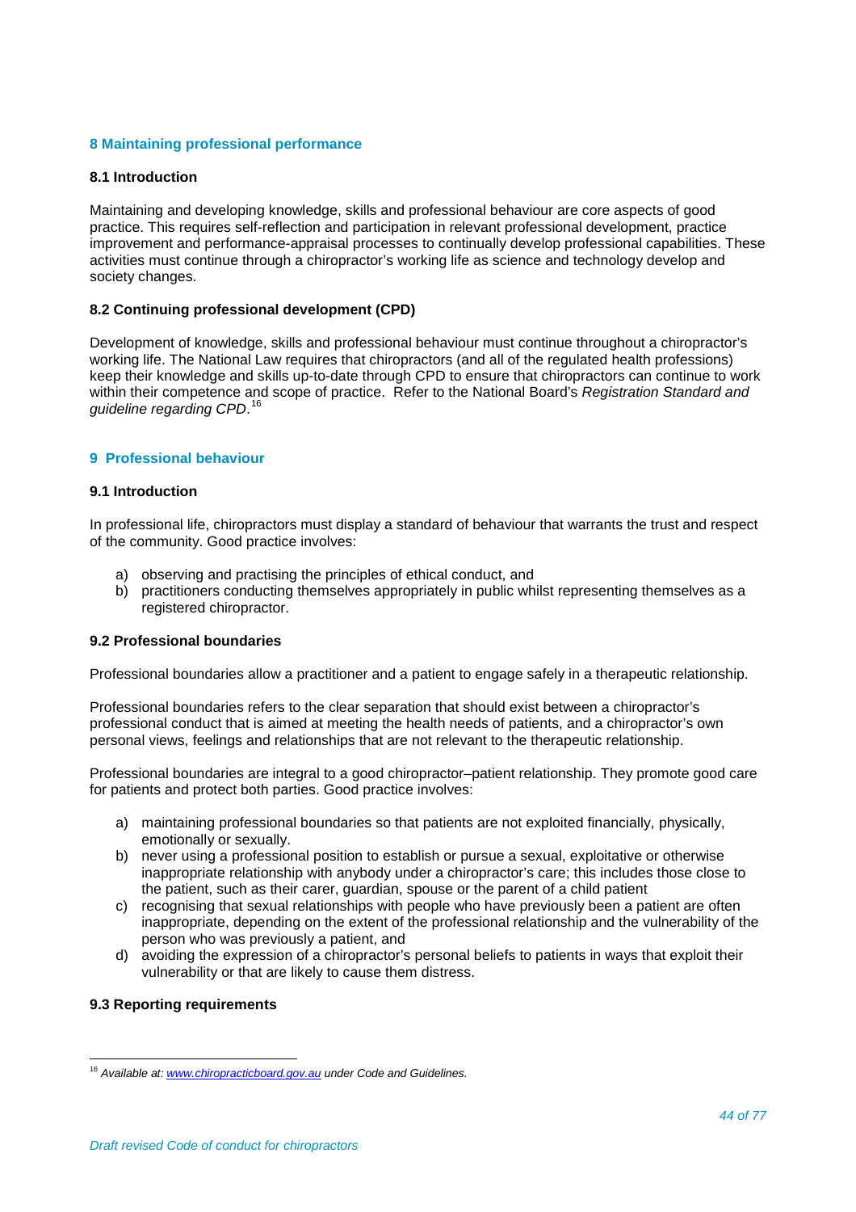## 8 Maintaining professional performance

### 8.1 Introduction

Maintaining and developing knowledge, skills and professional behaviour are core aspects of good practice. This requires self-reflection and participation in relevant professional development, practice improvement and performance-appraisal processes to continually develop professional capabilities. These activities must continue through a chiropractor's working life as science and technology develop and society changes.

### 8.2 Continuing professional development (CPD)

Development of knowledge, skills and professional behaviour must continue throughout a chiropractor's working life. The National Law requires that chiropractors (and all of the regulated health professions) keep their knowledge and skills up-to-date through CPD to ensure that chiropractors can continue to work within their competence and scope of practice. Refer to the National Board's *Registration Standard and guideline regarding CPD*.[16]

## 9 Professional behaviour

### 9.1 Introduction

In professional life, chiropractors must display a standard of behaviour that warrants the trust and respect of the community. Good practice involves:

a) observing and practising the principles of ethical conduct, and
b) practitioners conducting themselves appropriately in public whilst representing themselves as a registered chiropractor.

### 9.2 Professional boundaries

Professional boundaries allow a practitioner and a patient to engage safely in a therapeutic relationship.

Professional boundaries refers to the clear separation that should exist between a chiropractor's professional conduct that is aimed at meeting the health needs of patients, and a chiropractor's own personal views, feelings and relationships that are not relevant to the therapeutic relationship.

Professional boundaries are integral to a good chiropractor–patient relationship. They promote good care for patients and protect both parties. Good practice involves:

a) maintaining professional boundaries so that patients are not exploited financially, physically, emotionally or sexually.
b) never using a professional position to establish or pursue a sexual, exploitative or otherwise inappropriate relationship with anybody under a chiropractor's care; this includes those close to the patient, such as their carer, guardian, spouse or the parent of a child patient
c) recognising that sexual relationships with people who have previously been a patient are often inappropriate, depending on the extent of the professional relationship and the vulnerability of the person who was previously a patient, and
d) avoiding the expression of a chiropractor's personal beliefs to patients in ways that exploit their vulnerability or that are likely to cause them distress.

### 9.3 Reporting requirements

[16] *Available at: www.chiropracticboard.gov.au under Code and Guidelines.*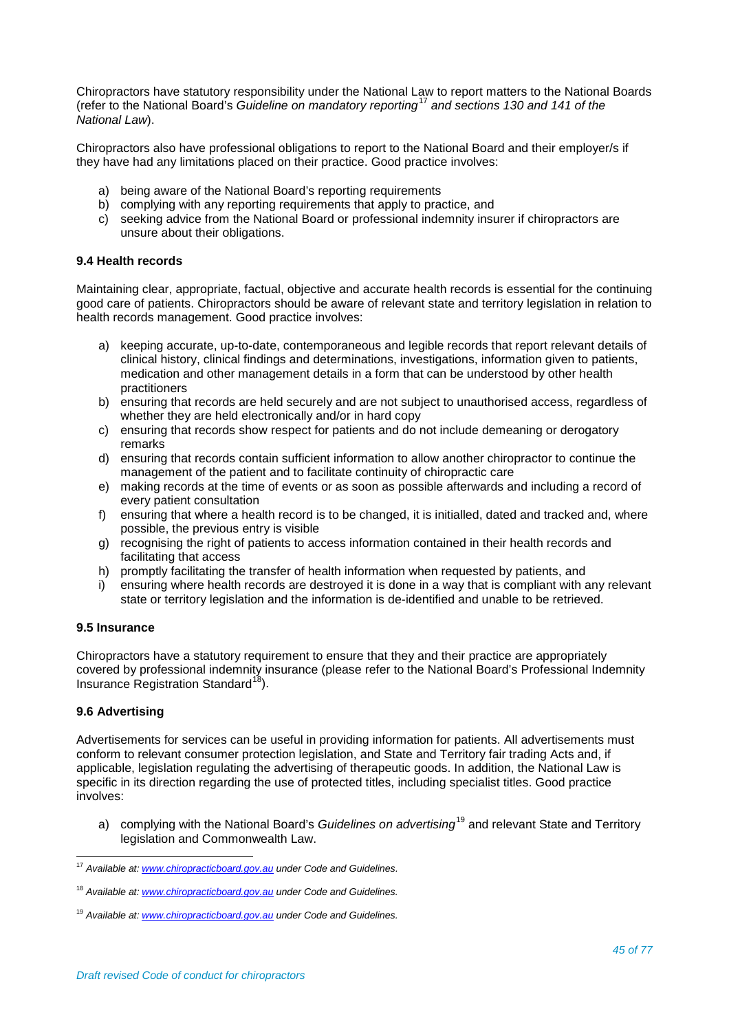Chiropractors have statutory responsibility under the National Law to report matters to the National Boards (refer to the National Board's *Guideline on mandatory reporting*[17] *and sections 130 and 141 of the National Law*).

Chiropractors also have professional obligations to report to the National Board and their employer/s if they have had any limitations placed on their practice. Good practice involves:

a) being aware of the National Board's reporting requirements
b) complying with any reporting requirements that apply to practice, and
c) seeking advice from the National Board or professional indemnity insurer if chiropractors are unsure about their obligations.

**9.4 Health records**

Maintaining clear, appropriate, factual, objective and accurate health records is essential for the continuing good care of patients. Chiropractors should be aware of relevant state and territory legislation in relation to health records management. Good practice involves:

a) keeping accurate, up-to-date, contemporaneous and legible records that report relevant details of clinical history, clinical findings and determinations, investigations, information given to patients, medication and other management details in a form that can be understood by other health practitioners
b) ensuring that records are held securely and are not subject to unauthorised access, regardless of whether they are held electronically and/or in hard copy
c) ensuring that records show respect for patients and do not include demeaning or derogatory remarks
d) ensuring that records contain sufficient information to allow another chiropractor to continue the management of the patient and to facilitate continuity of chiropractic care
e) making records at the time of events or as soon as possible afterwards and including a record of every patient consultation
f) ensuring that where a health record is to be changed, it is initialled, dated and tracked and, where possible, the previous entry is visible
g) recognising the right of patients to access information contained in their health records and facilitating that access
h) promptly facilitating the transfer of health information when requested by patients, and
i) ensuring where health records are destroyed it is done in a way that is compliant with any relevant state or territory legislation and the information is de-identified and unable to be retrieved.

**9.5 Insurance**

Chiropractors have a statutory requirement to ensure that they and their practice are appropriately covered by professional indemnity insurance (please refer to the National Board's Professional Indemnity Insurance Registration Standard[18]).

**9.6 Advertising**

Advertisements for services can be useful in providing information for patients. All advertisements must conform to relevant consumer protection legislation, and State and Territory fair trading Acts and, if applicable, legislation regulating the advertising of therapeutic goods. In addition, the National Law is specific in its direction regarding the use of protected titles, including specialist titles. Good practice involves:

a) complying with the National Board's *Guidelines on advertising*[19] and relevant State and Territory legislation and Commonwealth Law.

---

[17] *Available at: www.chiropracticboard.gov.au under Code and Guidelines.*

[18] *Available at: www.chiropracticboard.gov.au under Code and Guidelines.*

[19] *Available at: www.chiropracticboard.gov.au under Code and Guidelines.*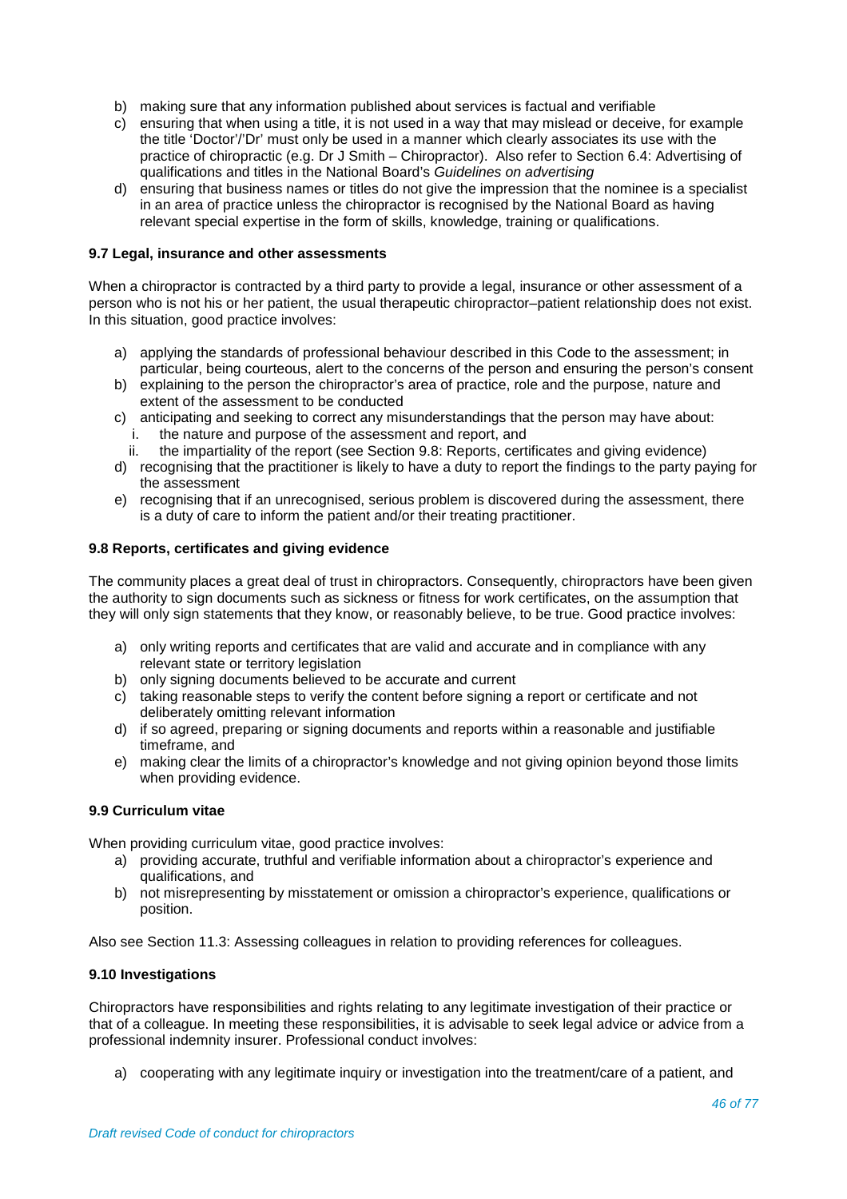b) making sure that any information published about services is factual and verifiable
c) ensuring that when using a title, it is not used in a way that may mislead or deceive, for example the title 'Doctor'/'Dr' must only be used in a manner which clearly associates its use with the practice of chiropractic (e.g. Dr J Smith – Chiropractor). Also refer to Section 6.4: Advertising of qualifications and titles in the National Board's *Guidelines on advertising*
d) ensuring that business names or titles do not give the impression that the nominee is a specialist in an area of practice unless the chiropractor is recognised by the National Board as having relevant special expertise in the form of skills, knowledge, training or qualifications.

### 9.7 Legal, insurance and other assessments

When a chiropractor is contracted by a third party to provide a legal, insurance or other assessment of a person who is not his or her patient, the usual therapeutic chiropractor–patient relationship does not exist. In this situation, good practice involves:

a) applying the standards of professional behaviour described in this Code to the assessment; in particular, being courteous, alert to the concerns of the person and ensuring the person's consent
b) explaining to the person the chiropractor's area of practice, role and the purpose, nature and extent of the assessment to be conducted
c) anticipating and seeking to correct any misunderstandings that the person may have about:
   i. the nature and purpose of the assessment and report, and
   ii. the impartiality of the report (see Section 9.8: Reports, certificates and giving evidence)
d) recognising that the practitioner is likely to have a duty to report the findings to the party paying for the assessment
e) recognising that if an unrecognised, serious problem is discovered during the assessment, there is a duty of care to inform the patient and/or their treating practitioner.

### 9.8 Reports, certificates and giving evidence

The community places a great deal of trust in chiropractors. Consequently, chiropractors have been given the authority to sign documents such as sickness or fitness for work certificates, on the assumption that they will only sign statements that they know, or reasonably believe, to be true. Good practice involves:

a) only writing reports and certificates that are valid and accurate and in compliance with any relevant state or territory legislation
b) only signing documents believed to be accurate and current
c) taking reasonable steps to verify the content before signing a report or certificate and not deliberately omitting relevant information
d) if so agreed, preparing or signing documents and reports within a reasonable and justifiable timeframe, and
e) making clear the limits of a chiropractor's knowledge and not giving opinion beyond those limits when providing evidence.

### 9.9 Curriculum vitae

When providing curriculum vitae, good practice involves:

a) providing accurate, truthful and verifiable information about a chiropractor's experience and qualifications, and
b) not misrepresenting by misstatement or omission a chiropractor's experience, qualifications or position.

Also see Section 11.3: Assessing colleagues in relation to providing references for colleagues.

### 9.10 Investigations

Chiropractors have responsibilities and rights relating to any legitimate investigation of their practice or that of a colleague. In meeting these responsibilities, it is advisable to seek legal advice or advice from a professional indemnity insurer. Professional conduct involves:

a) cooperating with any legitimate inquiry or investigation into the treatment/care of a patient, and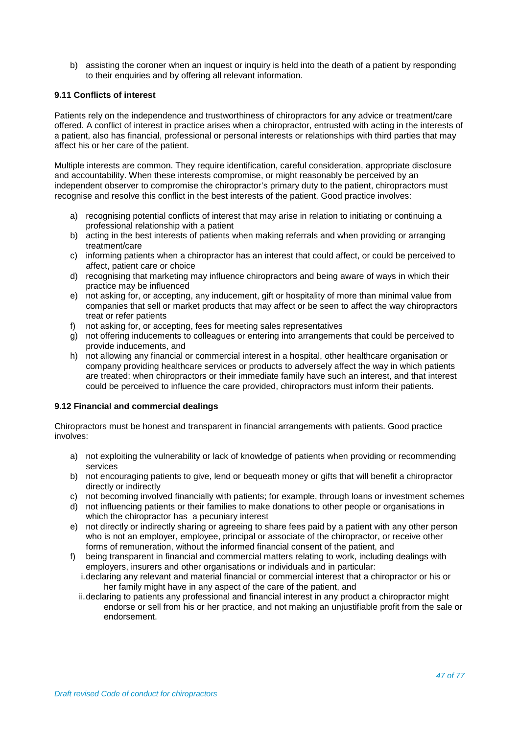b) assisting the coroner when an inquest or inquiry is held into the death of a patient by responding to their enquiries and by offering all relevant information.

### 9.11 Conflicts of interest

Patients rely on the independence and trustworthiness of chiropractors for any advice or treatment/care offered. A conflict of interest in practice arises when a chiropractor, entrusted with acting in the interests of a patient, also has financial, professional or personal interests or relationships with third parties that may affect his or her care of the patient.

Multiple interests are common. They require identification, careful consideration, appropriate disclosure and accountability. When these interests compromise, or might reasonably be perceived by an independent observer to compromise the chiropractor's primary duty to the patient, chiropractors must recognise and resolve this conflict in the best interests of the patient. Good practice involves:

a) recognising potential conflicts of interest that may arise in relation to initiating or continuing a professional relationship with a patient
b) acting in the best interests of patients when making referrals and when providing or arranging treatment/care
c) informing patients when a chiropractor has an interest that could affect, or could be perceived to affect, patient care or choice
d) recognising that marketing may influence chiropractors and being aware of ways in which their practice may be influenced
e) not asking for, or accepting, any inducement, gift or hospitality of more than minimal value from companies that sell or market products that may affect or be seen to affect the way chiropractors treat or refer patients
f) not asking for, or accepting, fees for meeting sales representatives
g) not offering inducements to colleagues or entering into arrangements that could be perceived to provide inducements, and
h) not allowing any financial or commercial interest in a hospital, other healthcare organisation or company providing healthcare services or products to adversely affect the way in which patients are treated: when chiropractors or their immediate family have such an interest, and that interest could be perceived to influence the care provided, chiropractors must inform their patients.

### 9.12 Financial and commercial dealings

Chiropractors must be honest and transparent in financial arrangements with patients. Good practice involves:

a) not exploiting the vulnerability or lack of knowledge of patients when providing or recommending services
b) not encouraging patients to give, lend or bequeath money or gifts that will benefit a chiropractor directly or indirectly
c) not becoming involved financially with patients; for example, through loans or investment schemes
d) not influencing patients or their families to make donations to other people or organisations in which the chiropractor has a pecuniary interest
e) not directly or indirectly sharing or agreeing to share fees paid by a patient with any other person who is not an employer, employee, principal or associate of the chiropractor, or receive other forms of remuneration, without the informed financial consent of the patient, and
f) being transparent in financial and commercial matters relating to work, including dealings with employers, insurers and other organisations or individuals and in particular:
    i. declaring any relevant and material financial or commercial interest that a chiropractor or his or her family might have in any aspect of the care of the patient, and
    ii. declaring to patients any professional and financial interest in any product a chiropractor might endorse or sell from his or her practice, and not making an unjustifiable profit from the sale or endorsement.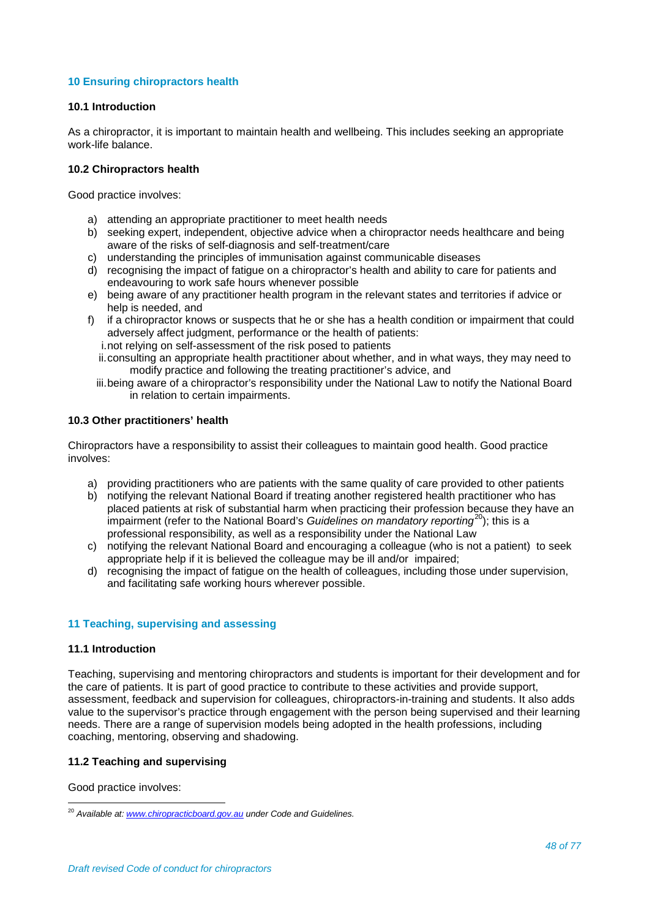## 10 Ensuring chiropractors health

### 10.1 Introduction

As a chiropractor, it is important to maintain health and wellbeing. This includes seeking an appropriate work-life balance.

### 10.2 Chiropractors health

Good practice involves:

a) attending an appropriate practitioner to meet health needs
b) seeking expert, independent, objective advice when a chiropractor needs healthcare and being aware of the risks of self-diagnosis and self-treatment/care
c) understanding the principles of immunisation against communicable diseases
d) recognising the impact of fatigue on a chiropractor's health and ability to care for patients and endeavouring to work safe hours whenever possible
e) being aware of any practitioner health program in the relevant states and territories if advice or help is needed, and
f) if a chiropractor knows or suspects that he or she has a health condition or impairment that could adversely affect judgment, performance or the health of patients:
   i. not relying on self-assessment of the risk posed to patients
   ii. consulting an appropriate health practitioner about whether, and in what ways, they may need to modify practice and following the treating practitioner's advice, and
   iii. being aware of a chiropractor's responsibility under the National Law to notify the National Board in relation to certain impairments.

### 10.3 Other practitioners' health

Chiropractors have a responsibility to assist their colleagues to maintain good health. Good practice involves:

a) providing practitioners who are patients with the same quality of care provided to other patients
b) notifying the relevant National Board if treating another registered health practitioner who has placed patients at risk of substantial harm when practicing their profession because they have an impairment (refer to the National Board's *Guidelines on mandatory reporting*[20]); this is a professional responsibility, as well as a responsibility under the National Law
c) notifying the relevant National Board and encouraging a colleague (who is not a patient) to seek appropriate help if it is believed the colleague may be ill and/or impaired;
d) recognising the impact of fatigue on the health of colleagues, including those under supervision, and facilitating safe working hours wherever possible.

## 11 Teaching, supervising and assessing

### 11.1 Introduction

Teaching, supervising and mentoring chiropractors and students is important for their development and for the care of patients. It is part of good practice to contribute to these activities and provide support, assessment, feedback and supervision for colleagues, chiropractors-in-training and students. It also adds value to the supervisor's practice through engagement with the person being supervised and their learning needs. There are a range of supervision models being adopted in the health professions, including coaching, mentoring, observing and shadowing.

### 11.2 Teaching and supervising

Good practice involves:

---

[20] *Available at: www.chiropracticboard.gov.au under Code and Guidelines.*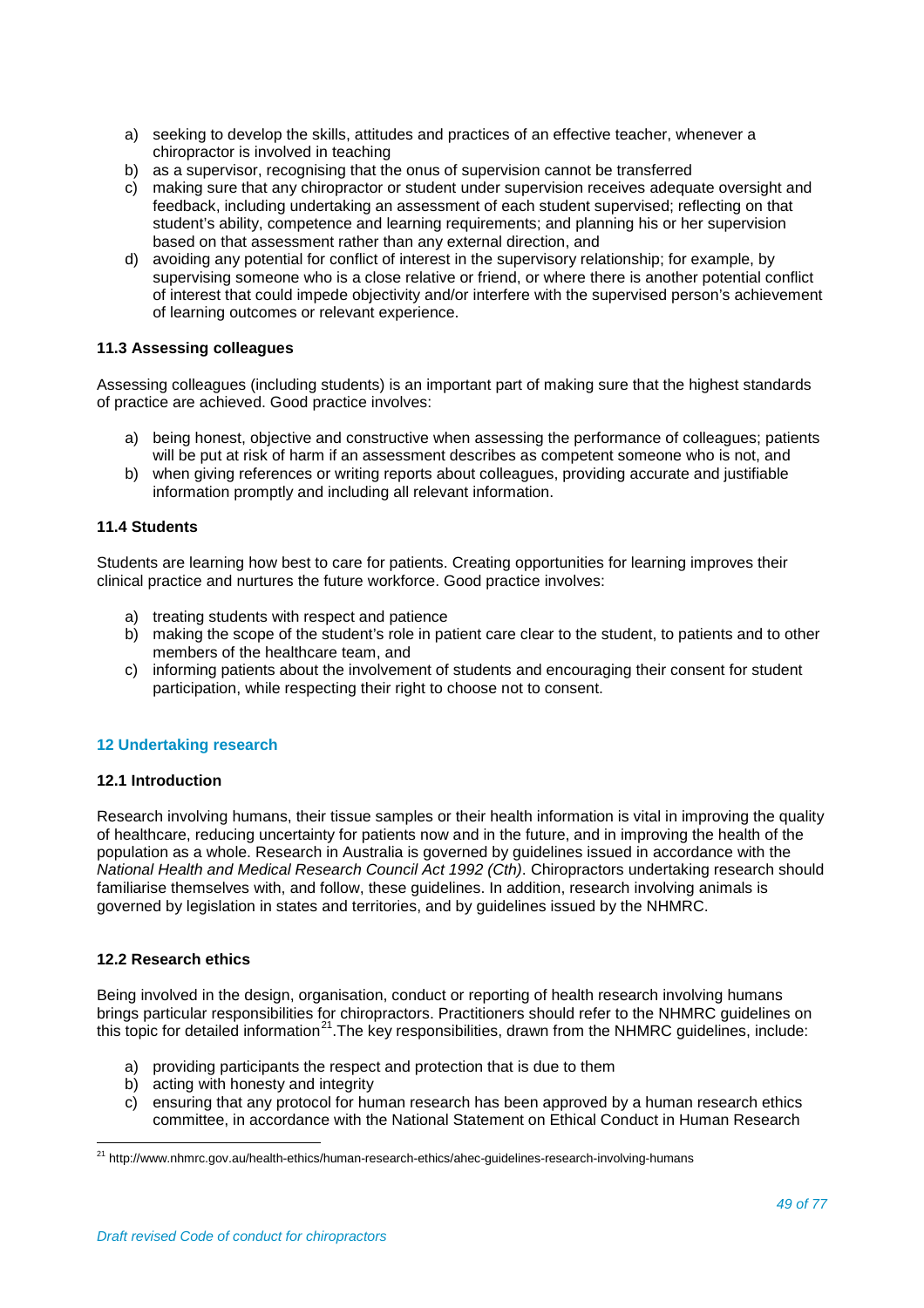a) seeking to develop the skills, attitudes and practices of an effective teacher, whenever a chiropractor is involved in teaching
b) as a supervisor, recognising that the onus of supervision cannot be transferred
c) making sure that any chiropractor or student under supervision receives adequate oversight and feedback, including undertaking an assessment of each student supervised; reflecting on that student's ability, competence and learning requirements; and planning his or her supervision based on that assessment rather than any external direction, and
d) avoiding any potential for conflict of interest in the supervisory relationship; for example, by supervising someone who is a close relative or friend, or where there is another potential conflict of interest that could impede objectivity and/or interfere with the supervised person's achievement of learning outcomes or relevant experience.

#### 11.3 Assessing colleagues

Assessing colleagues (including students) is an important part of making sure that the highest standards of practice are achieved. Good practice involves:

a) being honest, objective and constructive when assessing the performance of colleagues; patients will be put at risk of harm if an assessment describes as competent someone who is not, and
b) when giving references or writing reports about colleagues, providing accurate and justifiable information promptly and including all relevant information.

#### 11.4 Students

Students are learning how best to care for patients. Creating opportunities for learning improves their clinical practice and nurtures the future workforce. Good practice involves:

a) treating students with respect and patience
b) making the scope of the student's role in patient care clear to the student, to patients and to other members of the healthcare team, and
c) informing patients about the involvement of students and encouraging their consent for student participation, while respecting their right to choose not to consent.

### 12 Undertaking research

#### 12.1 Introduction

Research involving humans, their tissue samples or their health information is vital in improving the quality of healthcare, reducing uncertainty for patients now and in the future, and in improving the health of the population as a whole. Research in Australia is governed by guidelines issued in accordance with the *National Health and Medical Research Council Act 1992 (Cth)*. Chiropractors undertaking research should familiarise themselves with, and follow, these guidelines. In addition, research involving animals is governed by legislation in states and territories, and by guidelines issued by the NHMRC.

#### 12.2 Research ethics

Being involved in the design, organisation, conduct or reporting of health research involving humans brings particular responsibilities for chiropractors. Practitioners should refer to the NHMRC guidelines on this topic for detailed information[21].The key responsibilities, drawn from the NHMRC guidelines, include:

a) providing participants the respect and protection that is due to them
b) acting with honesty and integrity
c) ensuring that any protocol for human research has been approved by a human research ethics committee, in accordance with the National Statement on Ethical Conduct in Human Research

[21] http://www.nhmrc.gov.au/health-ethics/human-research-ethics/ahec-guidelines-research-involving-humans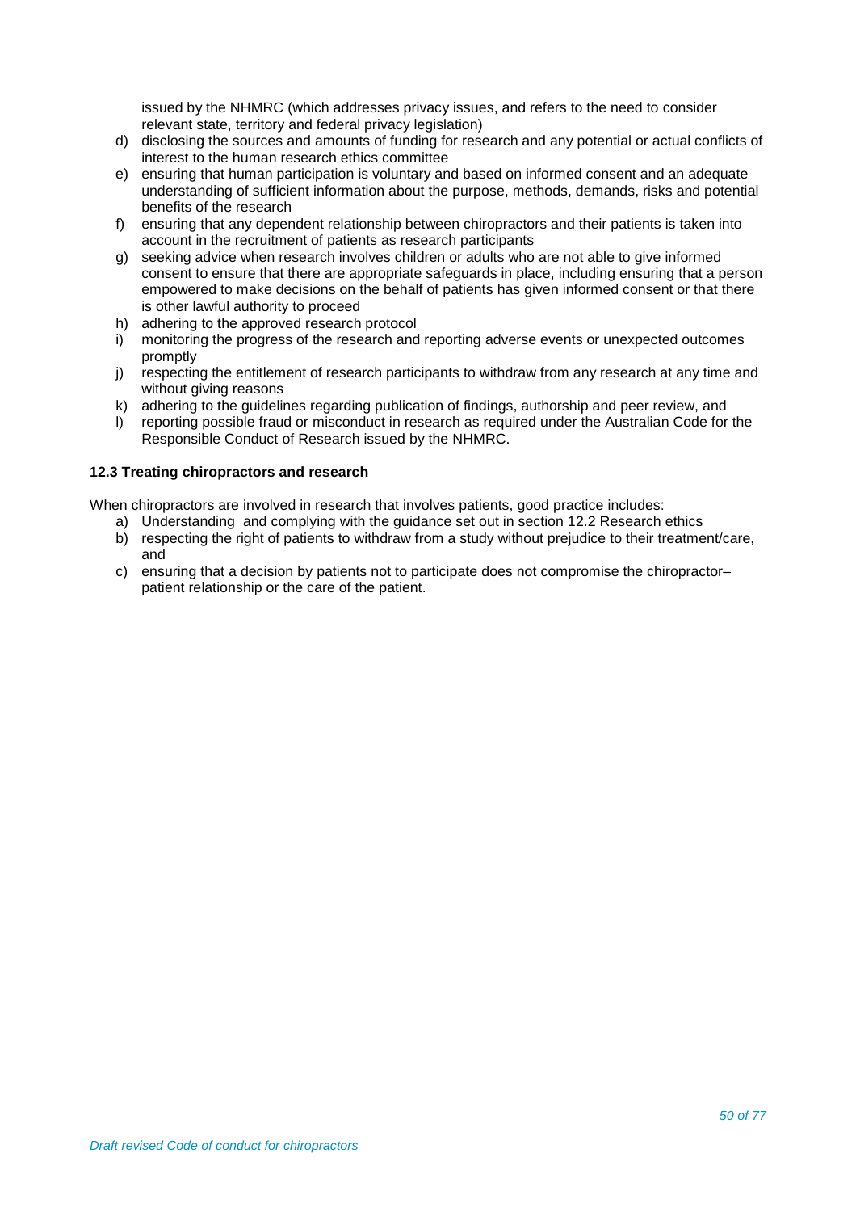issued by the NHMRC (which addresses privacy issues, and refers to the need to consider relevant state, territory and federal privacy legislation)

d) disclosing the sources and amounts of funding for research and any potential or actual conflicts of interest to the human research ethics committee
e) ensuring that human participation is voluntary and based on informed consent and an adequate understanding of sufficient information about the purpose, methods, demands, risks and potential benefits of the research
f) ensuring that any dependent relationship between chiropractors and their patients is taken into account in the recruitment of patients as research participants
g) seeking advice when research involves children or adults who are not able to give informed consent to ensure that there are appropriate safeguards in place, including ensuring that a person empowered to make decisions on the behalf of patients has given informed consent or that there is other lawful authority to proceed
h) adhering to the approved research protocol
i) monitoring the progress of the research and reporting adverse events or unexpected outcomes promptly
j) respecting the entitlement of research participants to withdraw from any research at any time and without giving reasons
k) adhering to the guidelines regarding publication of findings, authorship and peer review, and
l) reporting possible fraud or misconduct in research as required under the Australian Code for the Responsible Conduct of Research issued by the NHMRC.

### 12.3 Treating chiropractors and research

When chiropractors are involved in research that involves patients, good practice includes:

a) Understanding and complying with the guidance set out in section 12.2 Research ethics
b) respecting the right of patients to withdraw from a study without prejudice to their treatment/care, and
c) ensuring that a decision by patients not to participate does not compromise the chiropractor–patient relationship or the care of the patient.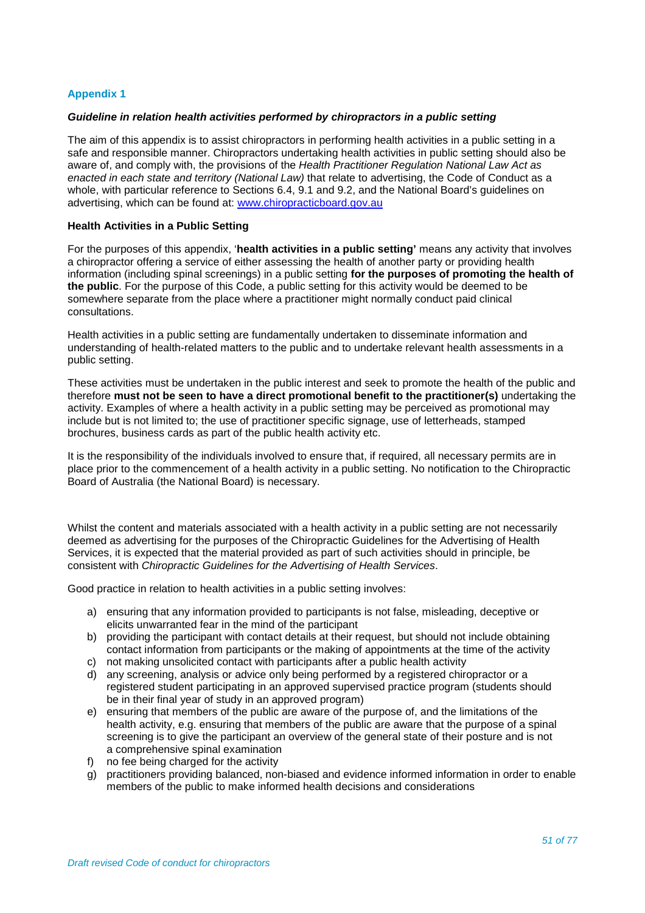## Appendix 1

***Guideline in relation health activities performed by chiropractors in a public setting***

The aim of this appendix is to assist chiropractors in performing health activities in a public setting in a safe and responsible manner. Chiropractors undertaking health activities in public setting should also be aware of, and comply with, the provisions of the *Health Practitioner Regulation National Law Act as enacted in each state and territory (National Law)* that relate to advertising, the Code of Conduct as a whole, with particular reference to Sections 6.4, 9.1 and 9.2, and the National Board's guidelines on advertising, which can be found at: www.chiropracticboard.gov.au

### Health Activities in a Public Setting

For the purposes of this appendix, '**health activities in a public setting'** means any activity that involves a chiropractor offering a service of either assessing the health of another party or providing health information (including spinal screenings) in a public setting **for the purposes of promoting the health of the public**. For the purpose of this Code, a public setting for this activity would be deemed to be somewhere separate from the place where a practitioner might normally conduct paid clinical consultations.

Health activities in a public setting are fundamentally undertaken to disseminate information and understanding of health-related matters to the public and to undertake relevant health assessments in a public setting.

These activities must be undertaken in the public interest and seek to promote the health of the public and therefore **must not be seen to have a direct promotional benefit to the practitioner(s)** undertaking the activity. Examples of where a health activity in a public setting may be perceived as promotional may include but is not limited to; the use of practitioner specific signage, use of letterheads, stamped brochures, business cards as part of the public health activity etc.

It is the responsibility of the individuals involved to ensure that, if required, all necessary permits are in place prior to the commencement of a health activity in a public setting. No notification to the Chiropractic Board of Australia (the National Board) is necessary.

Whilst the content and materials associated with a health activity in a public setting are not necessarily deemed as advertising for the purposes of the Chiropractic Guidelines for the Advertising of Health Services, it is expected that the material provided as part of such activities should in principle, be consistent with *Chiropractic Guidelines for the Advertising of Health Services*.

Good practice in relation to health activities in a public setting involves:

a) ensuring that any information provided to participants is not false, misleading, deceptive or elicits unwarranted fear in the mind of the participant
b) providing the participant with contact details at their request, but should not include obtaining contact information from participants or the making of appointments at the time of the activity
c) not making unsolicited contact with participants after a public health activity
d) any screening, analysis or advice only being performed by a registered chiropractor or a registered student participating in an approved supervised practice program (students should be in their final year of study in an approved program)
e) ensuring that members of the public are aware of the purpose of, and the limitations of the health activity, e.g. ensuring that members of the public are aware that the purpose of a spinal screening is to give the participant an overview of the general state of their posture and is not a comprehensive spinal examination
f) no fee being charged for the activity
g) practitioners providing balanced, non-biased and evidence informed information in order to enable members of the public to make informed health decisions and considerations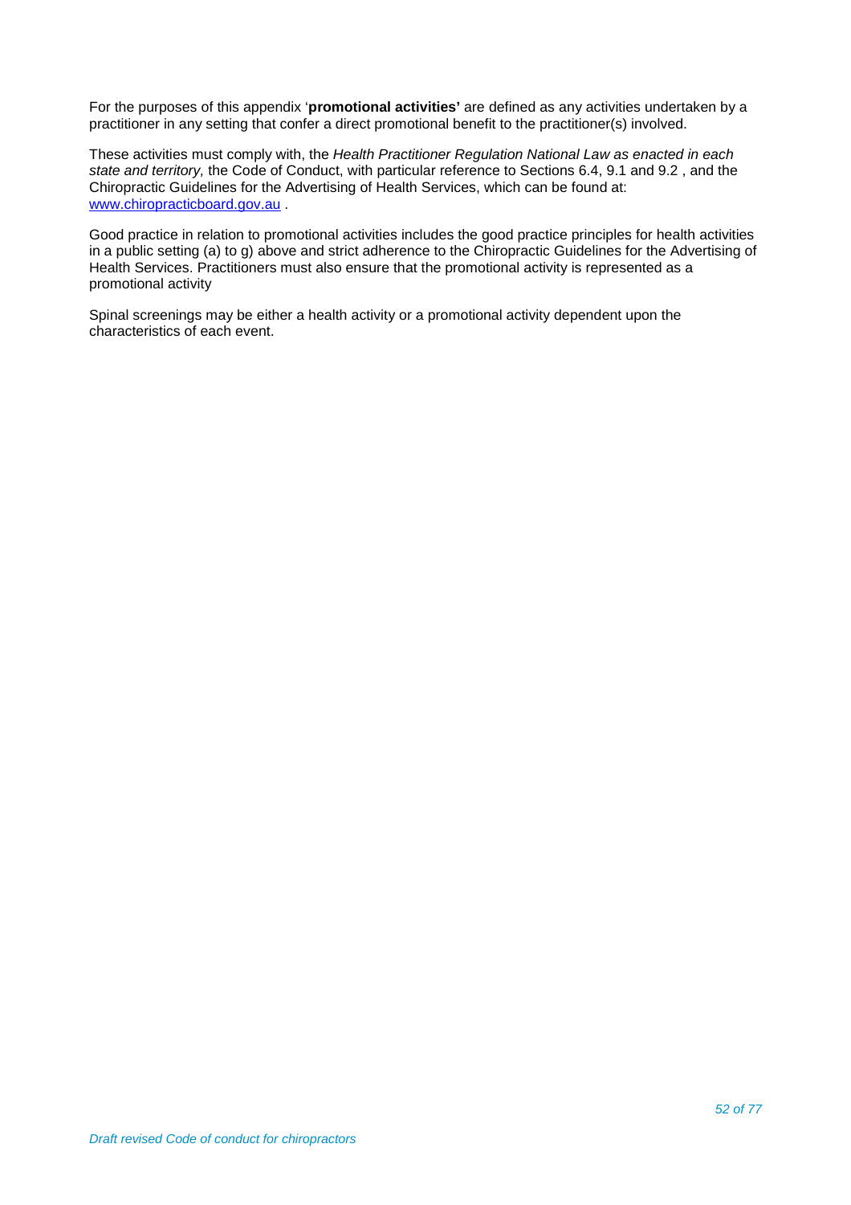For the purposes of this appendix '**promotional activities'** are defined as any activities undertaken by a practitioner in any setting that confer a direct promotional benefit to the practitioner(s) involved.

These activities must comply with, the *Health Practitioner Regulation National Law as enacted in each state and territory,* the Code of Conduct, with particular reference to Sections 6.4, 9.1 and 9.2 , and the Chiropractic Guidelines for the Advertising of Health Services, which can be found at: [www.chiropracticboard.gov.au](www.chiropracticboard.gov.au) .

Good practice in relation to promotional activities includes the good practice principles for health activities in a public setting (a) to g) above and strict adherence to the Chiropractic Guidelines for the Advertising of Health Services. Practitioners must also ensure that the promotional activity is represented as a promotional activity

Spinal screenings may be either a health activity or a promotional activity dependent upon the characteristics of each event.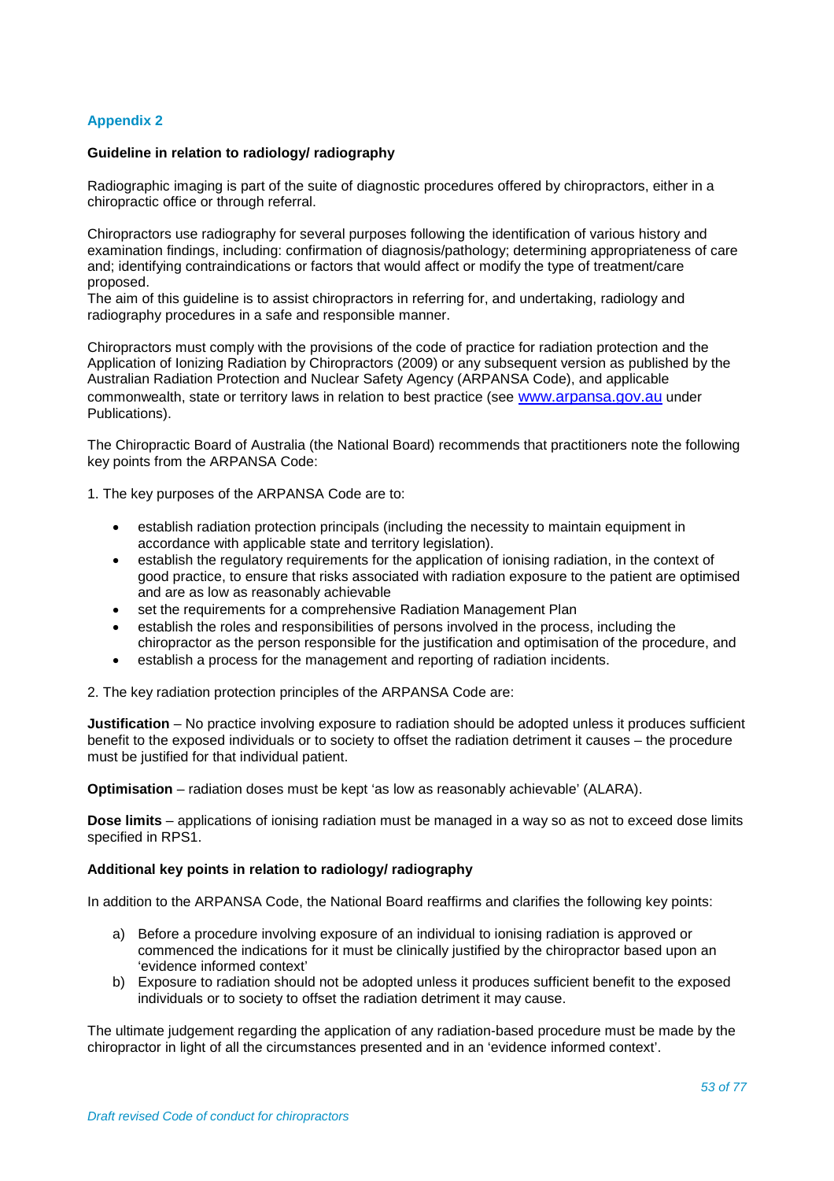## Appendix 2

**Guideline in relation to radiology/ radiography**

Radiographic imaging is part of the suite of diagnostic procedures offered by chiropractors, either in a chiropractic office or through referral.

Chiropractors use radiography for several purposes following the identification of various history and examination findings, including: confirmation of diagnosis/pathology; determining appropriateness of care and; identifying contraindications or factors that would affect or modify the type of treatment/care proposed.
The aim of this guideline is to assist chiropractors in referring for, and undertaking, radiology and radiography procedures in a safe and responsible manner.

Chiropractors must comply with the provisions of the code of practice for radiation protection and the Application of Ionizing Radiation by Chiropractors (2009) or any subsequent version as published by the Australian Radiation Protection and Nuclear Safety Agency (ARPANSA Code), and applicable commonwealth, state or territory laws in relation to best practice (see www.arpansa.gov.au under Publications).

The Chiropractic Board of Australia (the National Board) recommends that practitioners note the following key points from the ARPANSA Code:

1. The key purposes of the ARPANSA Code are to:

- establish radiation protection principals (including the necessity to maintain equipment in accordance with applicable state and territory legislation).
- establish the regulatory requirements for the application of ionising radiation, in the context of good practice, to ensure that risks associated with radiation exposure to the patient are optimised and are as low as reasonably achievable
- set the requirements for a comprehensive Radiation Management Plan
- establish the roles and responsibilities of persons involved in the process, including the chiropractor as the person responsible for the justification and optimisation of the procedure, and
- establish a process for the management and reporting of radiation incidents.

2. The key radiation protection principles of the ARPANSA Code are:

**Justification** – No practice involving exposure to radiation should be adopted unless it produces sufficient benefit to the exposed individuals or to society to offset the radiation detriment it causes – the procedure must be justified for that individual patient.

**Optimisation** – radiation doses must be kept 'as low as reasonably achievable' (ALARA).

**Dose limits** – applications of ionising radiation must be managed in a way so as not to exceed dose limits specified in RPS1.

**Additional key points in relation to radiology/ radiography**

In addition to the ARPANSA Code, the National Board reaffirms and clarifies the following key points:

a) Before a procedure involving exposure of an individual to ionising radiation is approved or commenced the indications for it must be clinically justified by the chiropractor based upon an 'evidence informed context'
b) Exposure to radiation should not be adopted unless it produces sufficient benefit to the exposed individuals or to society to offset the radiation detriment it may cause.

The ultimate judgement regarding the application of any radiation-based procedure must be made by the chiropractor in light of all the circumstances presented and in an 'evidence informed context'.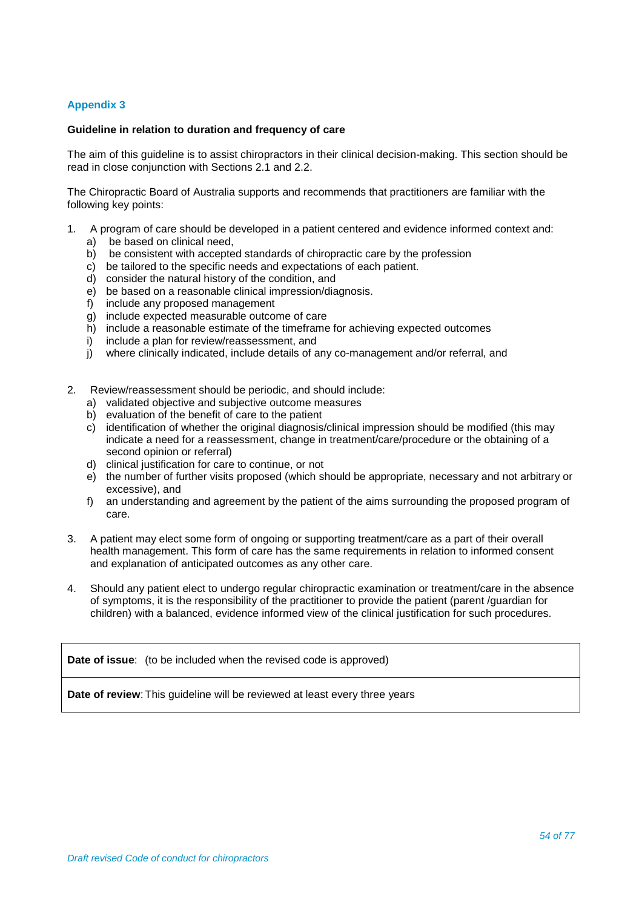## Appendix 3

**Guideline in relation to duration and frequency of care**

The aim of this guideline is to assist chiropractors in their clinical decision-making. This section should be read in close conjunction with Sections 2.1 and 2.2.

The Chiropractic Board of Australia supports and recommends that practitioners are familiar with the following key points:

1. A program of care should be developed in a patient centered and evidence informed context and:
   a) be based on clinical need,
   b) be consistent with accepted standards of chiropractic care by the profession
   c) be tailored to the specific needs and expectations of each patient.
   d) consider the natural history of the condition, and
   e) be based on a reasonable clinical impression/diagnosis.
   f) include any proposed management
   g) include expected measurable outcome of care
   h) include a reasonable estimate of the timeframe for achieving expected outcomes
   i) include a plan for review/reassessment, and
   j) where clinically indicated, include details of any co-management and/or referral, and

2. Review/reassessment should be periodic, and should include:
   a) validated objective and subjective outcome measures
   b) evaluation of the benefit of care to the patient
   c) identification of whether the original diagnosis/clinical impression should be modified (this may indicate a need for a reassessment, change in treatment/care/procedure or the obtaining of a second opinion or referral)
   d) clinical justification for care to continue, or not
   e) the number of further visits proposed (which should be appropriate, necessary and not arbitrary or excessive), and
   f) an understanding and agreement by the patient of the aims surrounding the proposed program of care.

3. A patient may elect some form of ongoing or supporting treatment/care as a part of their overall health management. This form of care has the same requirements in relation to informed consent and explanation of anticipated outcomes as any other care.

4. Should any patient elect to undergo regular chiropractic examination or treatment/care in the absence of symptoms, it is the responsibility of the practitioner to provide the patient (parent /guardian for children) with a balanced, evidence informed view of the clinical justification for such procedures.

| **Date of issue**: (to be included when the revised code is approved) |
|---|
| **Date of review**: This guideline will be reviewed at least every three years |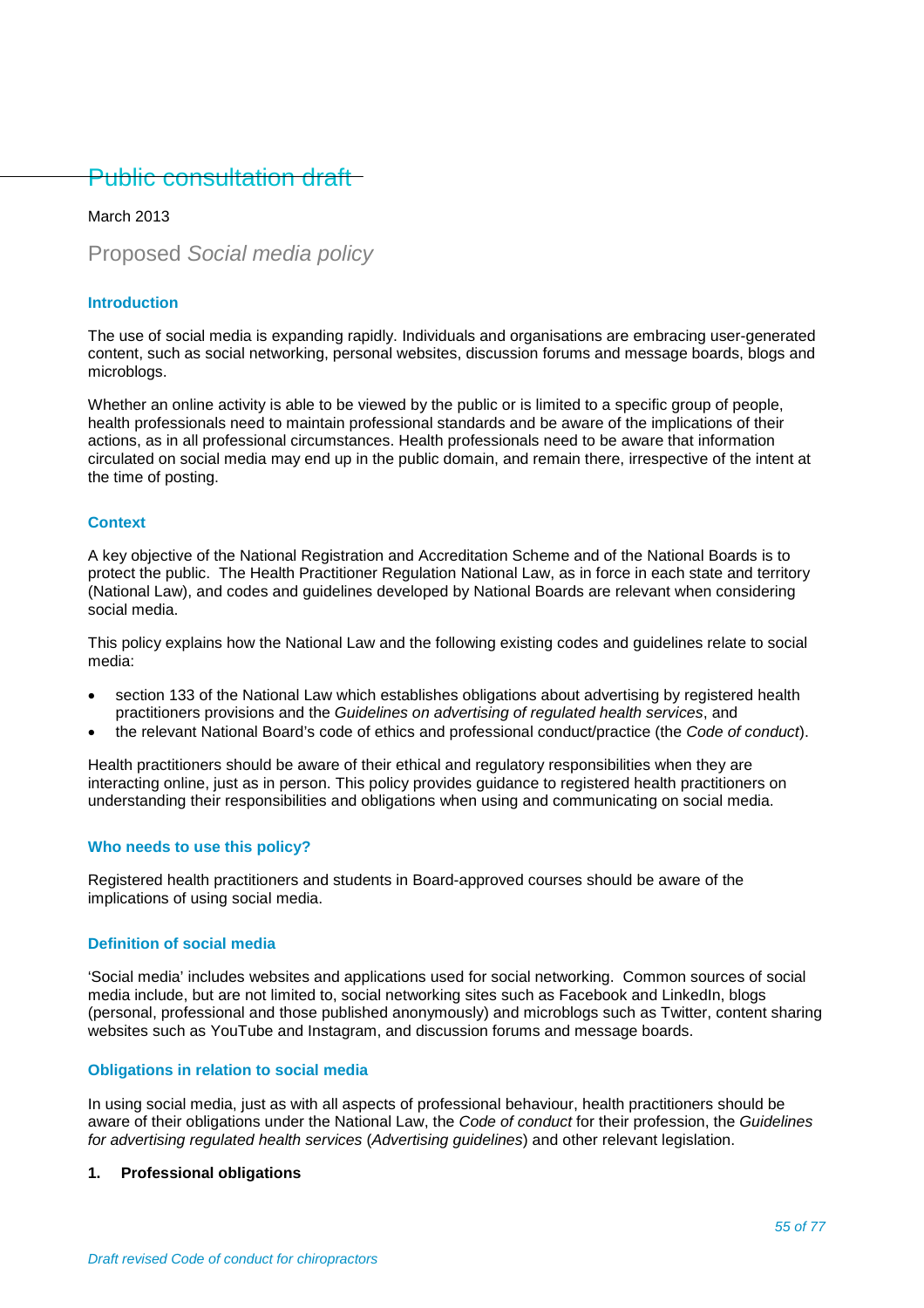# Public consultation draft

March 2013

## Proposed *Social media policy*

### Introduction

The use of social media is expanding rapidly. Individuals and organisations are embracing user-generated content, such as social networking, personal websites, discussion forums and message boards, blogs and microblogs.

Whether an online activity is able to be viewed by the public or is limited to a specific group of people, health professionals need to maintain professional standards and be aware of the implications of their actions, as in all professional circumstances. Health professionals need to be aware that information circulated on social media may end up in the public domain, and remain there, irrespective of the intent at the time of posting.

### Context

A key objective of the National Registration and Accreditation Scheme and of the National Boards is to protect the public. The Health Practitioner Regulation National Law, as in force in each state and territory (National Law), and codes and guidelines developed by National Boards are relevant when considering social media.

This policy explains how the National Law and the following existing codes and guidelines relate to social media:

- section 133 of the National Law which establishes obligations about advertising by registered health practitioners provisions and the *Guidelines on advertising of regulated health services*, and
- the relevant National Board's code of ethics and professional conduct/practice (the *Code of conduct*).

Health practitioners should be aware of their ethical and regulatory responsibilities when they are interacting online, just as in person. This policy provides guidance to registered health practitioners on understanding their responsibilities and obligations when using and communicating on social media.

### Who needs to use this policy?

Registered health practitioners and students in Board-approved courses should be aware of the implications of using social media.

### Definition of social media

'Social media' includes websites and applications used for social networking. Common sources of social media include, but are not limited to, social networking sites such as Facebook and LinkedIn, blogs (personal, professional and those published anonymously) and microblogs such as Twitter, content sharing websites such as YouTube and Instagram, and discussion forums and message boards.

### Obligations in relation to social media

In using social media, just as with all aspects of professional behaviour, health practitioners should be aware of their obligations under the National Law, the *Code of conduct* for their profession, the *Guidelines for advertising regulated health services* (*Advertising guidelines*) and other relevant legislation.

**1. Professional obligations**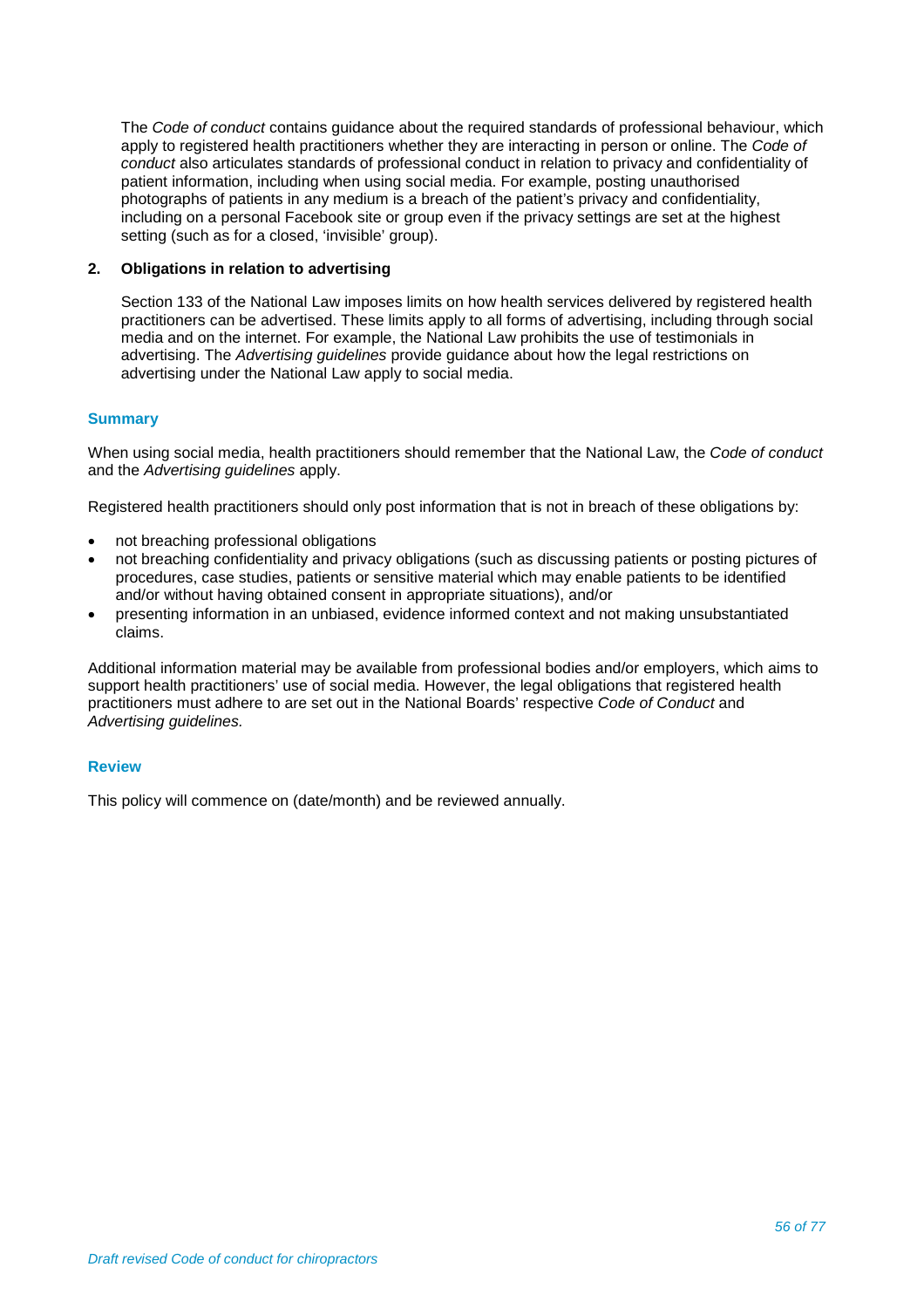The *Code of conduct* contains guidance about the required standards of professional behaviour, which apply to registered health practitioners whether they are interacting in person or online. The *Code of conduct* also articulates standards of professional conduct in relation to privacy and confidentiality of patient information, including when using social media. For example, posting unauthorised photographs of patients in any medium is a breach of the patient's privacy and confidentiality, including on a personal Facebook site or group even if the privacy settings are set at the highest setting (such as for a closed, 'invisible' group).

**2. Obligations in relation to advertising**

Section 133 of the National Law imposes limits on how health services delivered by registered health practitioners can be advertised. These limits apply to all forms of advertising, including through social media and on the internet. For example, the National Law prohibits the use of testimonials in advertising. The *Advertising guidelines* provide guidance about how the legal restrictions on advertising under the National Law apply to social media.

### Summary

When using social media, health practitioners should remember that the National Law, the *Code of conduct* and the *Advertising guidelines* apply.

Registered health practitioners should only post information that is not in breach of these obligations by:

- not breaching professional obligations
- not breaching confidentiality and privacy obligations (such as discussing patients or posting pictures of procedures, case studies, patients or sensitive material which may enable patients to be identified and/or without having obtained consent in appropriate situations), and/or
- presenting information in an unbiased, evidence informed context and not making unsubstantiated claims.

Additional information material may be available from professional bodies and/or employers, which aims to support health practitioners' use of social media. However, the legal obligations that registered health practitioners must adhere to are set out in the National Boards' respective *Code of Conduct* and *Advertising guidelines.*

### Review

This policy will commence on (date/month) and be reviewed annually.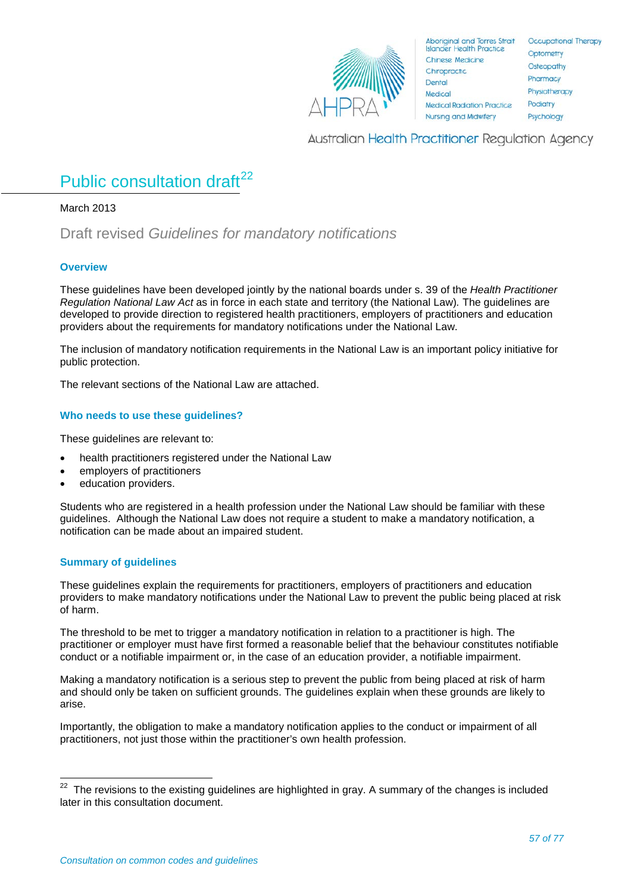# Public consultation draft[22]

March 2013

## Draft revised *Guidelines for mandatory notifications*

### Overview

These guidelines have been developed jointly by the national boards under s. 39 of the *Health Practitioner Regulation National Law Act* as in force in each state and territory (the National Law). The guidelines are developed to provide direction to registered health practitioners, employers of practitioners and education providers about the requirements for mandatory notifications under the National Law.

The inclusion of mandatory notification requirements in the National Law is an important policy initiative for public protection.

The relevant sections of the National Law are attached.

### Who needs to use these guidelines?

These guidelines are relevant to:

- health practitioners registered under the National Law
- employers of practitioners
- education providers.

Students who are registered in a health profession under the National Law should be familiar with these guidelines. Although the National Law does not require a student to make a mandatory notification, a notification can be made about an impaired student.

### Summary of guidelines

These guidelines explain the requirements for practitioners, employers of practitioners and education providers to make mandatory notifications under the National Law to prevent the public being placed at risk of harm.

The threshold to be met to trigger a mandatory notification in relation to a practitioner is high. The practitioner or employer must have first formed a reasonable belief that the behaviour constitutes notifiable conduct or a notifiable impairment or, in the case of an education provider, a notifiable impairment.

Making a mandatory notification is a serious step to prevent the public from being placed at risk of harm and should only be taken on sufficient grounds. The guidelines explain when these grounds are likely to arise.

Importantly, the obligation to make a mandatory notification applies to the conduct or impairment of all practitioners, not just those within the practitioner's own health profession.

---

[22] The revisions to the existing guidelines are highlighted in gray. A summary of the changes is included later in this consultation document.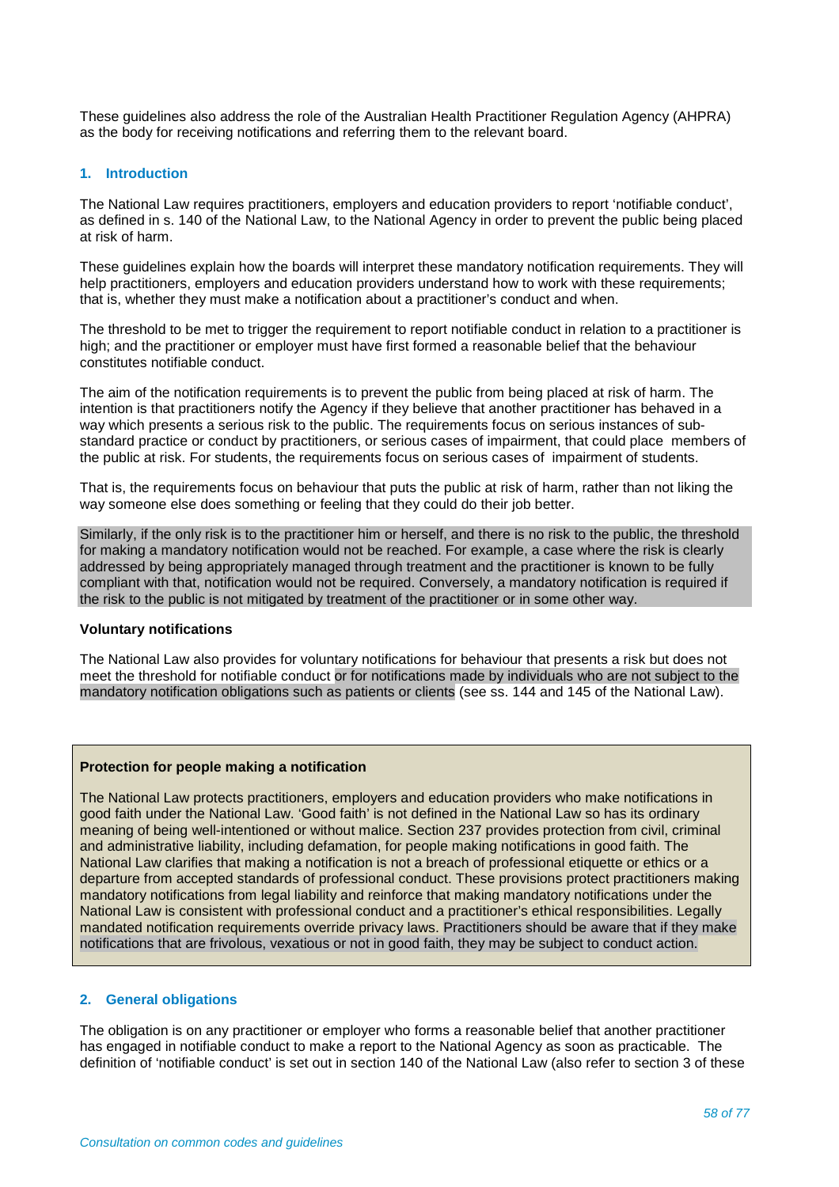These guidelines also address the role of the Australian Health Practitioner Regulation Agency (AHPRA) as the body for receiving notifications and referring them to the relevant board.

## 1. Introduction

The National Law requires practitioners, employers and education providers to report 'notifiable conduct', as defined in s. 140 of the National Law, to the National Agency in order to prevent the public being placed at risk of harm.

These guidelines explain how the boards will interpret these mandatory notification requirements. They will help practitioners, employers and education providers understand how to work with these requirements; that is, whether they must make a notification about a practitioner's conduct and when.

The threshold to be met to trigger the requirement to report notifiable conduct in relation to a practitioner is high; and the practitioner or employer must have first formed a reasonable belief that the behaviour constitutes notifiable conduct.

The aim of the notification requirements is to prevent the public from being placed at risk of harm. The intention is that practitioners notify the Agency if they believe that another practitioner has behaved in a way which presents a serious risk to the public. The requirements focus on serious instances of sub-standard practice or conduct by practitioners, or serious cases of impairment, that could place members of the public at risk. For students, the requirements focus on serious cases of impairment of students.

That is, the requirements focus on behaviour that puts the public at risk of harm, rather than not liking the way someone else does something or feeling that they could do their job better.

Similarly, if the only risk is to the practitioner him or herself, and there is no risk to the public, the threshold for making a mandatory notification would not be reached. For example, a case where the risk is clearly addressed by being appropriately managed through treatment and the practitioner is known to be fully compliant with that, notification would not be required. Conversely, a mandatory notification is required if the risk to the public is not mitigated by treatment of the practitioner or in some other way.

**Voluntary notifications**

The National Law also provides for voluntary notifications for behaviour that presents a risk but does not meet the threshold for notifiable conduct or for notifications made by individuals who are not subject to the mandatory notification obligations such as patients or clients (see ss. 144 and 145 of the National Law).

**Protection for people making a notification**

The National Law protects practitioners, employers and education providers who make notifications in good faith under the National Law. 'Good faith' is not defined in the National Law so has its ordinary meaning of being well-intentioned or without malice. Section 237 provides protection from civil, criminal and administrative liability, including defamation, for people making notifications in good faith. The National Law clarifies that making a notification is not a breach of professional etiquette or ethics or a departure from accepted standards of professional conduct. These provisions protect practitioners making mandatory notifications from legal liability and reinforce that making mandatory notifications under the National Law is consistent with professional conduct and a practitioner's ethical responsibilities. Legally mandated notification requirements override privacy laws. Practitioners should be aware that if they make notifications that are frivolous, vexatious or not in good faith, they may be subject to conduct action.

## 2. General obligations

The obligation is on any practitioner or employer who forms a reasonable belief that another practitioner has engaged in notifiable conduct to make a report to the National Agency as soon as practicable. The definition of 'notifiable conduct' is set out in section 140 of the National Law (also refer to section 3 of these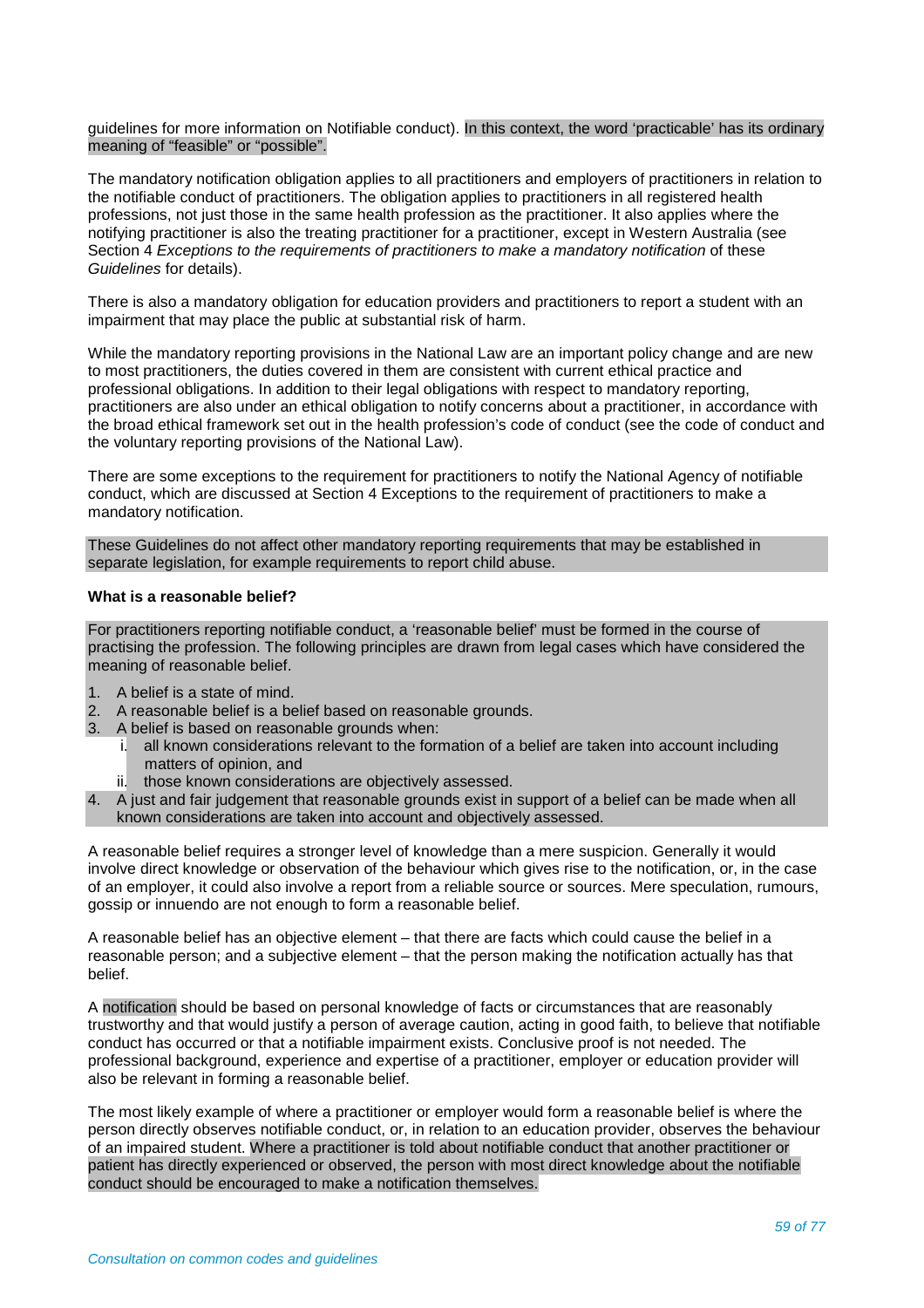guidelines for more information on Notifiable conduct). In this context, the word 'practicable' has its ordinary meaning of "feasible" or "possible".

The mandatory notification obligation applies to all practitioners and employers of practitioners in relation to the notifiable conduct of practitioners. The obligation applies to practitioners in all registered health professions, not just those in the same health profession as the practitioner. It also applies where the notifying practitioner is also the treating practitioner for a practitioner, except in Western Australia (see Section 4 *Exceptions to the requirements of practitioners to make a mandatory notification* of these *Guidelines* for details).

There is also a mandatory obligation for education providers and practitioners to report a student with an impairment that may place the public at substantial risk of harm.

While the mandatory reporting provisions in the National Law are an important policy change and are new to most practitioners, the duties covered in them are consistent with current ethical practice and professional obligations. In addition to their legal obligations with respect to mandatory reporting, practitioners are also under an ethical obligation to notify concerns about a practitioner, in accordance with the broad ethical framework set out in the health profession's code of conduct (see the code of conduct and the voluntary reporting provisions of the National Law).

There are some exceptions to the requirement for practitioners to notify the National Agency of notifiable conduct, which are discussed at Section 4 Exceptions to the requirement of practitioners to make a mandatory notification.

These Guidelines do not affect other mandatory reporting requirements that may be established in separate legislation, for example requirements to report child abuse.

**What is a reasonable belief?**

For practitioners reporting notifiable conduct, a 'reasonable belief' must be formed in the course of practising the profession. The following principles are drawn from legal cases which have considered the meaning of reasonable belief.

1. A belief is a state of mind.
2. A reasonable belief is a belief based on reasonable grounds.
3. A belief is based on reasonable grounds when:
   i. all known considerations relevant to the formation of a belief are taken into account including matters of opinion, and
   ii. those known considerations are objectively assessed.
4. A just and fair judgement that reasonable grounds exist in support of a belief can be made when all known considerations are taken into account and objectively assessed.

A reasonable belief requires a stronger level of knowledge than a mere suspicion. Generally it would involve direct knowledge or observation of the behaviour which gives rise to the notification, or, in the case of an employer, it could also involve a report from a reliable source or sources. Mere speculation, rumours, gossip or innuendo are not enough to form a reasonable belief.

A reasonable belief has an objective element – that there are facts which could cause the belief in a reasonable person; and a subjective element – that the person making the notification actually has that belief.

A notification should be based on personal knowledge of facts or circumstances that are reasonably trustworthy and that would justify a person of average caution, acting in good faith, to believe that notifiable conduct has occurred or that a notifiable impairment exists. Conclusive proof is not needed. The professional background, experience and expertise of a practitioner, employer or education provider will also be relevant in forming a reasonable belief.

The most likely example of where a practitioner or employer would form a reasonable belief is where the person directly observes notifiable conduct, or, in relation to an education provider, observes the behaviour of an impaired student. Where a practitioner is told about notifiable conduct that another practitioner or patient has directly experienced or observed, the person with most direct knowledge about the notifiable conduct should be encouraged to make a notification themselves.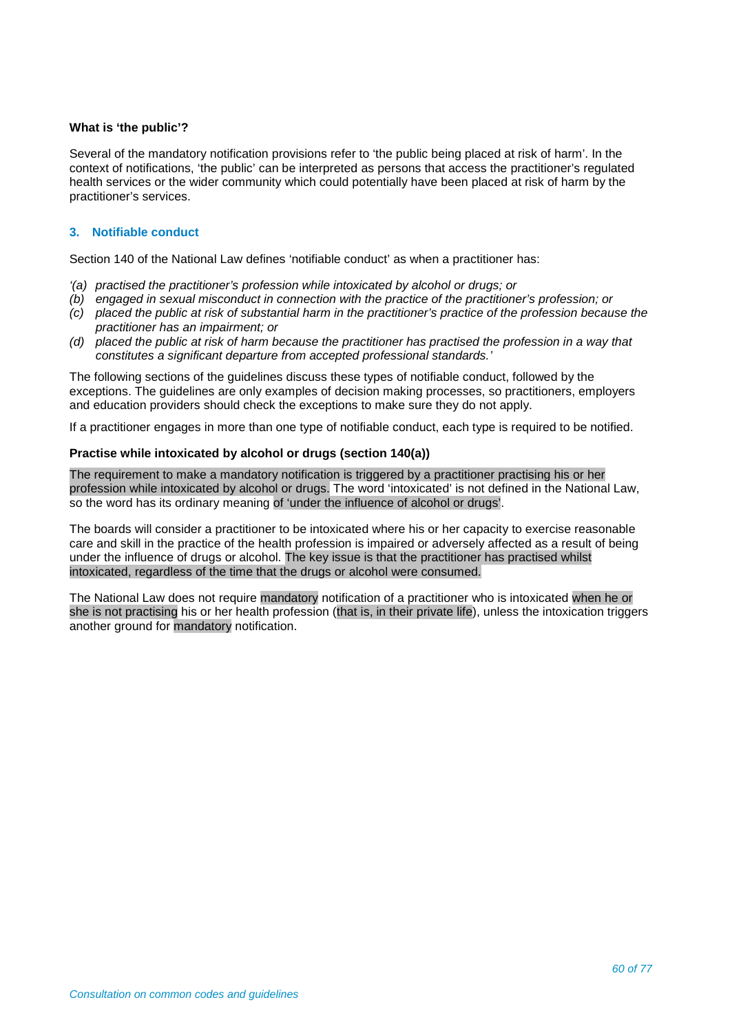**What is 'the public'?**

Several of the mandatory notification provisions refer to 'the public being placed at risk of harm'. In the context of notifications, 'the public' can be interpreted as persons that access the practitioner's regulated health services or the wider community which could potentially have been placed at risk of harm by the practitioner's services.

## 3. Notifiable conduct

Section 140 of the National Law defines 'notifiable conduct' as when a practitioner has:

*'(a) practised the practitioner's profession while intoxicated by alcohol or drugs; or*
*(b) engaged in sexual misconduct in connection with the practice of the practitioner's profession; or*
*(c) placed the public at risk of substantial harm in the practitioner's practice of the profession because the practitioner has an impairment; or*
*(d) placed the public at risk of harm because the practitioner has practised the profession in a way that constitutes a significant departure from accepted professional standards.'*

The following sections of the guidelines discuss these types of notifiable conduct, followed by the exceptions. The guidelines are only examples of decision making processes, so practitioners, employers and education providers should check the exceptions to make sure they do not apply.

If a practitioner engages in more than one type of notifiable conduct, each type is required to be notified.

**Practise while intoxicated by alcohol or drugs (section 140(a))**

The requirement to make a mandatory notification is triggered by a practitioner practising his or her profession while intoxicated by alcohol or drugs. The word 'intoxicated' is not defined in the National Law, so the word has its ordinary meaning of 'under the influence of alcohol or drugs'.

The boards will consider a practitioner to be intoxicated where his or her capacity to exercise reasonable care and skill in the practice of the health profession is impaired or adversely affected as a result of being under the influence of drugs or alcohol. The key issue is that the practitioner has practised whilst intoxicated, regardless of the time that the drugs or alcohol were consumed.

The National Law does not require mandatory notification of a practitioner who is intoxicated when he or she is not practising his or her health profession (that is, in their private life), unless the intoxication triggers another ground for mandatory notification.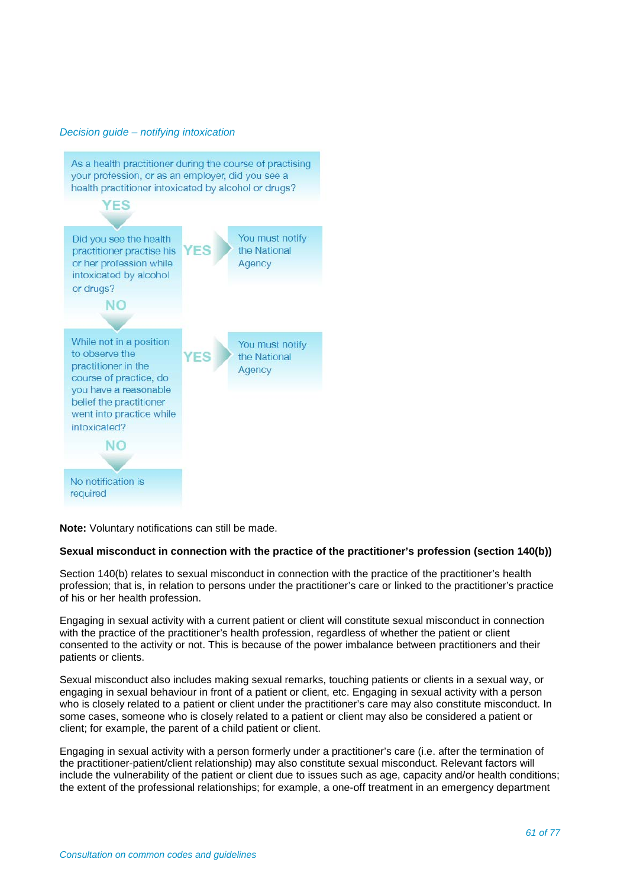*Decision guide – notifying intoxication*

As a health practitioner during the course of practising your profession, or as an employer, did you see a health practitioner intoxicated by alcohol or drugs?

YES

Did you see the health practitioner practise his or her profession while intoxicated by alcohol or drugs?

YES → You must notify the National Agency

NO

While not in a position to observe the practitioner in the course of practice, do you have a reasonable belief the practitioner went into practice while intoxicated?

YES → You must notify the National Agency

NO

No notification is required

**Note:** Voluntary notifications can still be made.

**Sexual misconduct in connection with the practice of the practitioner's profession (section 140(b))**

Section 140(b) relates to sexual misconduct in connection with the practice of the practitioner's health profession; that is, in relation to persons under the practitioner's care or linked to the practitioner's practice of his or her health profession.

Engaging in sexual activity with a current patient or client will constitute sexual misconduct in connection with the practice of the practitioner's health profession, regardless of whether the patient or client consented to the activity or not. This is because of the power imbalance between practitioners and their patients or clients.

Sexual misconduct also includes making sexual remarks, touching patients or clients in a sexual way, or engaging in sexual behaviour in front of a patient or client, etc. Engaging in sexual activity with a person who is closely related to a patient or client under the practitioner's care may also constitute misconduct. In some cases, someone who is closely related to a patient or client may also be considered a patient or client; for example, the parent of a child patient or client.

Engaging in sexual activity with a person formerly under a practitioner's care (i.e. after the termination of the practitioner-patient/client relationship) may also constitute sexual misconduct. Relevant factors will include the vulnerability of the patient or client due to issues such as age, capacity and/or health conditions; the extent of the professional relationships; for example, a one-off treatment in an emergency department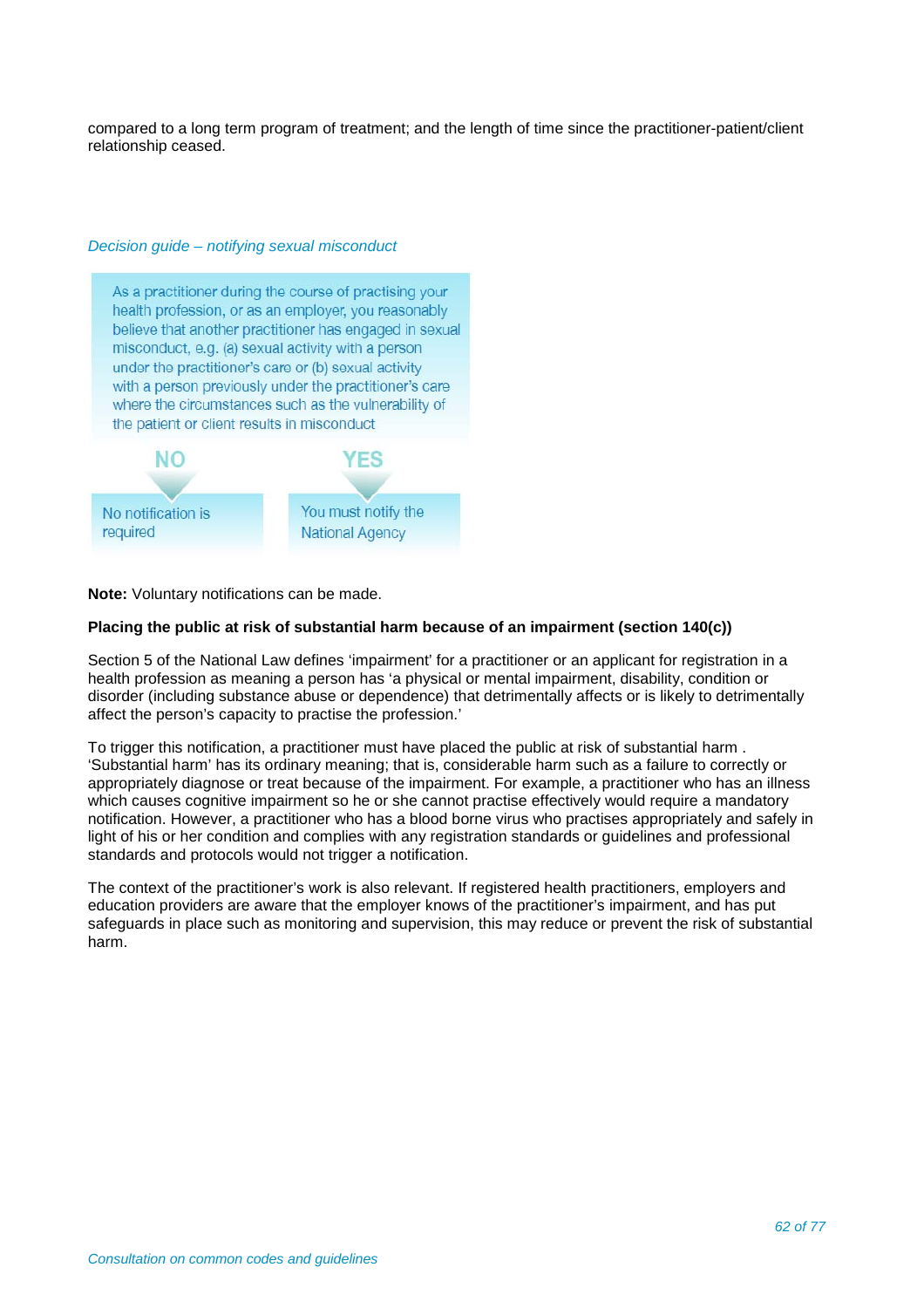compared to a long term program of treatment; and the length of time since the practitioner-patient/client relationship ceased.

*Decision guide – notifying sexual misconduct*

As a practitioner during the course of practising your health profession, or as an employer, you reasonably believe that another practitioner has engaged in sexual misconduct, e.g. (a) sexual activity with a person under the practitioner's care or (b) sexual activity with a person previously under the practitioner's care where the circumstances such as the vulnerability of the patient or client results in misconduct

**NO** → No notification is required

**YES** → You must notify the National Agency

**Note:** Voluntary notifications can be made.

**Placing the public at risk of substantial harm because of an impairment (section 140(c))**

Section 5 of the National Law defines 'impairment' for a practitioner or an applicant for registration in a health profession as meaning a person has 'a physical or mental impairment, disability, condition or disorder (including substance abuse or dependence) that detrimentally affects or is likely to detrimentally affect the person's capacity to practise the profession.'

To trigger this notification, a practitioner must have placed the public at risk of substantial harm . 'Substantial harm' has its ordinary meaning; that is, considerable harm such as a failure to correctly or appropriately diagnose or treat because of the impairment. For example, a practitioner who has an illness which causes cognitive impairment so he or she cannot practise effectively would require a mandatory notification. However, a practitioner who has a blood borne virus who practises appropriately and safely in light of his or her condition and complies with any registration standards or guidelines and professional standards and protocols would not trigger a notification.

The context of the practitioner's work is also relevant. If registered health practitioners, employers and education providers are aware that the employer knows of the practitioner's impairment, and has put safeguards in place such as monitoring and supervision, this may reduce or prevent the risk of substantial harm.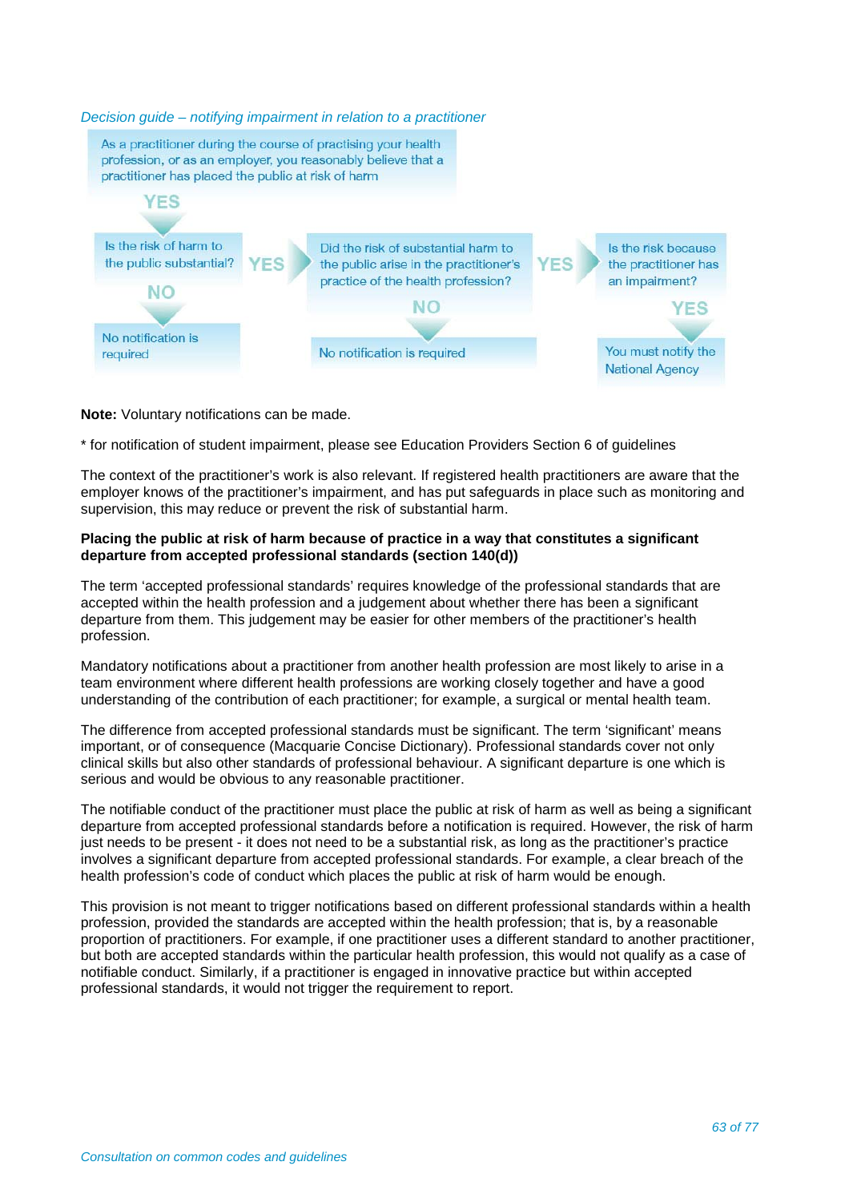*Decision guide – notifying impairment in relation to a practitioner*

As a practitioner during the course of practising your health profession, or as an employer, you reasonably believe that a practitioner has placed the public at risk of harm

YES

Is the risk of harm to the public substantial? YES → Did the risk of substantial harm to the public arise in the practitioner's practice of the health profession? YES → Is the risk because the practitioner has an impairment?

NO → No notification is required

NO → No notification is required

YES → You must notify the National Agency

**Note:** Voluntary notifications can be made.

* for notification of student impairment, please see Education Providers Section 6 of guidelines

The context of the practitioner's work is also relevant. If registered health practitioners are aware that the employer knows of the practitioner's impairment, and has put safeguards in place such as monitoring and supervision, this may reduce or prevent the risk of substantial harm.

**Placing the public at risk of harm because of practice in a way that constitutes a significant departure from accepted professional standards (section 140(d))**

The term 'accepted professional standards' requires knowledge of the professional standards that are accepted within the health profession and a judgement about whether there has been a significant departure from them. This judgement may be easier for other members of the practitioner's health profession.

Mandatory notifications about a practitioner from another health profession are most likely to arise in a team environment where different health professions are working closely together and have a good understanding of the contribution of each practitioner; for example, a surgical or mental health team.

The difference from accepted professional standards must be significant. The term 'significant' means important, or of consequence (Macquarie Concise Dictionary). Professional standards cover not only clinical skills but also other standards of professional behaviour. A significant departure is one which is serious and would be obvious to any reasonable practitioner.

The notifiable conduct of the practitioner must place the public at risk of harm as well as being a significant departure from accepted professional standards before a notification is required. However, the risk of harm just needs to be present - it does not need to be a substantial risk, as long as the practitioner's practice involves a significant departure from accepted professional standards. For example, a clear breach of the health profession's code of conduct which places the public at risk of harm would be enough.

This provision is not meant to trigger notifications based on different professional standards within a health profession, provided the standards are accepted within the health profession; that is, by a reasonable proportion of practitioners. For example, if one practitioner uses a different standard to another practitioner, but both are accepted standards within the particular health profession, this would not qualify as a case of notifiable conduct. Similarly, if a practitioner is engaged in innovative practice but within accepted professional standards, it would not trigger the requirement to report.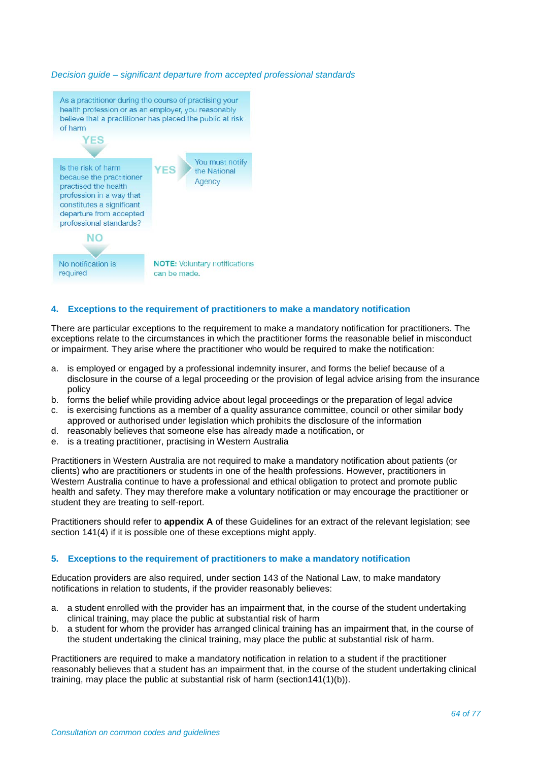*Decision guide – significant departure from accepted professional standards*

As a practitioner during the course of practising your health profession or as an employer, you reasonably believe that a practitioner has placed the public at risk of harm

**YES**

Is the risk of harm because the practitioner practised the health profession in a way that constitutes a significant departure from accepted professional standards?

**YES** → You must notify the National Agency

**NO** → No notification is required

**NOTE:** Voluntary notifications can be made.

## 4. Exceptions to the requirement of practitioners to make a mandatory notification

There are particular exceptions to the requirement to make a mandatory notification for practitioners. The exceptions relate to the circumstances in which the practitioner forms the reasonable belief in misconduct or impairment. They arise where the practitioner who would be required to make the notification:

a. is employed or engaged by a professional indemnity insurer, and forms the belief because of a disclosure in the course of a legal proceeding or the provision of legal advice arising from the insurance policy
b. forms the belief while providing advice about legal proceedings or the preparation of legal advice
c. is exercising functions as a member of a quality assurance committee, council or other similar body approved or authorised under legislation which prohibits the disclosure of the information
d. reasonably believes that someone else has already made a notification, or
e. is a treating practitioner, practising in Western Australia

Practitioners in Western Australia are not required to make a mandatory notification about patients (or clients) who are practitioners or students in one of the health professions. However, practitioners in Western Australia continue to have a professional and ethical obligation to protect and promote public health and safety. They may therefore make a voluntary notification or may encourage the practitioner or student they are treating to self-report.

Practitioners should refer to **appendix A** of these Guidelines for an extract of the relevant legislation; see section 141(4) if it is possible one of these exceptions might apply.

## 5. Exceptions to the requirement of practitioners to make a mandatory notification

Education providers are also required, under section 143 of the National Law, to make mandatory notifications in relation to students, if the provider reasonably believes:

a. a student enrolled with the provider has an impairment that, in the course of the student undertaking clinical training, may place the public at substantial risk of harm
b. a student for whom the provider has arranged clinical training has an impairment that, in the course of the student undertaking the clinical training, may place the public at substantial risk of harm.

Practitioners are required to make a mandatory notification in relation to a student if the practitioner reasonably believes that a student has an impairment that, in the course of the student undertaking clinical training, may place the public at substantial risk of harm (section141(1)(b)).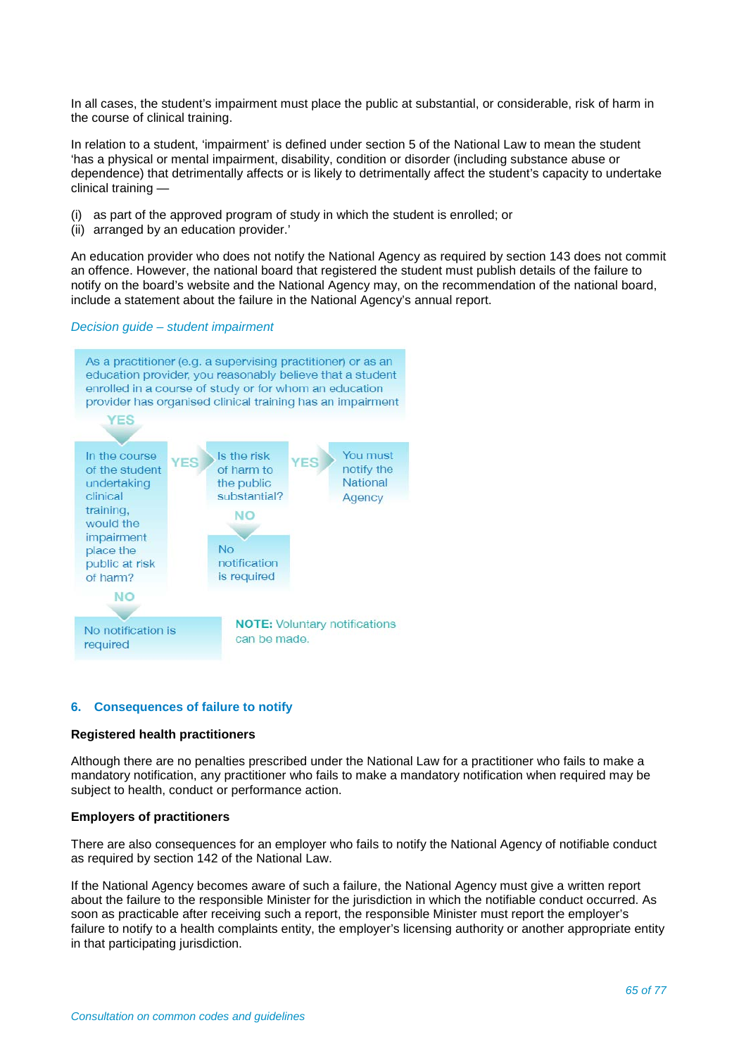In all cases, the student's impairment must place the public at substantial, or considerable, risk of harm in the course of clinical training.

In relation to a student, 'impairment' is defined under section 5 of the National Law to mean the student 'has a physical or mental impairment, disability, condition or disorder (including substance abuse or dependence) that detrimentally affects or is likely to detrimentally affect the student's capacity to undertake clinical training —

(i) as part of the approved program of study in which the student is enrolled; or
(ii) arranged by an education provider.'

An education provider who does not notify the National Agency as required by section 143 does not commit an offence. However, the national board that registered the student must publish details of the failure to notify on the board's website and the National Agency may, on the recommendation of the national board, include a statement about the failure in the National Agency's annual report.

*Decision guide – student impairment*

As a practitioner (e.g. a supervising practitioner) or as an education provider, you reasonably believe that a student enrolled in a course of study or for whom an education provider has organised clinical training has an impairment

YES ↓

In the course of the student undertaking clinical training, would the impairment place the public at risk of harm?

- YES → Is the risk of harm to the public substantial?
  - YES → You must notify the National Agency
  - NO → No notification is required
- NO → No notification is required

**NOTE:** Voluntary notifications can be made.

## 6. Consequences of failure to notify

**Registered health practitioners**

Although there are no penalties prescribed under the National Law for a practitioner who fails to make a mandatory notification, any practitioner who fails to make a mandatory notification when required may be subject to health, conduct or performance action.

**Employers of practitioners**

There are also consequences for an employer who fails to notify the National Agency of notifiable conduct as required by section 142 of the National Law.

If the National Agency becomes aware of such a failure, the National Agency must give a written report about the failure to the responsible Minister for the jurisdiction in which the notifiable conduct occurred. As soon as practicable after receiving such a report, the responsible Minister must report the employer's failure to notify to a health complaints entity, the employer's licensing authority or another appropriate entity in that participating jurisdiction.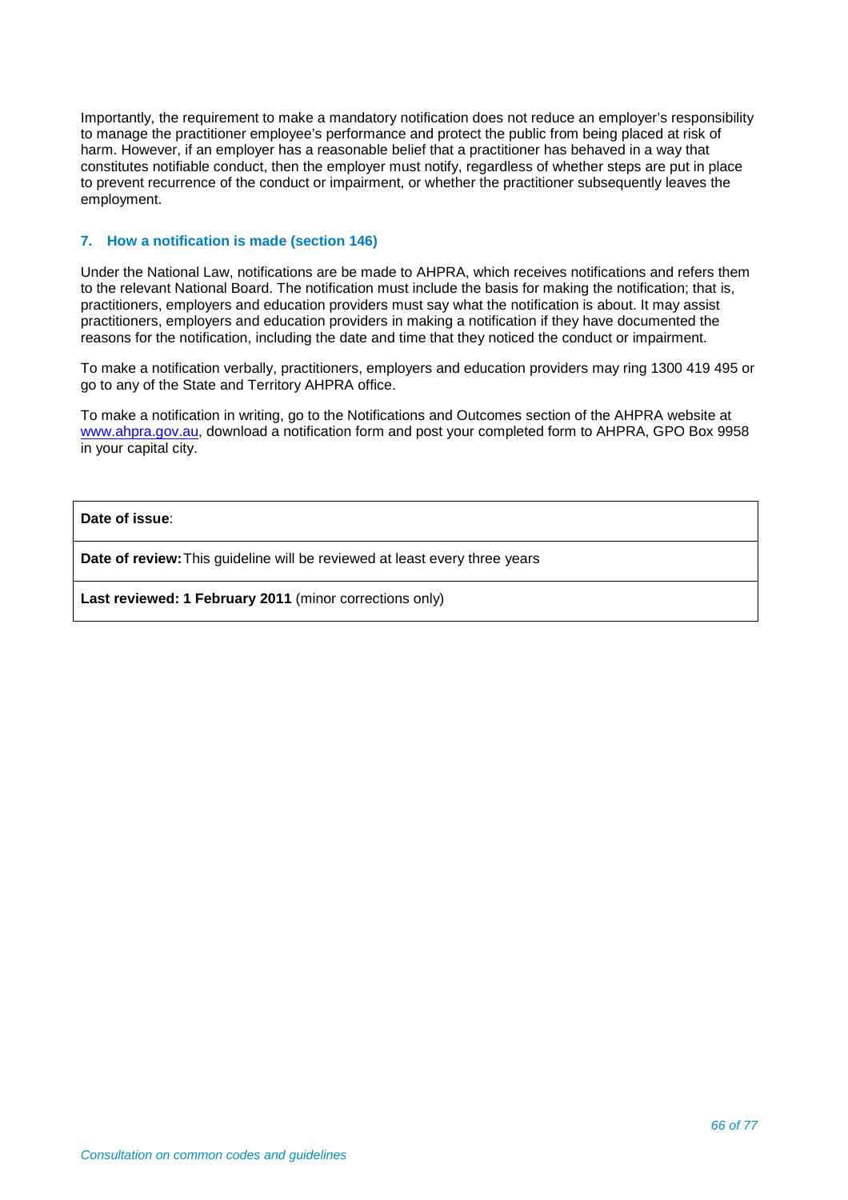Importantly, the requirement to make a mandatory notification does not reduce an employer's responsibility to manage the practitioner employee's performance and protect the public from being placed at risk of harm. However, if an employer has a reasonable belief that a practitioner has behaved in a way that constitutes notifiable conduct, then the employer must notify, regardless of whether steps are put in place to prevent recurrence of the conduct or impairment, or whether the practitioner subsequently leaves the employment.

### 7. How a notification is made (section 146)

Under the National Law, notifications are be made to AHPRA, which receives notifications and refers them to the relevant National Board. The notification must include the basis for making the notification; that is, practitioners, employers and education providers must say what the notification is about. It may assist practitioners, employers and education providers in making a notification if they have documented the reasons for the notification, including the date and time that they noticed the conduct or impairment.

To make a notification verbally, practitioners, employers and education providers may ring 1300 419 495 or go to any of the State and Territory AHPRA office.

To make a notification in writing, go to the Notifications and Outcomes section of the AHPRA website at www.ahpra.gov.au, download a notification form and post your completed form to AHPRA, GPO Box 9958 in your capital city.

| **Date of issue**: |
|---|
| **Date of review:** This guideline will be reviewed at least every three years |
| **Last reviewed: 1 February 2011** (minor corrections only) |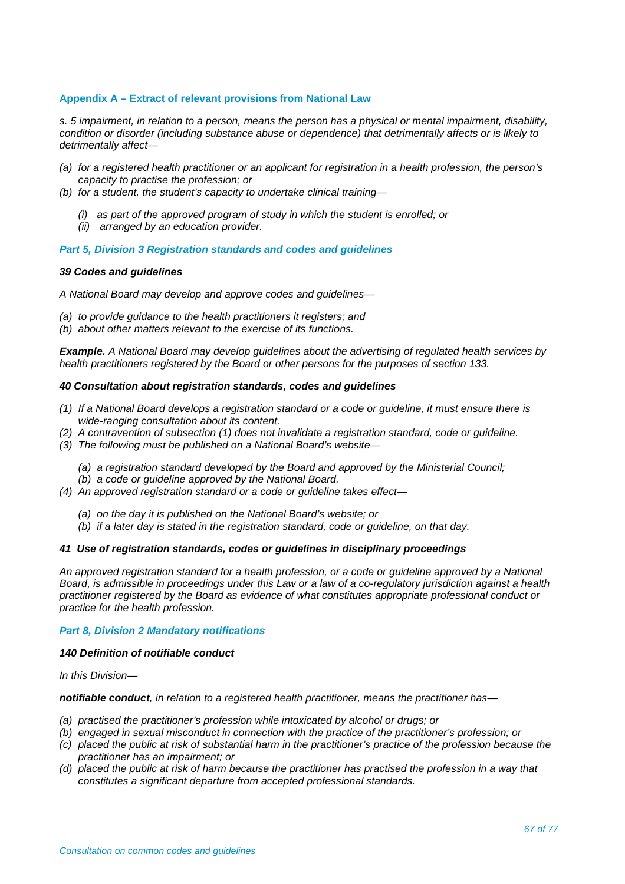## Appendix A – Extract of relevant provisions from National Law

*s. 5 impairment, in relation to a person, means the person has a physical or mental impairment, disability, condition or disorder (including substance abuse or dependence) that detrimentally affects or is likely to detrimentally affect—*

- *(a) for a registered health practitioner or an applicant for registration in a health profession, the person's capacity to practise the profession; or*
- *(b) for a student, the student's capacity to undertake clinical training—*
    - *(i) as part of the approved program of study in which the student is enrolled; or*
    - *(ii) arranged by an education provider.*

### *Part 5, Division 3 Registration standards and codes and guidelines*

#### ***39 Codes and guidelines***

*A National Board may develop and approve codes and guidelines—*

- *(a) to provide guidance to the health practitioners it registers; and*
- *(b) about other matters relevant to the exercise of its functions.*

***Example.*** *A National Board may develop guidelines about the advertising of regulated health services by health practitioners registered by the Board or other persons for the purposes of section 133.*

#### ***40 Consultation about registration standards, codes and guidelines***

- *(1) If a National Board develops a registration standard or a code or guideline, it must ensure there is wide-ranging consultation about its content.*
- *(2) A contravention of subsection (1) does not invalidate a registration standard, code or guideline.*
- *(3) The following must be published on a National Board's website—*
    - *(a) a registration standard developed by the Board and approved by the Ministerial Council;*
    - *(b) a code or guideline approved by the National Board.*
- *(4) An approved registration standard or a code or guideline takes effect—*
    - *(a) on the day it is published on the National Board's website; or*
    - *(b) if a later day is stated in the registration standard, code or guideline, on that day.*

#### ***41 Use of registration standards, codes or guidelines in disciplinary proceedings***

*An approved registration standard for a health profession, or a code or guideline approved by a National Board, is admissible in proceedings under this Law or a law of a co-regulatory jurisdiction against a health practitioner registered by the Board as evidence of what constitutes appropriate professional conduct or practice for the health profession.*

### *Part 8, Division 2 Mandatory notifications*

#### ***140 Definition of notifiable conduct***

*In this Division—*

***notifiable conduct****, in relation to a registered health practitioner, means the practitioner has—*

- *(a) practised the practitioner's profession while intoxicated by alcohol or drugs; or*
- *(b) engaged in sexual misconduct in connection with the practice of the practitioner's profession; or*
- *(c) placed the public at risk of substantial harm in the practitioner's practice of the profession because the practitioner has an impairment; or*
- *(d) placed the public at risk of harm because the practitioner has practised the profession in a way that constitutes a significant departure from accepted professional standards.*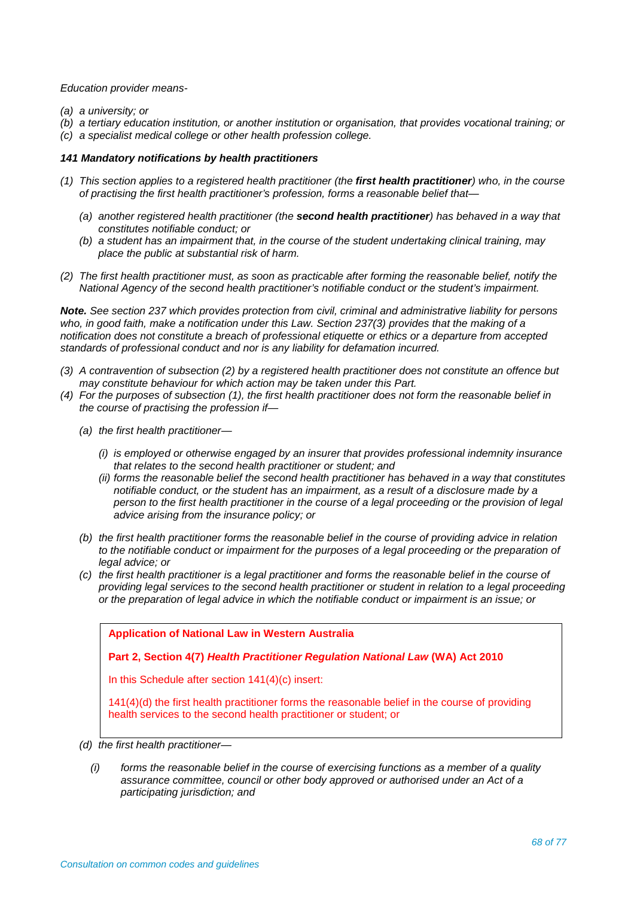*Education provider means-*

*(a) a university; or*
*(b) a tertiary education institution, or another institution or organisation, that provides vocational training; or*
*(c) a specialist medical college or other health profession college.*

### *141 Mandatory notifications by health practitioners*

*(1) This section applies to a registered health practitioner (the **first health practitioner**) who, in the course of practising the first health practitioner's profession, forms a reasonable belief that—*

*(a) another registered health practitioner (the **second health practitioner**) has behaved in a way that constitutes notifiable conduct; or*

*(b) a student has an impairment that, in the course of the student undertaking clinical training, may place the public at substantial risk of harm.*

*(2) The first health practitioner must, as soon as practicable after forming the reasonable belief, notify the National Agency of the second health practitioner's notifiable conduct or the student's impairment.*

***Note.** See section 237 which provides protection from civil, criminal and administrative liability for persons who, in good faith, make a notification under this Law. Section 237(3) provides that the making of a notification does not constitute a breach of professional etiquette or ethics or a departure from accepted standards of professional conduct and nor is any liability for defamation incurred.*

*(3) A contravention of subsection (2) by a registered health practitioner does not constitute an offence but may constitute behaviour for which action may be taken under this Part.*

*(4) For the purposes of subsection (1), the first health practitioner does not form the reasonable belief in the course of practising the profession if—*

*(a) the first health practitioner—*

*(i) is employed or otherwise engaged by an insurer that provides professional indemnity insurance that relates to the second health practitioner or student; and*

*(ii) forms the reasonable belief the second health practitioner has behaved in a way that constitutes notifiable conduct, or the student has an impairment, as a result of a disclosure made by a person to the first health practitioner in the course of a legal proceeding or the provision of legal advice arising from the insurance policy; or*

*(b) the first health practitioner forms the reasonable belief in the course of providing advice in relation to the notifiable conduct or impairment for the purposes of a legal proceeding or the preparation of legal advice; or*

*(c) the first health practitioner is a legal practitioner and forms the reasonable belief in the course of providing legal services to the second health practitioner or student in relation to a legal proceeding or the preparation of legal advice in which the notifiable conduct or impairment is an issue; or*

> **Application of National Law in Western Australia**
>
> **Part 2, Section 4(7) *Health Practitioner Regulation National Law* (WA) Act 2010**
>
> In this Schedule after section 141(4)(c) insert:
>
> 141(4)(d) the first health practitioner forms the reasonable belief in the course of providing health services to the second health practitioner or student; or

*(d) the first health practitioner—*

*(i) forms the reasonable belief in the course of exercising functions as a member of a quality assurance committee, council or other body approved or authorised under an Act of a participating jurisdiction; and*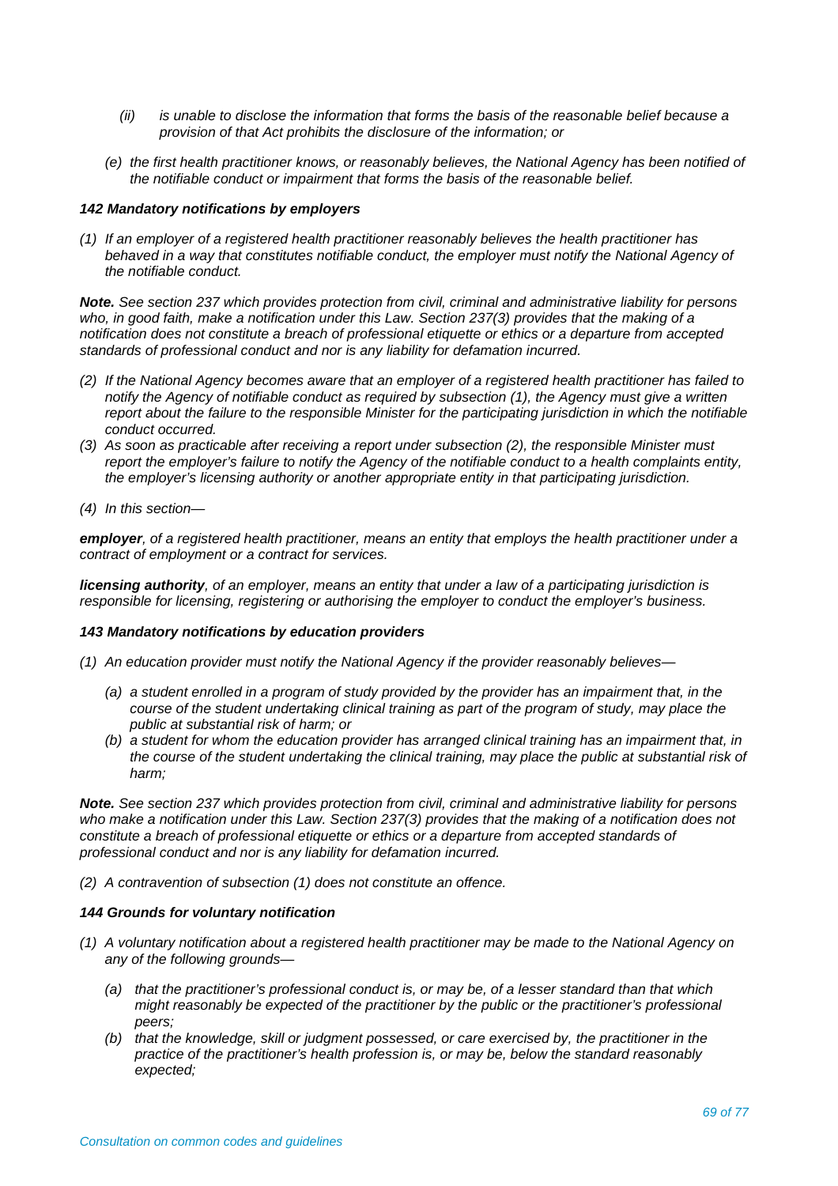*(ii) is unable to disclose the information that forms the basis of the reasonable belief because a provision of that Act prohibits the disclosure of the information; or*

*(e) the first health practitioner knows, or reasonably believes, the National Agency has been notified of the notifiable conduct or impairment that forms the basis of the reasonable belief.*

### *142 Mandatory notifications by employers*

*(1) If an employer of a registered health practitioner reasonably believes the health practitioner has behaved in a way that constitutes notifiable conduct, the employer must notify the National Agency of the notifiable conduct.*

***Note.*** *See section 237 which provides protection from civil, criminal and administrative liability for persons who, in good faith, make a notification under this Law. Section 237(3) provides that the making of a notification does not constitute a breach of professional etiquette or ethics or a departure from accepted standards of professional conduct and nor is any liability for defamation incurred.*

*(2) If the National Agency becomes aware that an employer of a registered health practitioner has failed to notify the Agency of notifiable conduct as required by subsection (1), the Agency must give a written report about the failure to the responsible Minister for the participating jurisdiction in which the notifiable conduct occurred.*

*(3) As soon as practicable after receiving a report under subsection (2), the responsible Minister must report the employer's failure to notify the Agency of the notifiable conduct to a health complaints entity, the employer's licensing authority or another appropriate entity in that participating jurisdiction.*

*(4) In this section—*

***employer****, of a registered health practitioner, means an entity that employs the health practitioner under a contract of employment or a contract for services.*

***licensing authority****, of an employer, means an entity that under a law of a participating jurisdiction is responsible for licensing, registering or authorising the employer to conduct the employer's business.*

### *143 Mandatory notifications by education providers*

*(1) An education provider must notify the National Agency if the provider reasonably believes—*

*(a) a student enrolled in a program of study provided by the provider has an impairment that, in the course of the student undertaking clinical training as part of the program of study, may place the public at substantial risk of harm; or*

*(b) a student for whom the education provider has arranged clinical training has an impairment that, in the course of the student undertaking the clinical training, may place the public at substantial risk of harm;*

***Note.*** *See section 237 which provides protection from civil, criminal and administrative liability for persons who make a notification under this Law. Section 237(3) provides that the making of a notification does not constitute a breach of professional etiquette or ethics or a departure from accepted standards of professional conduct and nor is any liability for defamation incurred.*

*(2) A contravention of subsection (1) does not constitute an offence.*

### *144 Grounds for voluntary notification*

*(1) A voluntary notification about a registered health practitioner may be made to the National Agency on any of the following grounds—*

*(a) that the practitioner's professional conduct is, or may be, of a lesser standard than that which might reasonably be expected of the practitioner by the public or the practitioner's professional peers;*

*(b) that the knowledge, skill or judgment possessed, or care exercised by, the practitioner in the practice of the practitioner's health profession is, or may be, below the standard reasonably expected;*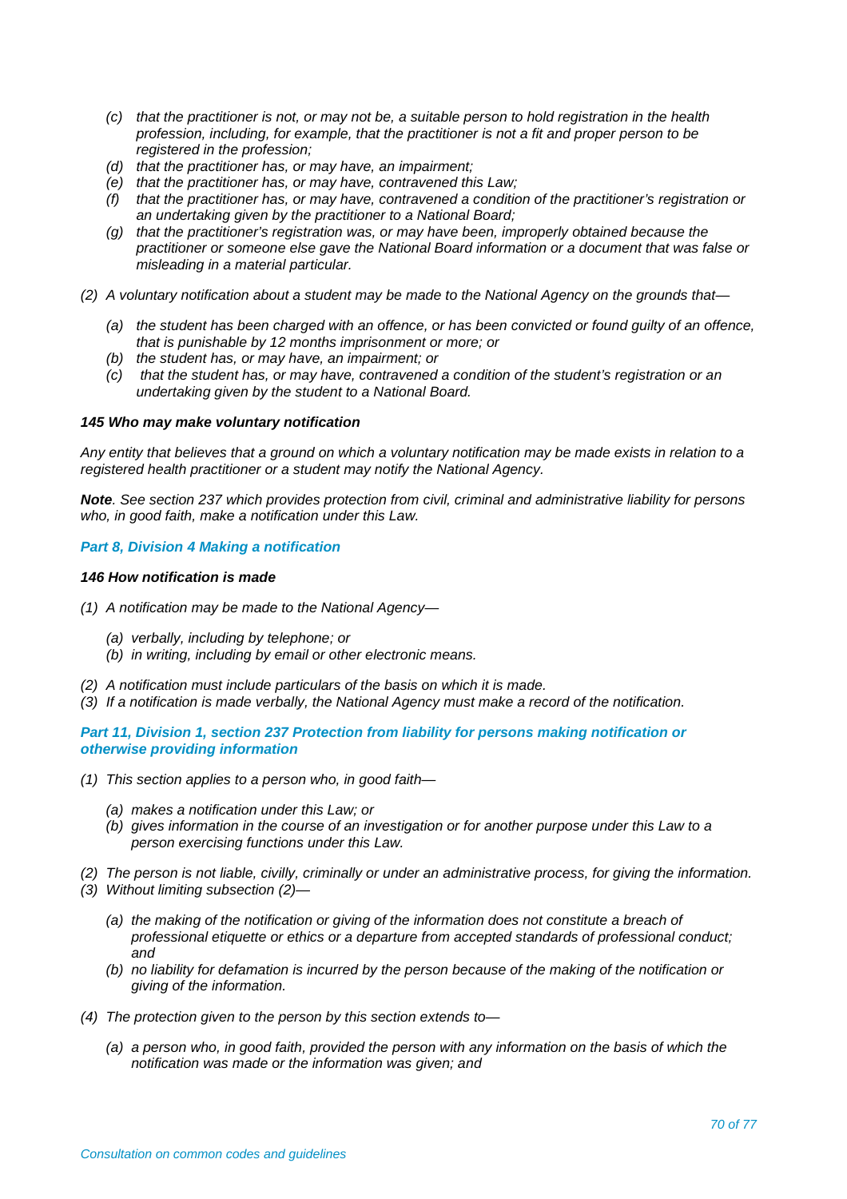- *(c) that the practitioner is not, or may not be, a suitable person to hold registration in the health profession, including, for example, that the practitioner is not a fit and proper person to be registered in the profession;*
- *(d) that the practitioner has, or may have, an impairment;*
- *(e) that the practitioner has, or may have, contravened this Law;*
- *(f) that the practitioner has, or may have, contravened a condition of the practitioner's registration or an undertaking given by the practitioner to a National Board;*
- *(g) that the practitioner's registration was, or may have been, improperly obtained because the practitioner or someone else gave the National Board information or a document that was false or misleading in a material particular.*

*(2) A voluntary notification about a student may be made to the National Agency on the grounds that—*

- *(a) the student has been charged with an offence, or has been convicted or found guilty of an offence, that is punishable by 12 months imprisonment or more; or*
- *(b) the student has, or may have, an impairment; or*
- *(c) that the student has, or may have, contravened a condition of the student's registration or an undertaking given by the student to a National Board.*

***145 Who may make voluntary notification***

*Any entity that believes that a ground on which a voluntary notification may be made exists in relation to a registered health practitioner or a student may notify the National Agency.*

***Note**. See section 237 which provides protection from civil, criminal and administrative liability for persons who, in good faith, make a notification under this Law.*

### *Part 8, Division 4 Making a notification*

***146 How notification is made***

*(1) A notification may be made to the National Agency—*

- *(a) verbally, including by telephone; or*
- *(b) in writing, including by email or other electronic means.*

*(2) A notification must include particulars of the basis on which it is made.*

*(3) If a notification is made verbally, the National Agency must make a record of the notification.*

### *Part 11, Division 1, section 237 Protection from liability for persons making notification or otherwise providing information*

*(1) This section applies to a person who, in good faith—*

- *(a) makes a notification under this Law; or*
- *(b) gives information in the course of an investigation or for another purpose under this Law to a person exercising functions under this Law.*

*(2) The person is not liable, civilly, criminally or under an administrative process, for giving the information.*

*(3) Without limiting subsection (2)—*

- *(a) the making of the notification or giving of the information does not constitute a breach of professional etiquette or ethics or a departure from accepted standards of professional conduct; and*
- *(b) no liability for defamation is incurred by the person because of the making of the notification or giving of the information.*

*(4) The protection given to the person by this section extends to—*

- *(a) a person who, in good faith, provided the person with any information on the basis of which the notification was made or the information was given; and*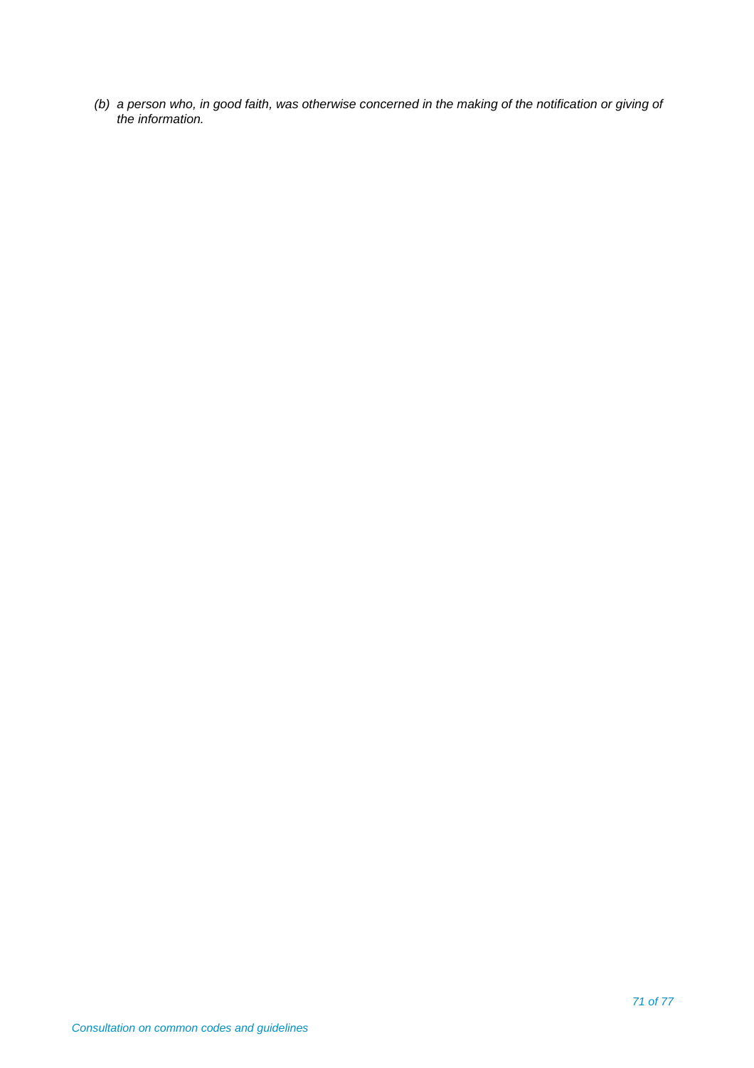*(b) a person who, in good faith, was otherwise concerned in the making of the notification or giving of the information.*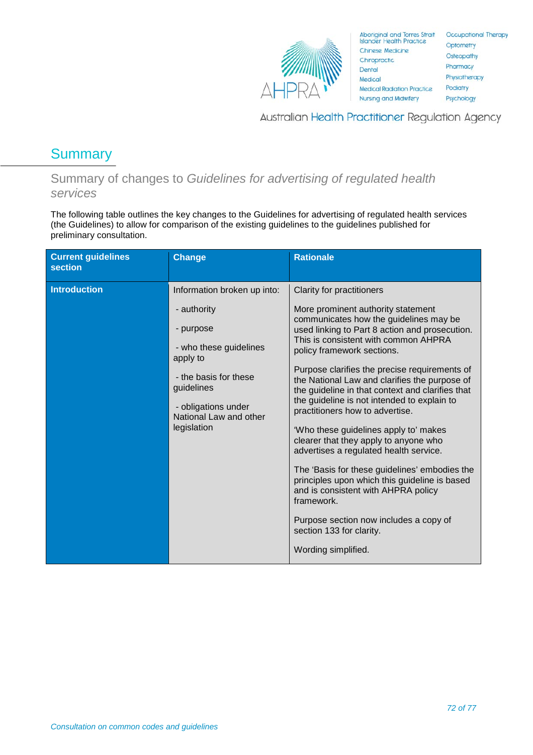## Summary

### Summary of changes to *Guidelines for advertising of regulated health services*

The following table outlines the key changes to the Guidelines for advertising of regulated health services (the Guidelines) to allow for comparison of the existing guidelines to the guidelines published for preliminary consultation.

| Current guidelines section | Change | Rationale |
| --- | --- | --- |
| **Introduction** | Information broken up into:<br><br>- authority<br><br>- purpose<br><br>- who these guidelines apply to<br><br>- the basis for these guidelines<br><br>- obligations under National Law and other legislation | Clarity for practitioners<br><br>More prominent authority statement communicates how the guidelines may be used linking to Part 8 action and prosecution. This is consistent with common AHPRA policy framework sections.<br><br>Purpose clarifies the precise requirements of the National Law and clarifies the purpose of the guideline in that context and clarifies that the guideline is not intended to explain to practitioners how to advertise.<br><br>'Who these guidelines apply to' makes clearer that they apply to anyone who advertises a regulated health service.<br><br>The 'Basis for these guidelines' embodies the principles upon which this guideline is based and is consistent with AHPRA policy framework.<br><br>Purpose section now includes a copy of section 133 for clarity.<br><br>Wording simplified. |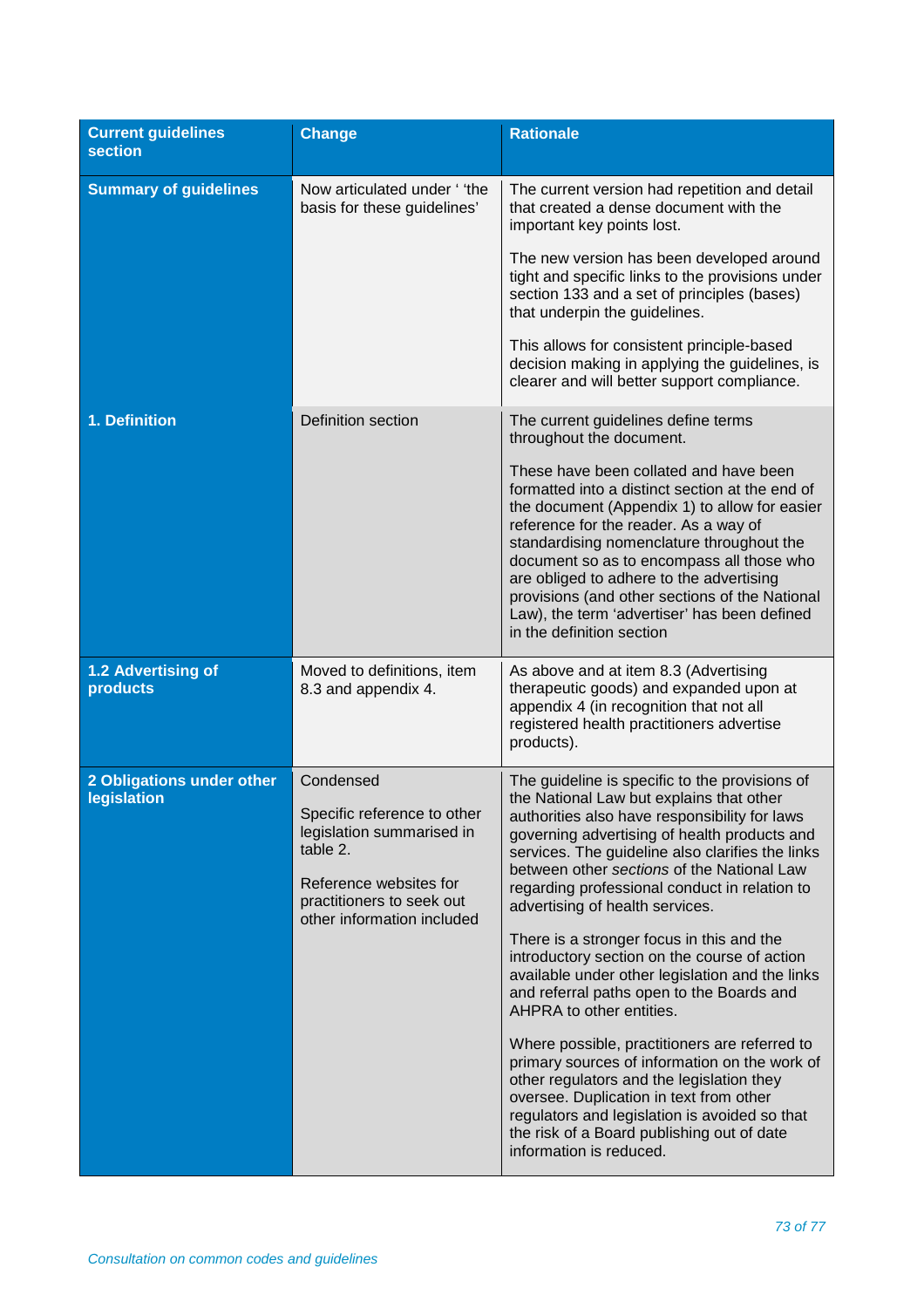| Current guidelines section | Change | Rationale |
|---|---|---|
| **Summary of guidelines** | Now articulated under ' 'the basis for these guidelines' | The current version had repetition and detail that created a dense document with the important key points lost.<br><br>The new version has been developed around tight and specific links to the provisions under section 133 and a set of principles (bases) that underpin the guidelines.<br><br>This allows for consistent principle-based decision making in applying the guidelines, is clearer and will better support compliance. |
| **1. Definition** | Definition section | The current guidelines define terms throughout the document.<br><br>These have been collated and have been formatted into a distinct section at the end of the document (Appendix 1) to allow for easier reference for the reader. As a way of standardising nomenclature throughout the document so as to encompass all those who are obliged to adhere to the advertising provisions (and other sections of the National Law), the term 'advertiser' has been defined in the definition section |
| **1.2 Advertising of products** | Moved to definitions, item 8.3 and appendix 4. | As above and at item 8.3 (Advertising therapeutic goods) and expanded upon at appendix 4 (in recognition that not all registered health practitioners advertise products). |
| **2 Obligations under other legislation** | Condensed<br><br>Specific reference to other legislation summarised in table 2.<br><br>Reference websites for practitioners to seek out other information included | The guideline is specific to the provisions of the National Law but explains that other authorities also have responsibility for laws governing advertising of health products and services. The guideline also clarifies the links between other *sections* of the National Law regarding professional conduct in relation to advertising of health services.<br><br>There is a stronger focus in this and the introductory section on the course of action available under other legislation and the links and referral paths open to the Boards and AHPRA to other entities.<br><br>Where possible, practitioners are referred to primary sources of information on the work of other regulators and the legislation they oversee. Duplication in text from other regulators and legislation is avoided so that the risk of a Board publishing out of date information is reduced. |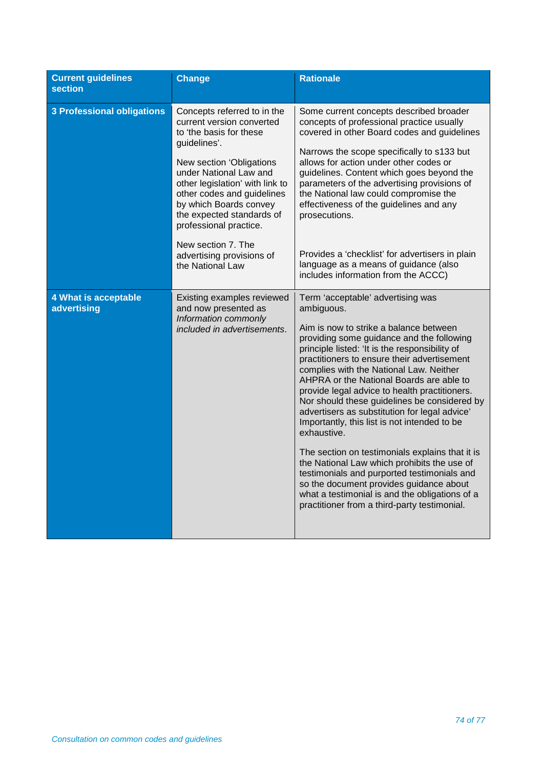| Current guidelines section | Change | Rationale |
|---|---|---|
| **3 Professional obligations** | Concepts referred to in the current version converted to 'the basis for these guidelines'.<br><br>New section 'Obligations under National Law and other legislation' with link to other codes and guidelines by which Boards convey the expected standards of professional practice.<br><br>New section 7. The advertising provisions of the National Law | Some current concepts described broader concepts of professional practice usually covered in other Board codes and guidelines<br><br>Narrows the scope specifically to s133 but allows for action under other codes or guidelines. Content which goes beyond the parameters of the advertising provisions of the National law could compromise the effectiveness of the guidelines and any prosecutions.<br><br>Provides a 'checklist' for advertisers in plain language as a means of guidance (also includes information from the ACCC) |
| **4 What is acceptable advertising** | Existing examples reviewed and now presented as *Information commonly included in advertisements*. | Term 'acceptable' advertising was ambiguous.<br><br>Aim is now to strike a balance between providing some guidance and the following principle listed: 'It is the responsibility of practitioners to ensure their advertisement complies with the National Law. Neither AHPRA or the National Boards are able to provide legal advice to health practitioners. Nor should these guidelines be considered by advertisers as substitution for legal advice' Importantly, this list is not intended to be exhaustive.<br><br>The section on testimonials explains that it is the National Law which prohibits the use of testimonials and purported testimonials and so the document provides guidance about what a testimonial is and the obligations of a practitioner from a third-party testimonial. |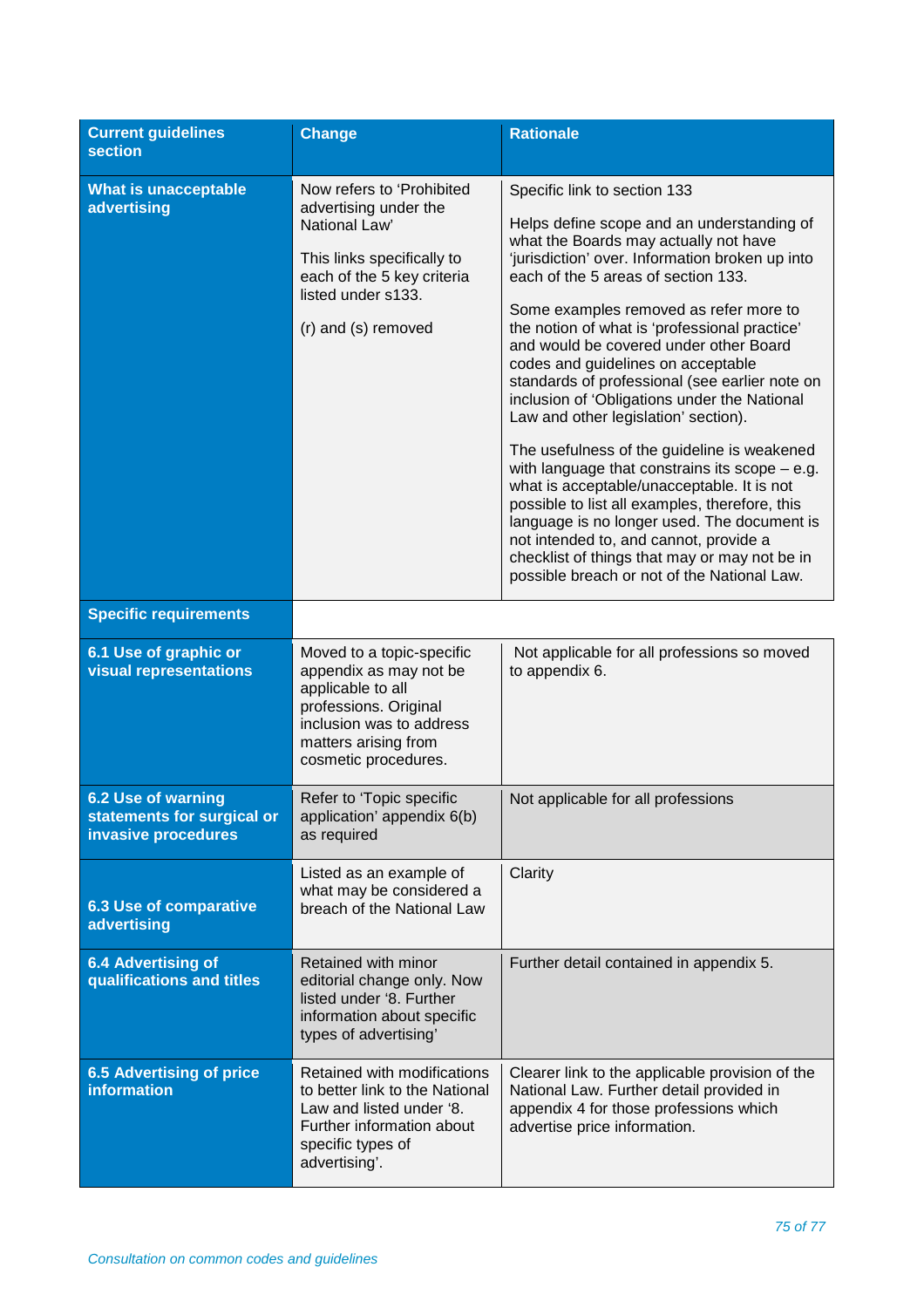| Current guidelines section | Change | Rationale |
|---|---|---|
| **What is unacceptable advertising** | Now refers to 'Prohibited advertising under the National Law'<br><br>This links specifically to each of the 5 key criteria listed under s133.<br><br>(r) and (s) removed | Specific link to section 133<br><br>Helps define scope and an understanding of what the Boards may actually not have 'jurisdiction' over. Information broken up into each of the 5 areas of section 133.<br><br>Some examples removed as refer more to the notion of what is 'professional practice' and would be covered under other Board codes and guidelines on acceptable standards of professional (see earlier note on inclusion of 'Obligations under the National Law and other legislation' section).<br><br>The usefulness of the guideline is weakened with language that constrains its scope – e.g. what is acceptable/unacceptable. It is not possible to list all examples, therefore, this language is no longer used. The document is not intended to, and cannot, provide a checklist of things that may or may not be in possible breach or not of the National Law. |
| **Specific requirements** | | |
| **6.1 Use of graphic or visual representations** | Moved to a topic-specific appendix as may not be applicable to all professions. Original inclusion was to address matters arising from cosmetic procedures. | Not applicable for all professions so moved to appendix 6. |
| **6.2 Use of warning statements for surgical or invasive procedures** | Refer to 'Topic specific application' appendix 6(b) as required | Not applicable for all professions |
| **6.3 Use of comparative advertising** | Listed as an example of what may be considered a breach of the National Law | Clarity |
| **6.4 Advertising of qualifications and titles** | Retained with minor editorial change only. Now listed under '8. Further information about specific types of advertising' | Further detail contained in appendix 5. |
| **6.5 Advertising of price information** | Retained with modifications to better link to the National Law and listed under '8. Further information about specific types of advertising'. | Clearer link to the applicable provision of the National Law. Further detail provided in appendix 4 for those professions which advertise price information. |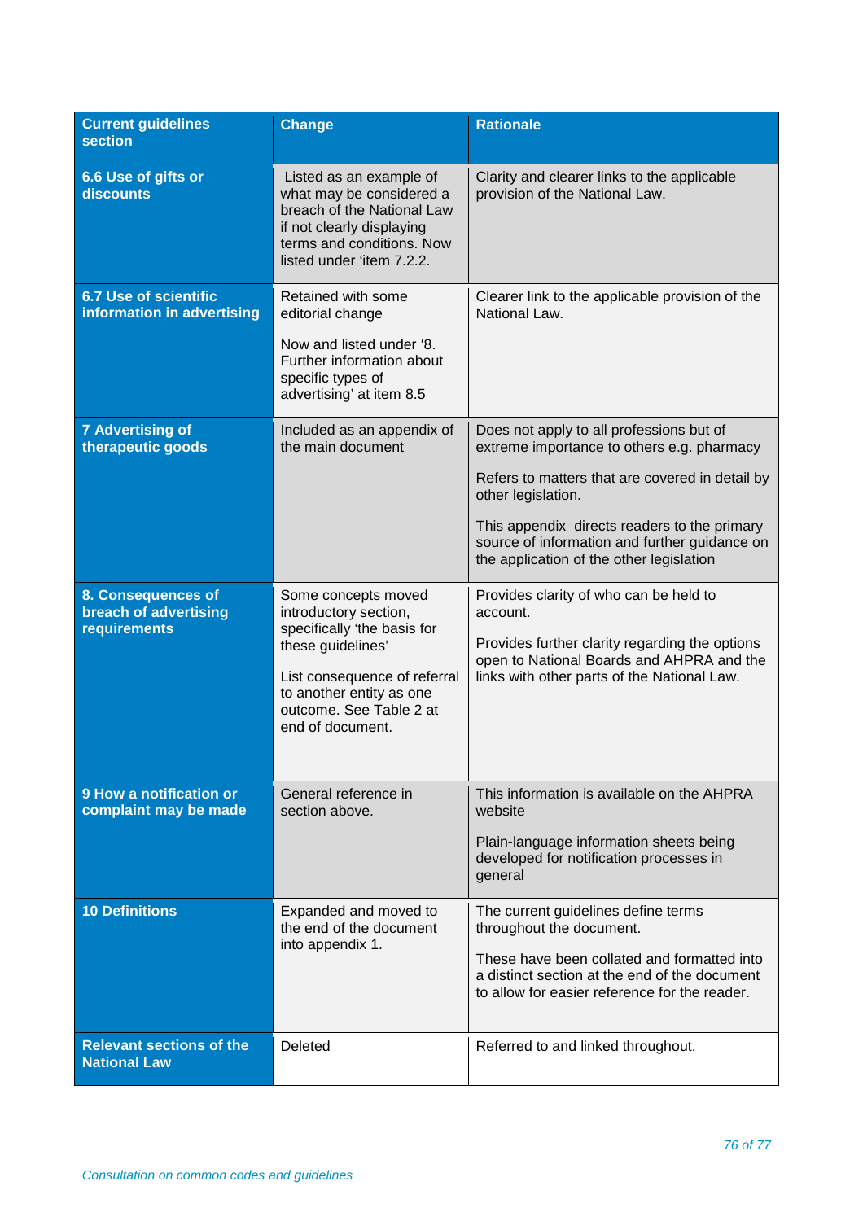| Current guidelines section | Change | Rationale |
|---|---|---|
| **6.6 Use of gifts or discounts** | Listed as an example of what may be considered a breach of the National Law if not clearly displaying terms and conditions. Now listed under 'item 7.2.2. | Clarity and clearer links to the applicable provision of the National Law. |
| **6.7 Use of scientific information in advertising** | Retained with some editorial change<br><br>Now and listed under '8. Further information about specific types of advertising' at item 8.5 | Clearer link to the applicable provision of the National Law. |
| **7 Advertising of therapeutic goods** | Included as an appendix of the main document | Does not apply to all professions but of extreme importance to others e.g. pharmacy<br><br>Refers to matters that are covered in detail by other legislation.<br><br>This appendix directs readers to the primary source of information and further guidance on the application of the other legislation |
| **8. Consequences of breach of advertising requirements** | Some concepts moved introductory section, specifically 'the basis for these guidelines'<br><br>List consequence of referral to another entity as one outcome. See Table 2 at end of document. | Provides clarity of who can be held to account.<br><br>Provides further clarity regarding the options open to National Boards and AHPRA and the links with other parts of the National Law. |
| **9 How a notification or complaint may be made** | General reference in section above. | This information is available on the AHPRA website<br><br>Plain-language information sheets being developed for notification processes in general |
| **10 Definitions** | Expanded and moved to the end of the document into appendix 1. | The current guidelines define terms throughout the document.<br><br>These have been collated and formatted into a distinct section at the end of the document to allow for easier reference for the reader. |
| **Relevant sections of the National Law** | Deleted | Referred to and linked throughout. |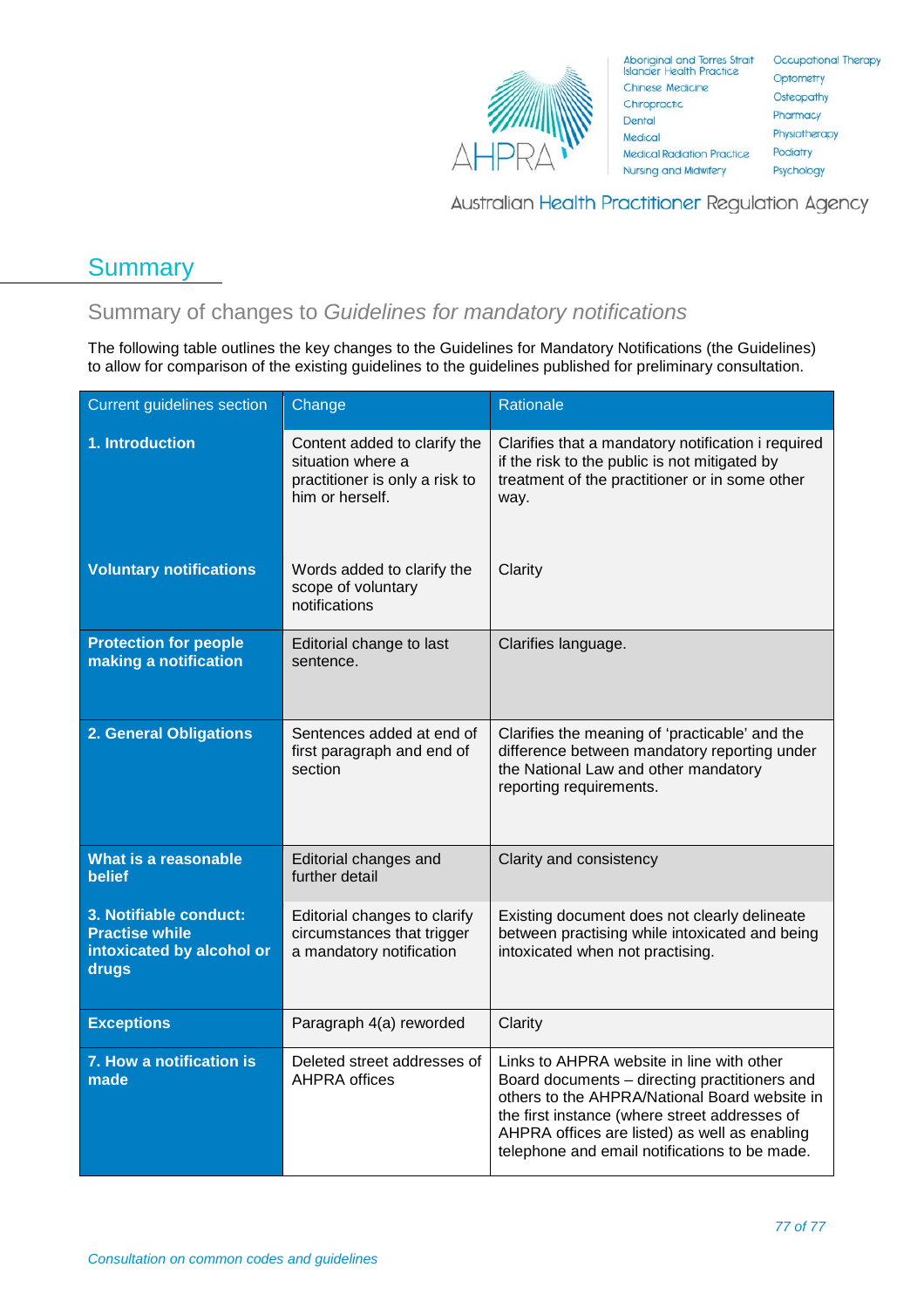Aboriginal and Torres Strait Islander Health Practice
Chinese Medicine
Chiropractic
Dental
Medical
Medical Radiation Practice
Nursing and Midwifery
Occupational Therapy
Optometry
Osteopathy
Pharmacy
Physiotherapy
Podiatry
Psychology

AHPRA

Australian Health Practitioner Regulation Agency

# Summary

## Summary of changes to *Guidelines for mandatory notifications*

The following table outlines the key changes to the Guidelines for Mandatory Notifications (the Guidelines) to allow for comparison of the existing guidelines to the guidelines published for preliminary consultation.

| Current guidelines section | Change | Rationale |
|---|---|---|
| **1. Introduction** | Content added to clarify the situation where a practitioner is only a risk to him or herself. | Clarifies that a mandatory notification i required if the risk to the public is not mitigated by treatment of the practitioner or in some other way. |
| **Voluntary notifications** | Words added to clarify the scope of voluntary notifications | Clarity |
| **Protection for people making a notification** | Editorial change to last sentence. | Clarifies language. |
| **2. General Obligations** | Sentences added at end of first paragraph and end of section | Clarifies the meaning of 'practicable' and the difference between mandatory reporting under the National Law and other mandatory reporting requirements. |
| **What is a reasonable belief** | Editorial changes and further detail | Clarity and consistency |
| **3. Notifiable conduct: Practise while intoxicated by alcohol or drugs** | Editorial changes to clarify circumstances that trigger a mandatory notification | Existing document does not clearly delineate between practising while intoxicated and being intoxicated when not practising. |
| **Exceptions** | Paragraph 4(a) reworded | Clarity |
| **7. How a notification is made** | Deleted street addresses of AHPRA offices | Links to AHPRA website in line with other Board documents – directing practitioners and others to the AHPRA/National Board website in the first instance (where street addresses of AHPRA offices are listed) as well as enabling telephone and email notifications to be made. |